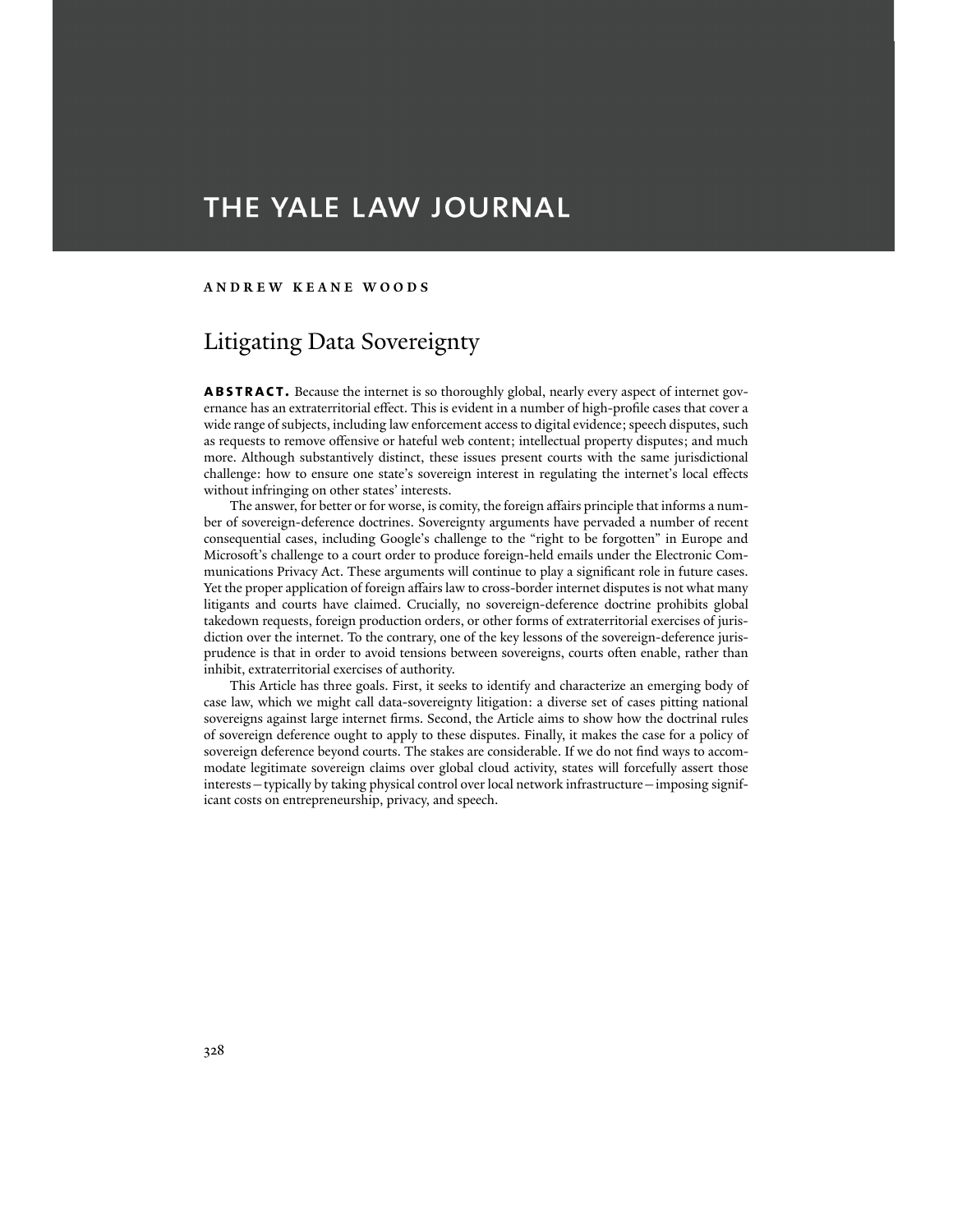# THE YALE LAW JOURNAL

**ANDREW KEANE WOODS**

## Litigating Data Sovereignty

**ABSTRACT.** Because the internet is so thoroughly global, nearly every aspect of internet governance has an extraterritorial effect. This is evident in a number of high-profile cases that cover a wide range of subjects, including law enforcement access to digital evidence; speech disputes, such as requests to remove offensive or hateful web content; intellectual property disputes; and much more. Although substantively distinct, these issues present courts with the same jurisdictional challenge: how to ensure one state's sovereign interest in regulating the internet's local effects without infringing on other states' interests.

The answer, for better or for worse, is comity, the foreign affairs principle that informs a number of sovereign-deference doctrines. Sovereignty arguments have pervaded a number of recent consequential cases, including Google's challenge to the "right to be forgotten" in Europe and Microsoft's challenge to a court order to produce foreign-held emails under the Electronic Communications Privacy Act. These arguments will continue to play a significant role in future cases. Yet the proper application of foreign affairs law to cross-border internet disputes is not what many litigants and courts have claimed. Crucially, no sovereign-deference doctrine prohibits global takedown requests, foreign production orders, or other forms of extraterritorial exercises of jurisdiction over the internet. To the contrary, one of the key lessons of the sovereign-deference jurisprudence is that in order to avoid tensions between sovereigns, courts often enable, rather than inhibit, extraterritorial exercises of authority.

This Article has three goals. First, it seeks to identify and characterize an emerging body of case law, which we might call data-sovereignty litigation: a diverse set of cases pitting national sovereigns against large internet firms. Second, the Article aims to show how the doctrinal rules of sovereign deference ought to apply to these disputes. Finally, it makes the case for a policy of sovereign deference beyond courts. The stakes are considerable. If we do not find ways to accommodate legitimate sovereign claims over global cloud activity, states will forcefully assert those interests—typically by taking physical control over local network infrastructure—imposing significant costs on entrepreneurship, privacy, and speech.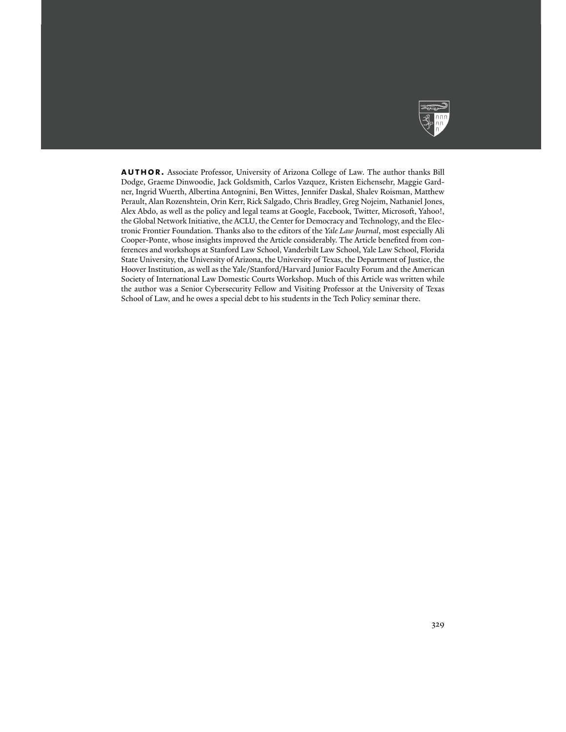**AUTHOR.** Associate Professor, University of Arizona College of Law. The author thanks Bill Dodge, Graeme Dinwoodie, Jack Goldsmith, Carlos Vazquez, Kristen Eichensehr, Maggie Gardner, Ingrid Wuerth, Albertina Antognini, Ben Wittes, Jennifer Daskal, Shalev Roisman, Matthew Perault, Alan Rozenshtein, Orin Kerr, Rick Salgado, Chris Bradley, Greg Nojeim, Nathaniel Jones, Alex Abdo, as well as the policy and legal teams at Google, Facebook, Twitter, Microsoft, Yahoo!, the Global Network Initiative, the ACLU, the Center for Democracy and Technology, and the Electronic Frontier Foundation. Thanks also to the editors of the *Yale Law Journal*, most especially Ali Cooper-Ponte, whose insights improved the Article considerably. The Article benefited from conferences and workshops at Stanford Law School, Vanderbilt Law School, Yale Law School, Florida State University, the University of Arizona, the University of Texas, the Department of Justice, the Hoover Institution, as well as the Yale/Stanford/Harvard Junior Faculty Forum and the American Society of International Law Domestic Courts Workshop. Much of this Article was written while the author was a Senior Cybersecurity Fellow and Visiting Professor at the University of Texas School of Law, and he owes a special debt to his students in the Tech Policy seminar there.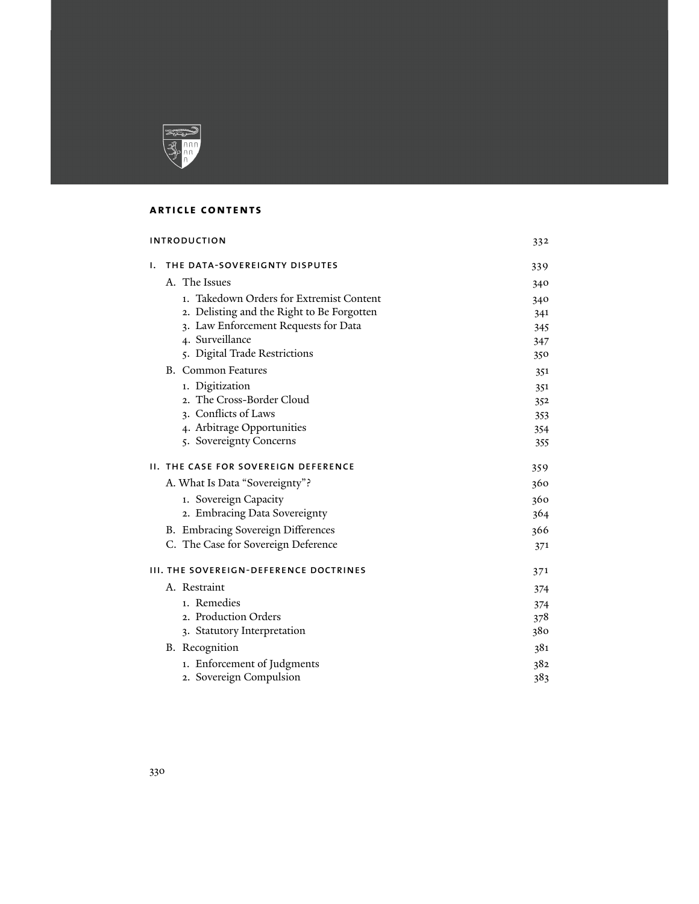## ARTICLE CONTENTS

| | |
|---|---|
| INTRODUCTION | 332 |
| I. THE DATA-SOVEREIGNTY DISPUTES | 339 |
| A. The Issues | 340 |
| 1. Takedown Orders for Extremist Content | 340 |
| 2. Delisting and the Right to Be Forgotten | 341 |
| 3. Law Enforcement Requests for Data | 345 |
| 4. Surveillance | 347 |
| 5. Digital Trade Restrictions | 350 |
| B. Common Features | 351 |
| 1. Digitization | 351 |
| 2. The Cross-Border Cloud | 352 |
| 3. Conflicts of Laws | 353 |
| 4. Arbitrage Opportunities | 354 |
| 5. Sovereignty Concerns | 355 |
| II. THE CASE FOR SOVEREIGN DEFERENCE | 359 |
| A. What Is Data "Sovereignty"? | 360 |
| 1. Sovereign Capacity | 360 |
| 2. Embracing Data Sovereignty | 364 |
| B. Embracing Sovereign Differences | 366 |
| C. The Case for Sovereign Deference | 371 |
| III. THE SOVEREIGN-DEFERENCE DOCTRINES | 371 |
| A. Restraint | 374 |
| 1. Remedies | 374 |
| 2. Production Orders | 378 |
| 3. Statutory Interpretation | 380 |
| B. Recognition | 381 |
| 1. Enforcement of Judgments | 382 |
| 2. Sovereign Compulsion | 383 |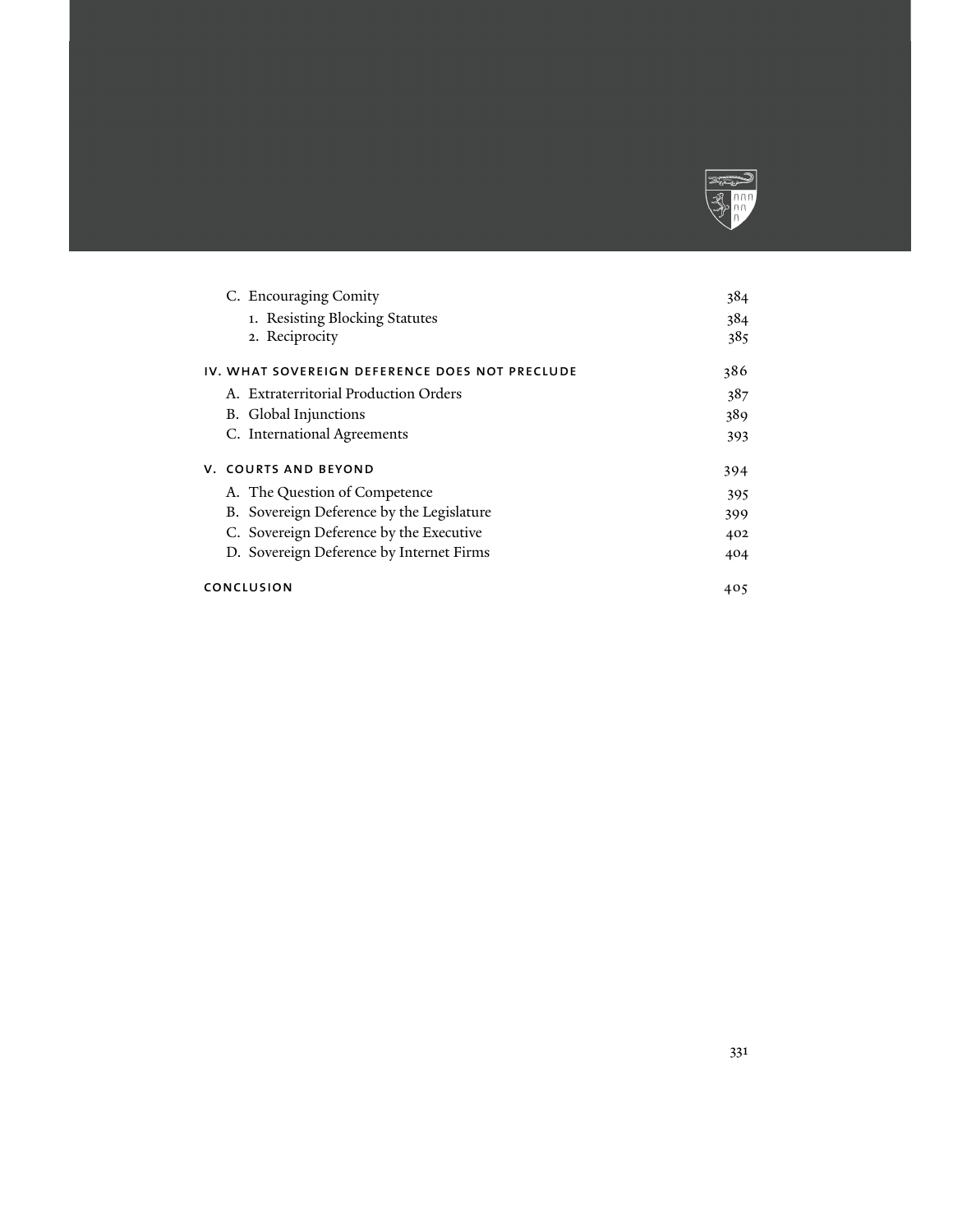C. Encouraging Comity — 384
1. Resisting Blocking Statutes — 384
2. Reciprocity — 385

IV. WHAT SOVEREIGN DEFERENCE DOES NOT PRECLUDE — 386

A. Extraterritorial Production Orders — 387
B. Global Injunctions — 389
C. International Agreements — 393

V. COURTS AND BEYOND — 394

A. The Question of Competence — 395
B. Sovereign Deference by the Legislature — 399
C. Sovereign Deference by the Executive — 402
D. Sovereign Deference by Internet Firms — 404

CONCLUSION — 405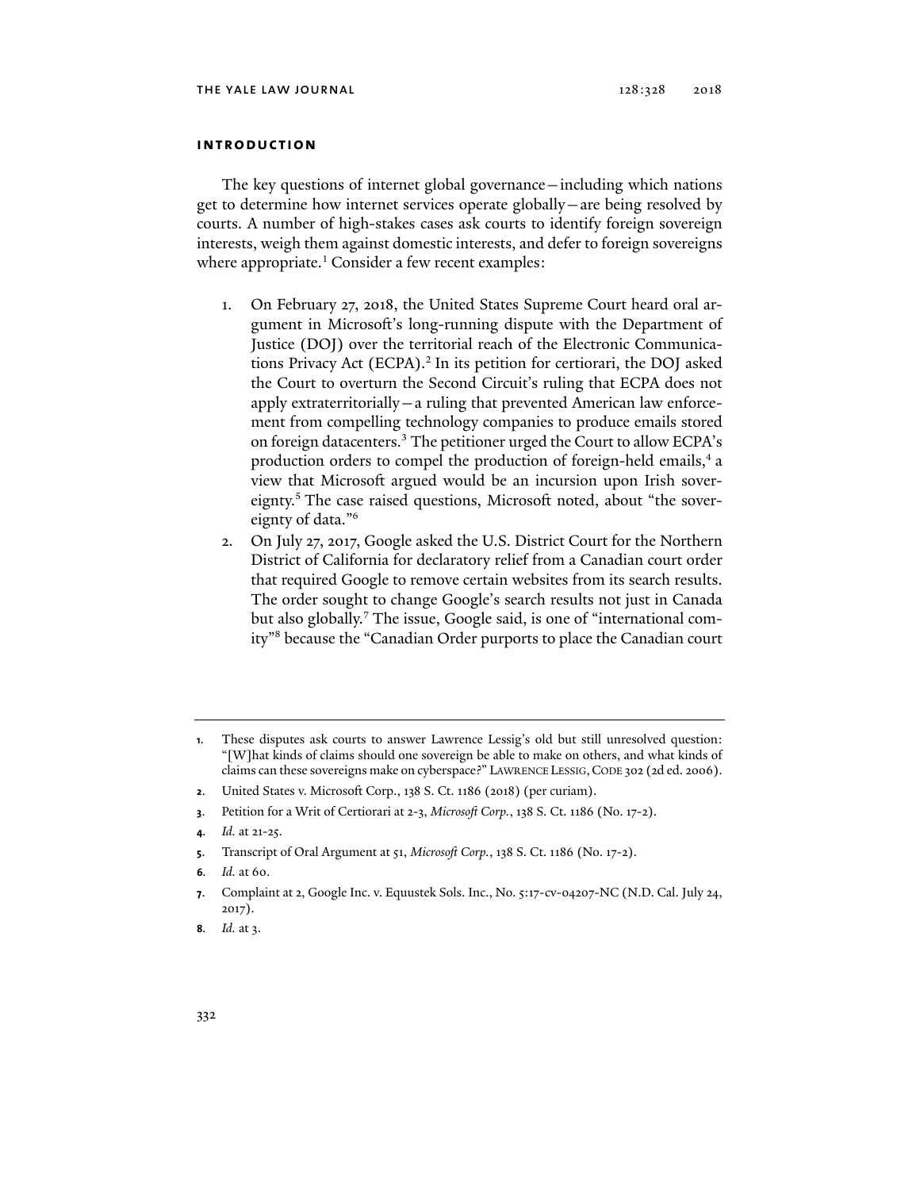## introduction

The key questions of internet global governance—including which nations get to determine how internet services operate globally—are being resolved by courts. A number of high-stakes cases ask courts to identify foreign sovereign interests, weigh them against domestic interests, and defer to foreign sovereigns where appropriate.[1] Consider a few recent examples:

1. On February 27, 2018, the United States Supreme Court heard oral argument in Microsoft's long-running dispute with the Department of Justice (DOJ) over the territorial reach of the Electronic Communications Privacy Act (ECPA).[2] In its petition for certiorari, the DOJ asked the Court to overturn the Second Circuit's ruling that ECPA does not apply extraterritorially—a ruling that prevented American law enforcement from compelling technology companies to produce emails stored on foreign datacenters.[3] The petitioner urged the Court to allow ECPA's production orders to compel the production of foreign-held emails,[4] a view that Microsoft argued would be an incursion upon Irish sovereignty.[5] The case raised questions, Microsoft noted, about "the sovereignty of data."[6]
2. On July 27, 2017, Google asked the U.S. District Court for the Northern District of California for declaratory relief from a Canadian court order that required Google to remove certain websites from its search results. The order sought to change Google's search results not just in Canada but also globally.[7] The issue, Google said, is one of "international comity"[8] because the "Canadian Order purports to place the Canadian court

---

1. These disputes ask courts to answer Lawrence Lessig's old but still unresolved question: "[W]hat kinds of claims should one sovereign be able to make on others, and what kinds of claims can these sovereigns make on cyberspace?" Lawrence Lessig, Code 302 (2d ed. 2006).
2. United States v. Microsoft Corp., 138 S. Ct. 1186 (2018) (per curiam).
3. Petition for a Writ of Certiorari at 2-3, *Microsoft Corp.*, 138 S. Ct. 1186 (No. 17-2).
4. *Id.* at 21-25.
5. Transcript of Oral Argument at 51, *Microsoft Corp.*, 138 S. Ct. 1186 (No. 17-2).
6. *Id.* at 60.
7. Complaint at 2, Google Inc. v. Equustek Sols. Inc., No. 5:17-cv-04207-NC (N.D. Cal. July 24, 2017).
8. *Id.* at 3.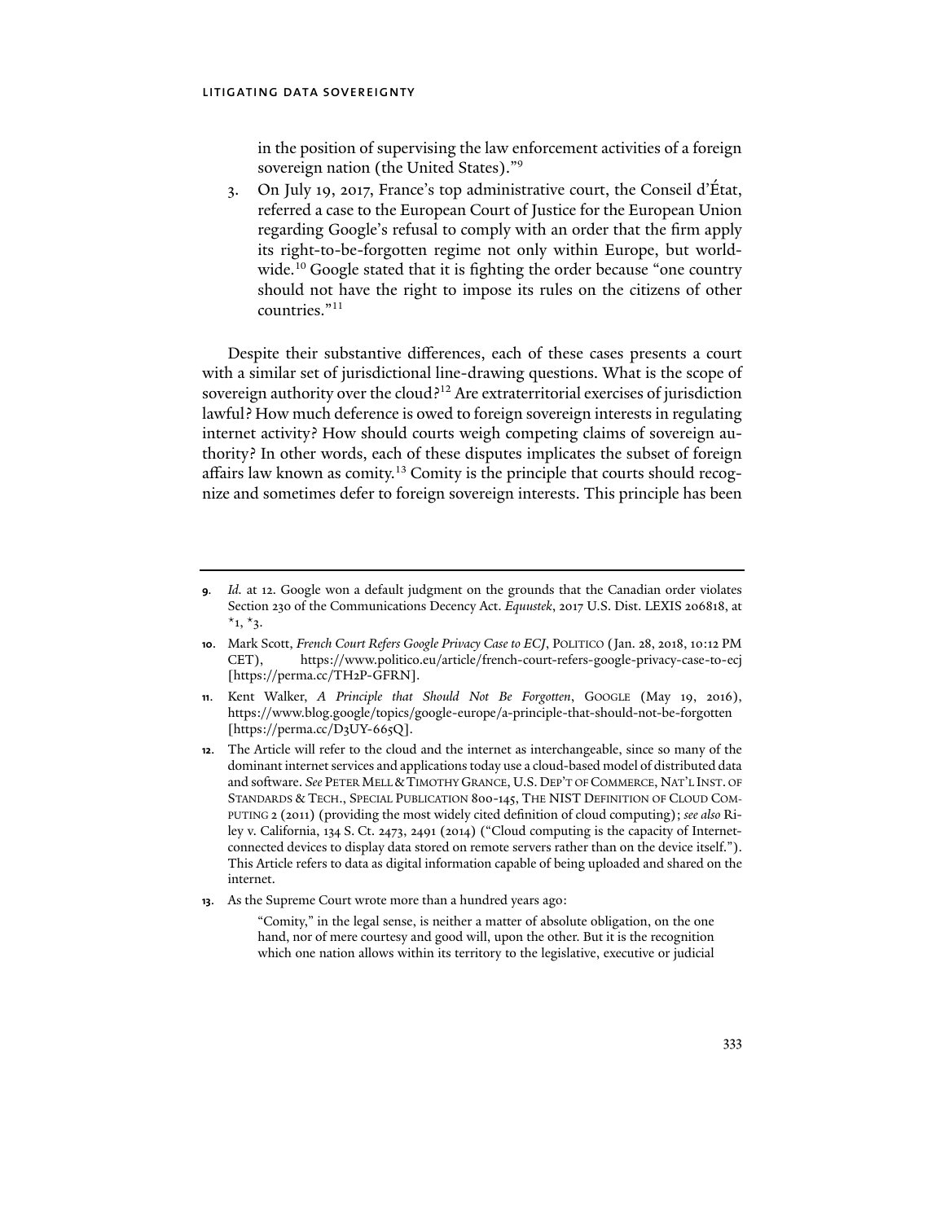in the position of supervising the law enforcement activities of a foreign sovereign nation (the United States)."[9]

3. On July 19, 2017, France's top administrative court, the Conseil d'État, referred a case to the European Court of Justice for the European Union regarding Google's refusal to comply with an order that the firm apply its right-to-be-forgotten regime not only within Europe, but worldwide.[10] Google stated that it is fighting the order because "one country should not have the right to impose its rules on the citizens of other countries."[11]

Despite their substantive differences, each of these cases presents a court with a similar set of jurisdictional line-drawing questions. What is the scope of sovereign authority over the cloud?[12] Are extraterritorial exercises of jurisdiction lawful? How much deference is owed to foreign sovereign interests in regulating internet activity? How should courts weigh competing claims of sovereign authority? In other words, each of these disputes implicates the subset of foreign affairs law known as comity.[13] Comity is the principle that courts should recognize and sometimes defer to foreign sovereign interests. This principle has been

---

**9.** *Id.* at 12. Google won a default judgment on the grounds that the Canadian order violates Section 230 of the Communications Decency Act. *Equustek*, 2017 U.S. Dist. LEXIS 206818, at *1, *3.

**10.** Mark Scott, *French Court Refers Google Privacy Case to ECJ*, POLITICO (Jan. 28, 2018, 10:12 PM CET), https://www.politico.eu/article/french-court-refers-google-privacy-case-to-ecj [https://perma.cc/TH2P-GFRN].

**11.** Kent Walker, *A Principle that Should Not Be Forgotten*, GOOGLE (May 19, 2016), https://www.blog.google/topics/google-europe/a-principle-that-should-not-be-forgotten [https://perma.cc/D3UY-665Q].

**12.** The Article will refer to the cloud and the internet as interchangeable, since so many of the dominant internet services and applications today use a cloud-based model of distributed data and software. *See* PETER MELL & TIMOTHY GRANCE, U.S. DEP'T OF COMMERCE, NAT'L INST. OF STANDARDS & TECH., SPECIAL PUBLICATION 800-145, THE NIST DEFINITION OF CLOUD COMPUTING 2 (2011) (providing the most widely cited definition of cloud computing); *see also* Riley v. California, 134 S. Ct. 2473, 2491 (2014) ("Cloud computing is the capacity of Internet-connected devices to display data stored on remote servers rather than on the device itself."). This Article refers to data as digital information capable of being uploaded and shared on the internet.

**13.** As the Supreme Court wrote more than a hundred years ago:

> "Comity," in the legal sense, is neither a matter of absolute obligation, on the one hand, nor of mere courtesy and good will, upon the other. But it is the recognition which one nation allows within its territory to the legislative, executive or judicial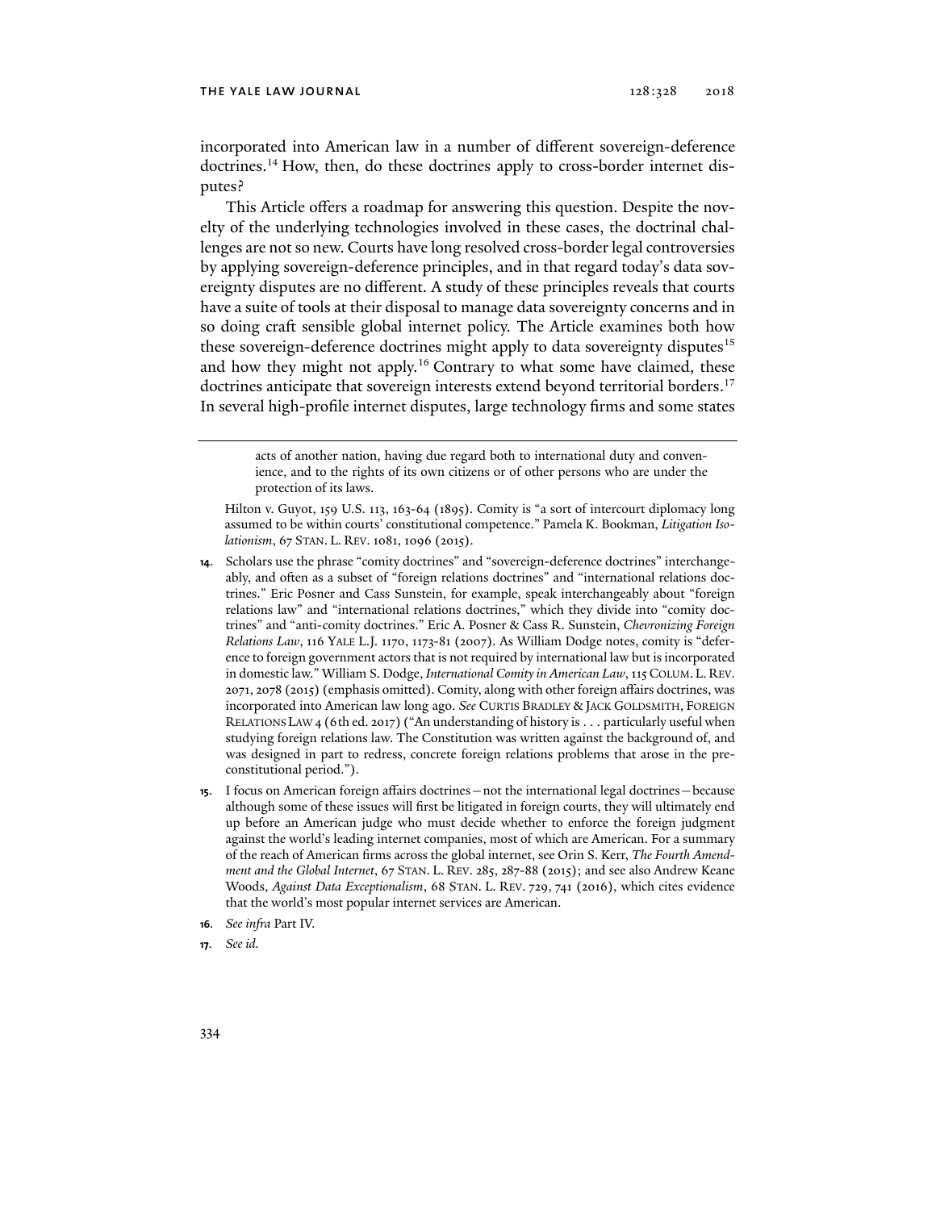incorporated into American law in a number of different sovereign-deference doctrines.[14] How, then, do these doctrines apply to cross-border internet disputes?

This Article offers a roadmap for answering this question. Despite the novelty of the underlying technologies involved in these cases, the doctrinal challenges are not so new. Courts have long resolved cross-border legal controversies by applying sovereign-deference principles, and in that regard today's data sovereignty disputes are no different. A study of these principles reveals that courts have a suite of tools at their disposal to manage data sovereignty concerns and in so doing craft sensible global internet policy. The Article examines both how these sovereign-deference doctrines might apply to data sovereignty disputes[15] and how they might not apply.[16] Contrary to what some have claimed, these doctrines anticipate that sovereign interests extend beyond territorial borders.[17] In several high-profile internet disputes, large technology firms and some states

---

> acts of another nation, having due regard both to international duty and convenience, and to the rights of its own citizens or of other persons who are under the protection of its laws.

Hilton v. Guyot, 159 U.S. 113, 163-64 (1895). Comity is "a sort of intercourt diplomacy long assumed to be within courts' constitutional competence." Pamela K. Bookman, *Litigation Isolationism*, 67 STAN. L. REV. 1081, 1096 (2015).

**14.** Scholars use the phrase "comity doctrines" and "sovereign-deference doctrines" interchangeably, and often as a subset of "foreign relations doctrines" and "international relations doctrines." Eric Posner and Cass Sunstein, for example, speak interchangeably about "foreign relations law" and "international relations doctrines," which they divide into "comity doctrines" and "anti-comity doctrines." Eric A. Posner & Cass R. Sunstein, *Chevronizing Foreign Relations Law*, 116 YALE L.J. 1170, 1173-81 (2007). As William Dodge notes, comity is "deference to foreign government actors that is not required by international law but is incorporated in domestic law." William S. Dodge, *International Comity in American Law*, 115 COLUM. L. REV. 2071, 2078 (2015) (emphasis omitted). Comity, along with other foreign affairs doctrines, was incorporated into American law long ago. *See* CURTIS BRADLEY & JACK GOLDSMITH, FOREIGN RELATIONS LAW 4 (6th ed. 2017) ("An understanding of history is . . . particularly useful when studying foreign relations law. The Constitution was written against the background of, and was designed in part to redress, concrete foreign relations problems that arose in the pre-constitutional period.").

**15.** I focus on American foreign affairs doctrines—not the international legal doctrines—because although some of these issues will first be litigated in foreign courts, they will ultimately end up before an American judge who must decide whether to enforce the foreign judgment against the world's leading internet companies, most of which are American. For a summary of the reach of American firms across the global internet, see Orin S. Kerr, *The Fourth Amendment and the Global Internet*, 67 STAN. L. REV. 285, 287-88 (2015); and see also Andrew Keane Woods, *Against Data Exceptionalism*, 68 STAN. L. REV. 729, 741 (2016), which cites evidence that the world's most popular internet services are American.

**16.** *See infra* Part IV.

**17.** *See id.*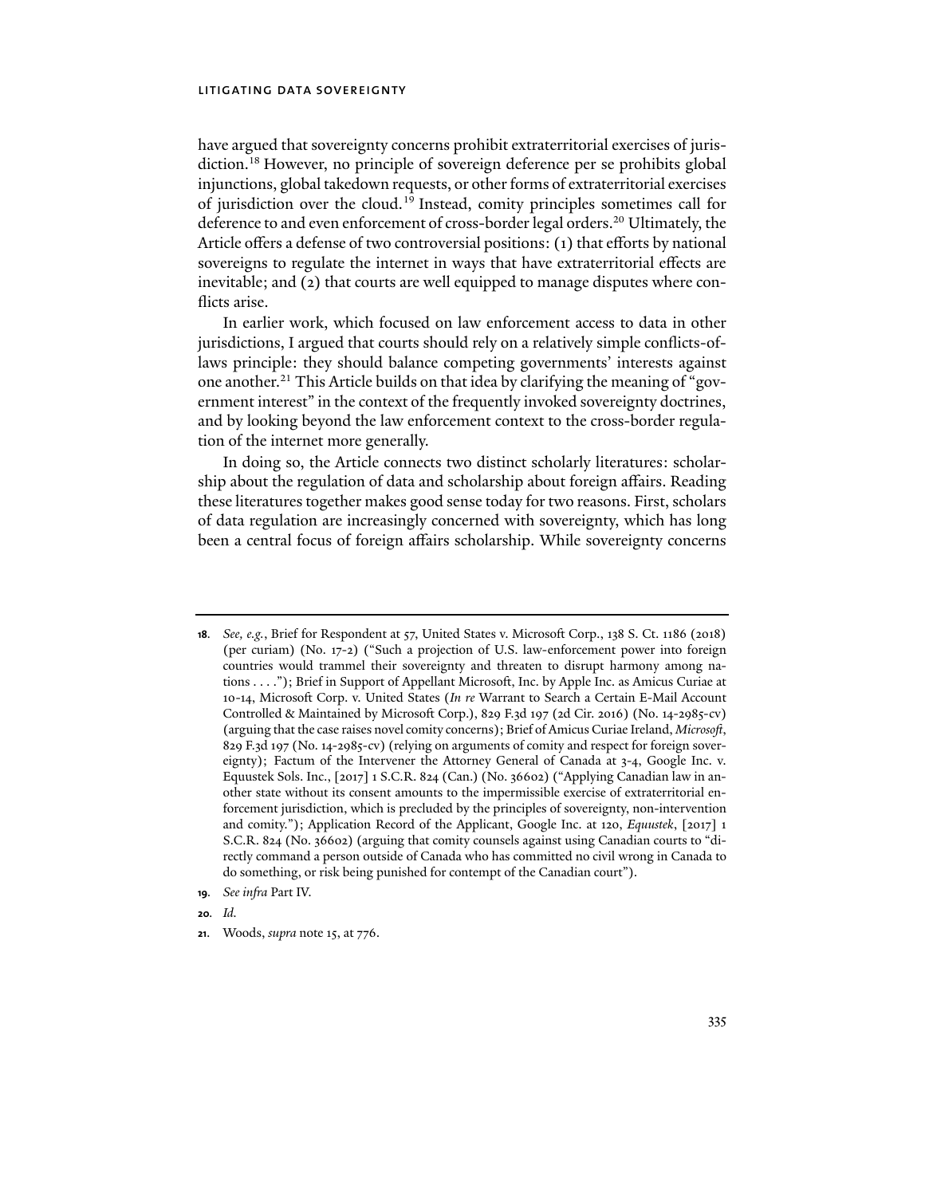have argued that sovereignty concerns prohibit extraterritorial exercises of jurisdiction.[18] However, no principle of sovereign deference per se prohibits global injunctions, global takedown requests, or other forms of extraterritorial exercises of jurisdiction over the cloud.[19] Instead, comity principles sometimes call for deference to and even enforcement of cross-border legal orders.[20] Ultimately, the Article offers a defense of two controversial positions: (1) that efforts by national sovereigns to regulate the internet in ways that have extraterritorial effects are inevitable; and (2) that courts are well equipped to manage disputes where conflicts arise.

In earlier work, which focused on law enforcement access to data in other jurisdictions, I argued that courts should rely on a relatively simple conflicts-of-laws principle: they should balance competing governments' interests against one another.[21] This Article builds on that idea by clarifying the meaning of "government interest" in the context of the frequently invoked sovereignty doctrines, and by looking beyond the law enforcement context to the cross-border regulation of the internet more generally.

In doing so, the Article connects two distinct scholarly literatures: scholarship about the regulation of data and scholarship about foreign affairs. Reading these literatures together makes good sense today for two reasons. First, scholars of data regulation are increasingly concerned with sovereignty, which has long been a central focus of foreign affairs scholarship. While sovereignty concerns

---

**18**. *See, e.g.*, Brief for Respondent at 57, United States v. Microsoft Corp., 138 S. Ct. 1186 (2018) (per curiam) (No. 17-2) ("Such a projection of U.S. law-enforcement power into foreign countries would trammel their sovereignty and threaten to disrupt harmony among nations . . . ."); Brief in Support of Appellant Microsoft, Inc. by Apple Inc. as Amicus Curiae at 10-14, Microsoft Corp. v. United States (*In re* Warrant to Search a Certain E-Mail Account Controlled & Maintained by Microsoft Corp.), 829 F.3d 197 (2d Cir. 2016) (No. 14-2985-cv) (arguing that the case raises novel comity concerns); Brief of Amicus Curiae Ireland, *Microsoft*, 829 F.3d 197 (No. 14-2985-cv) (relying on arguments of comity and respect for foreign sovereignty); Factum of the Intervener the Attorney General of Canada at 3-4, Google Inc. v. Equustek Sols. Inc., [2017] 1 S.C.R. 824 (Can.) (No. 36602) ("Applying Canadian law in another state without its consent amounts to the impermissible exercise of extraterritorial enforcement jurisdiction, which is precluded by the principles of sovereignty, non-intervention and comity."); Application Record of the Applicant, Google Inc. at 120, *Equustek*, [2017] 1 S.C.R. 824 (No. 36602) (arguing that comity counsels against using Canadian courts to "directly command a person outside of Canada who has committed no civil wrong in Canada to do something, or risk being punished for contempt of the Canadian court").

**19**. *See infra* Part IV.

**20**. *Id.*

**21**. Woods, *supra* note 15, at 776.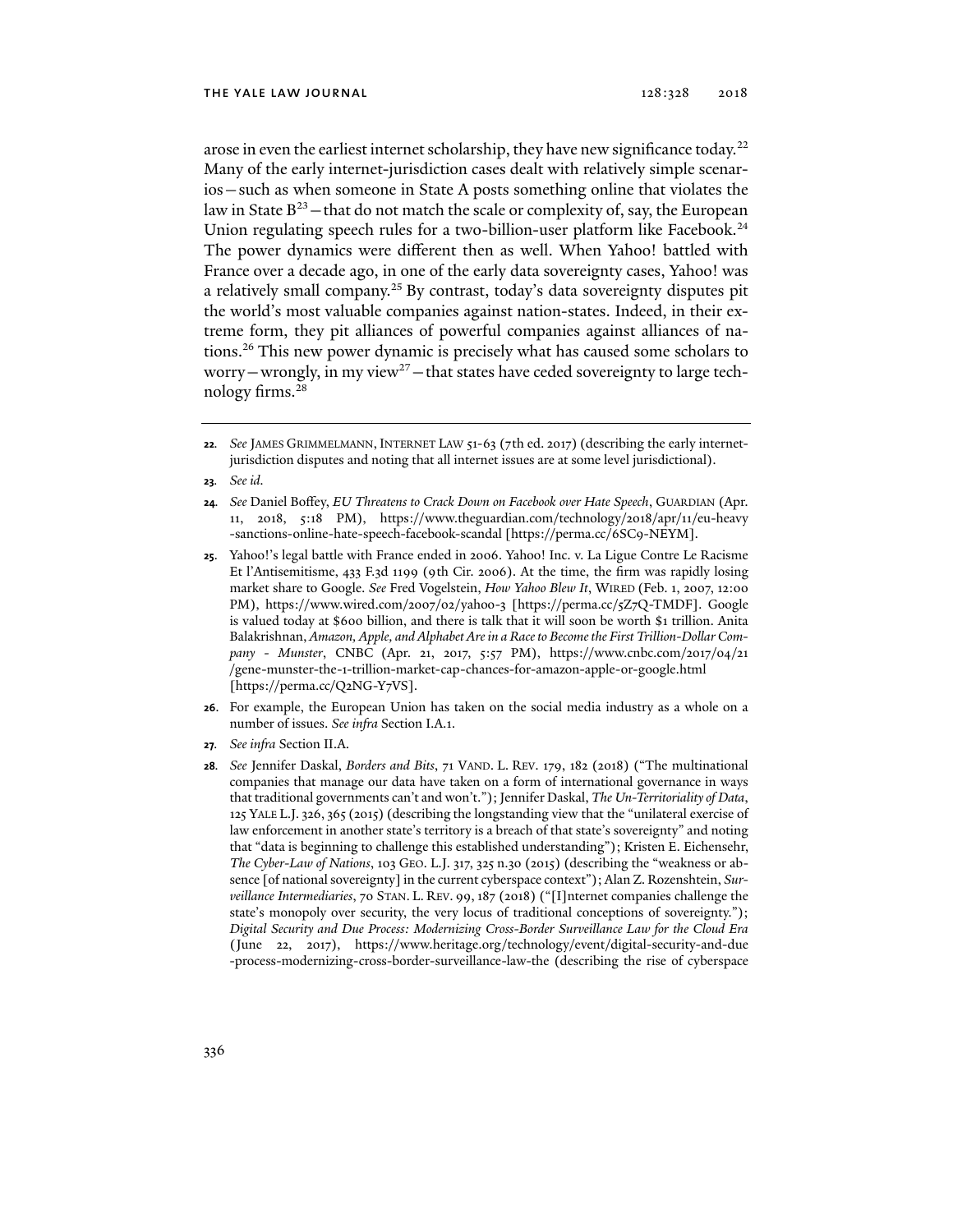arose in even the earliest internet scholarship, they have new significance today.[22] Many of the early internet-jurisdiction cases dealt with relatively simple scenarios—such as when someone in State A posts something online that violates the law in State B[23]—that do not match the scale or complexity of, say, the European Union regulating speech rules for a two-billion-user platform like Facebook.[24] The power dynamics were different then as well. When Yahoo! battled with France over a decade ago, in one of the early data sovereignty cases, Yahoo! was a relatively small company.[25] By contrast, today's data sovereignty disputes pit the world's most valuable companies against nation-states. Indeed, in their extreme form, they pit alliances of powerful companies against alliances of nations.[26] This new power dynamic is precisely what has caused some scholars to worry—wrongly, in my view[27]—that states have ceded sovereignty to large technology firms.[28]

---

**22.** *See* JAMES GRIMMELMANN, INTERNET LAW 51-63 (7th ed. 2017) (describing the early internet-jurisdiction disputes and noting that all internet issues are at some level jurisdictional).

**23.** *See id.*

**24.** *See* Daniel Boffey, *EU Threatens to Crack Down on Facebook over Hate Speech*, GUARDIAN (Apr. 11, 2018, 5:18 PM), https://www.theguardian.com/technology/2018/apr/11/eu-heavy-sanctions-online-hate-speech-facebook-scandal [https://perma.cc/6SC9-NEYM].

**25.** Yahoo!'s legal battle with France ended in 2006. Yahoo! Inc. v. La Ligue Contre Le Racisme Et l'Antisemitisme, 433 F.3d 1199 (9th Cir. 2006). At the time, the firm was rapidly losing market share to Google. *See* Fred Vogelstein, *How Yahoo Blew It*, WIRED (Feb. 1, 2007, 12:00 PM), https://www.wired.com/2007/02/yahoo-3 [https://perma.cc/5Z7Q-TMDF]. Google is valued today at $600 billion, and there is talk that it will soon be worth $1 trillion. Anita Balakrishnan, *Amazon, Apple, and Alphabet Are in a Race to Become the First Trillion-Dollar Company - Munster*, CNBC (Apr. 21, 2017, 5:57 PM), https://www.cnbc.com/2017/04/21/gene-munster-the-1-trillion-market-cap-chances-for-amazon-apple-or-google.html [https://perma.cc/Q2NG-Y7VS].

**26.** For example, the European Union has taken on the social media industry as a whole on a number of issues. *See infra* Section I.A.1.

**27.** *See infra* Section II.A.

**28.** *See* Jennifer Daskal, *Borders and Bits*, 71 VAND. L. REV. 179, 182 (2018) ("The multinational companies that manage our data have taken on a form of international governance in ways that traditional governments can't and won't."); Jennifer Daskal, *The Un-Territoriality of Data*, 125 YALE L.J. 326, 365 (2015) (describing the longstanding view that the "unilateral exercise of law enforcement in another state's territory is a breach of that state's sovereignty" and noting that "data is beginning to challenge this established understanding"); Kristen E. Eichensehr, *The Cyber-Law of Nations*, 103 GEO. L.J. 317, 325 n.30 (2015) (describing the "weakness or absence [of national sovereignty] in the current cyberspace context"); Alan Z. Rozenshtein, *Surveillance Intermediaries*, 70 STAN. L. REV. 99, 187 (2018) ("[I]nternet companies challenge the state's monopoly over security, the very locus of traditional conceptions of sovereignty."); *Digital Security and Due Process: Modernizing Cross-Border Surveillance Law for the Cloud Era* (June 22, 2017), https://www.heritage.org/technology/event/digital-security-and-due-process-modernizing-cross-border-surveillance-law-the (describing the rise of cyberspace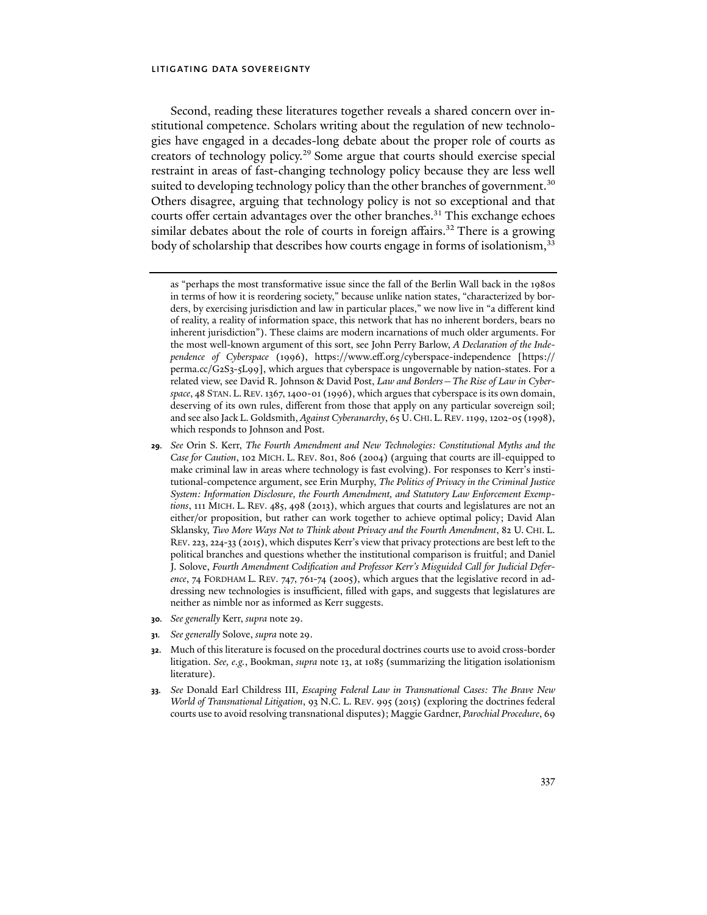Second, reading these literatures together reveals a shared concern over institutional competence. Scholars writing about the regulation of new technologies have engaged in a decades-long debate about the proper role of courts as creators of technology policy.[29] Some argue that courts should exercise special restraint in areas of fast-changing technology policy because they are less well suited to developing technology policy than the other branches of government.[30] Others disagree, arguing that technology policy is not so exceptional and that courts offer certain advantages over the other branches.[31] This exchange echoes similar debates about the role of courts in foreign affairs.[32] There is a growing body of scholarship that describes how courts engage in forms of isolationism,[33]

---

as "perhaps the most transformative issue since the fall of the Berlin Wall back in the 1980s in terms of how it is reordering society," because unlike nation states, "characterized by borders, by exercising jurisdiction and law in particular places," we now live in "a different kind of reality, a reality of information space, this network that has no inherent borders, bears no inherent jurisdiction"). These claims are modern incarnations of much older arguments. For the most well-known argument of this sort, see John Perry Barlow, *A Declaration of the Independence of Cyberspace* (1996), https://www.eff.org/cyberspace-independence [https://perma.cc/G2S3-5L99], which argues that cyberspace is ungovernable by nation-states. For a related view, see David R. Johnson & David Post, *Law and Borders—The Rise of Law in Cyberspace*, 48 STAN. L. REV. 1367, 1400-01 (1996), which argues that cyberspace is its own domain, deserving of its own rules, different from those that apply on any particular sovereign soil; and see also Jack L. Goldsmith, *Against Cyberanarchy*, 65 U. CHI. L. REV. 1199, 1202-05 (1998), which responds to Johnson and Post.

29. *See* Orin S. Kerr, *The Fourth Amendment and New Technologies: Constitutional Myths and the Case for Caution*, 102 MICH. L. REV. 801, 806 (2004) (arguing that courts are ill-equipped to make criminal law in areas where technology is fast evolving). For responses to Kerr's institutional-competence argument, see Erin Murphy, *The Politics of Privacy in the Criminal Justice System: Information Disclosure, the Fourth Amendment, and Statutory Law Enforcement Exemptions*, 111 MICH. L. REV. 485, 498 (2013), which argues that courts and legislatures are not an either/or proposition, but rather can work together to achieve optimal policy; David Alan Sklansky, *Two More Ways Not to Think about Privacy and the Fourth Amendment*, 82 U. CHI. L. REV. 223, 224-33 (2015), which disputes Kerr's view that privacy protections are best left to the political branches and questions whether the institutional comparison is fruitful; and Daniel J. Solove, *Fourth Amendment Codification and Professor Kerr's Misguided Call for Judicial Deference*, 74 FORDHAM L. REV. 747, 761-74 (2005), which argues that the legislative record in addressing new technologies is insufficient, filled with gaps, and suggests that legislatures are neither as nimble nor as informed as Kerr suggests.

30. *See generally* Kerr, *supra* note 29.

31. *See generally* Solove, *supra* note 29.

32. Much of this literature is focused on the procedural doctrines courts use to avoid cross-border litigation. *See, e.g.*, Bookman, *supra* note 13, at 1085 (summarizing the litigation isolationism literature).

33. *See* Donald Earl Childress III, *Escaping Federal Law in Transnational Cases: The Brave New World of Transnational Litigation*, 93 N.C. L. REV. 995 (2015) (exploring the doctrines federal courts use to avoid resolving transnational disputes); Maggie Gardner, *Parochial Procedure*, 69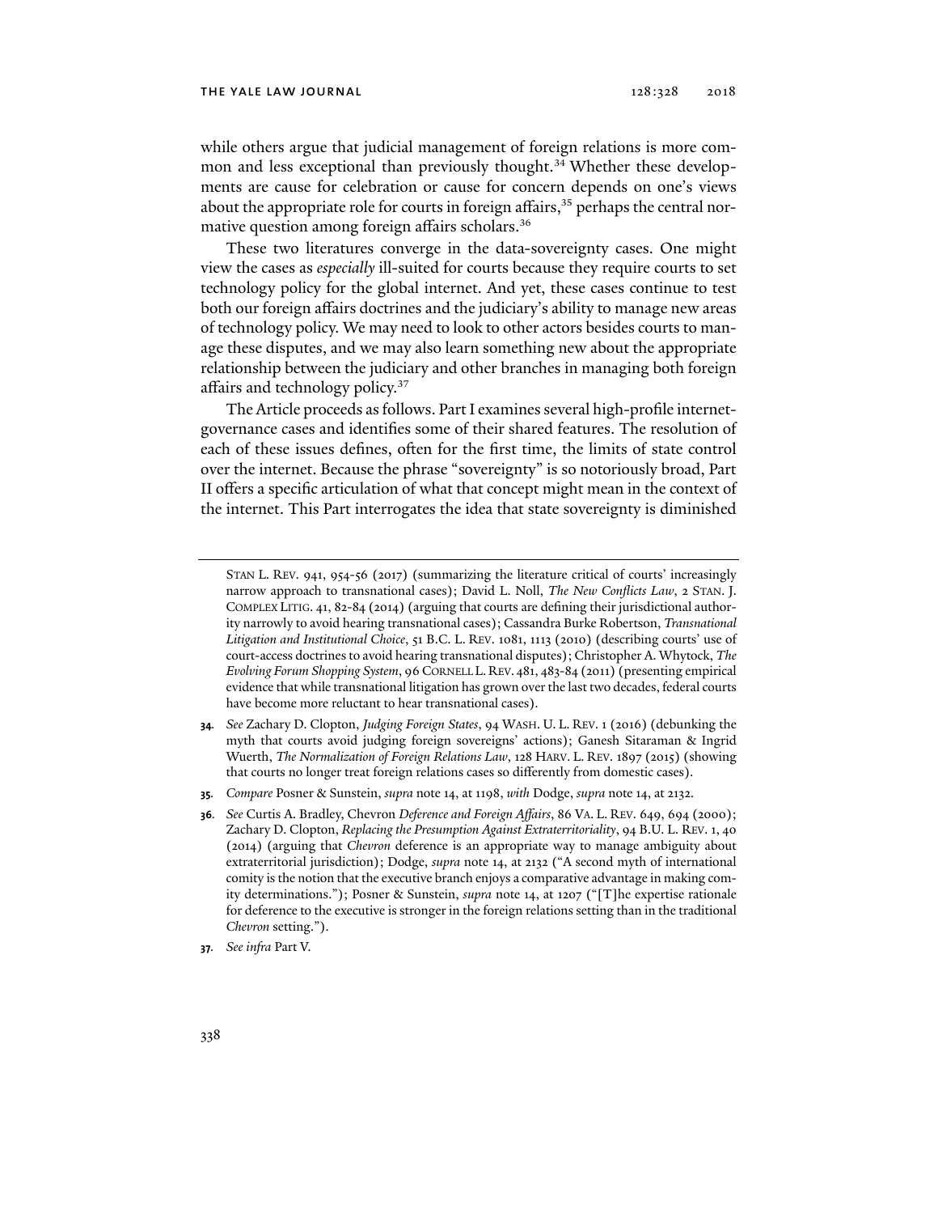while others argue that judicial management of foreign relations is more common and less exceptional than previously thought.[34] Whether these developments are cause for celebration or cause for concern depends on one's views about the appropriate role for courts in foreign affairs,[35] perhaps the central normative question among foreign affairs scholars.[36]

These two literatures converge in the data-sovereignty cases. One might view the cases as *especially* ill-suited for courts because they require courts to set technology policy for the global internet. And yet, these cases continue to test both our foreign affairs doctrines and the judiciary's ability to manage new areas of technology policy. We may need to look to other actors besides courts to manage these disputes, and we may also learn something new about the appropriate relationship between the judiciary and other branches in managing both foreign affairs and technology policy.[37]

The Article proceeds as follows. Part I examines several high-profile internet-governance cases and identifies some of their shared features. The resolution of each of these issues defines, often for the first time, the limits of state control over the internet. Because the phrase "sovereignty" is so notoriously broad, Part II offers a specific articulation of what that concept might mean in the context of the internet. This Part interrogates the idea that state sovereignty is diminished

---

STAN L. REV. 941, 954-56 (2017) (summarizing the literature critical of courts' increasingly narrow approach to transnational cases); David L. Noll, *The New Conflicts Law*, 2 STAN. J. COMPLEX LITIG. 41, 82-84 (2014) (arguing that courts are defining their jurisdictional authority narrowly to avoid hearing transnational cases); Cassandra Burke Robertson, *Transnational Litigation and Institutional Choice*, 51 B.C. L. REV. 1081, 1113 (2010) (describing courts' use of court-access doctrines to avoid hearing transnational disputes); Christopher A. Whytock, *The Evolving Forum Shopping System*, 96 CORNELL L. REV. 481, 483-84 (2011) (presenting empirical evidence that while transnational litigation has grown over the last two decades, federal courts have become more reluctant to hear transnational cases).

34. *See* Zachary D. Clopton, *Judging Foreign States*, 94 WASH. U. L. REV. 1 (2016) (debunking the myth that courts avoid judging foreign sovereigns' actions); Ganesh Sitaraman & Ingrid Wuerth, *The Normalization of Foreign Relations Law*, 128 HARV. L. REV. 1897 (2015) (showing that courts no longer treat foreign relations cases so differently from domestic cases).

35. *Compare* Posner & Sunstein, *supra* note 14, at 1198, *with* Dodge, *supra* note 14, at 2132.

36. *See* Curtis A. Bradley, Chevron *Deference and Foreign Affairs*, 86 VA. L. REV. 649, 694 (2000); Zachary D. Clopton, *Replacing the Presumption Against Extraterritoriality*, 94 B.U. L. REV. 1, 40 (2014) (arguing that *Chevron* deference is an appropriate way to manage ambiguity about extraterritorial jurisdiction); Dodge, *supra* note 14, at 2132 ("A second myth of international comity is the notion that the executive branch enjoys a comparative advantage in making comity determinations."); Posner & Sunstein, *supra* note 14, at 1207 ("[T]he expertise rationale for deference to the executive is stronger in the foreign relations setting than in the traditional *Chevron* setting.").

37. *See infra* Part V.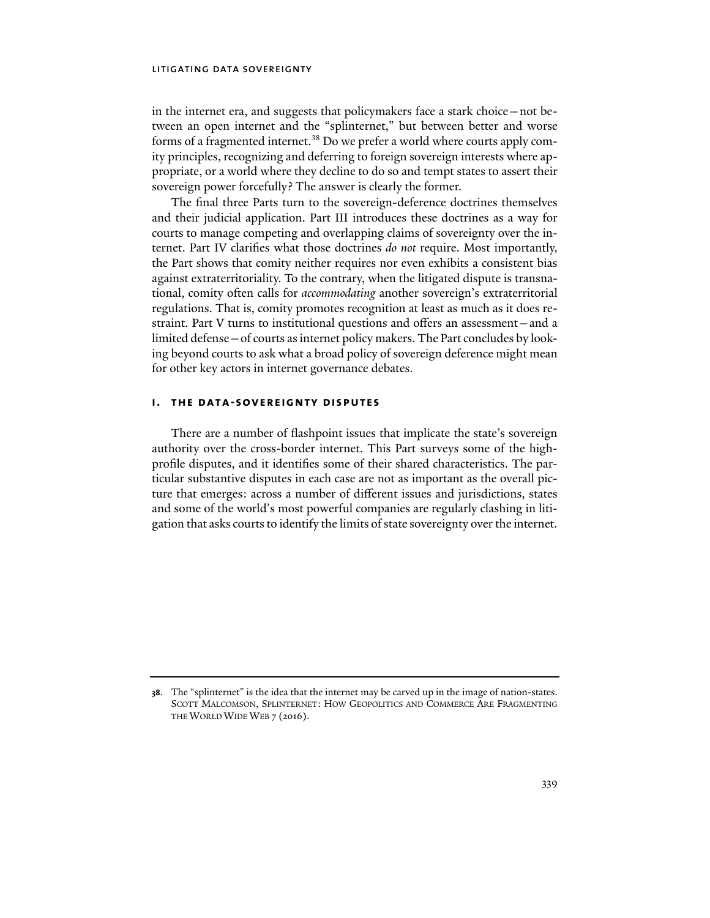in the internet era, and suggests that policymakers face a stark choice—not between an open internet and the "splinternet," but between better and worse forms of a fragmented internet.[38] Do we prefer a world where courts apply comity principles, recognizing and deferring to foreign sovereign interests where appropriate, or a world where they decline to do so and tempt states to assert their sovereign power forcefully? The answer is clearly the former.

The final three Parts turn to the sovereign-deference doctrines themselves and their judicial application. Part III introduces these doctrines as a way for courts to manage competing and overlapping claims of sovereignty over the internet. Part IV clarifies what those doctrines *do not* require. Most importantly, the Part shows that comity neither requires nor even exhibits a consistent bias against extraterritoriality. To the contrary, when the litigated dispute is transnational, comity often calls for *accommodating* another sovereign's extraterritorial regulations. That is, comity promotes recognition at least as much as it does restraint. Part V turns to institutional questions and offers an assessment—and a limited defense—of courts as internet policy makers. The Part concludes by looking beyond courts to ask what a broad policy of sovereign deference might mean for other key actors in internet governance debates.

## I. THE DATA-SOVEREIGNTY DISPUTES

There are a number of flashpoint issues that implicate the state's sovereign authority over the cross-border internet. This Part surveys some of the high-profile disputes, and it identifies some of their shared characteristics. The particular substantive disputes in each case are not as important as the overall picture that emerges: across a number of different issues and jurisdictions, states and some of the world's most powerful companies are regularly clashing in litigation that asks courts to identify the limits of state sovereignty over the internet.

---

38. The "splinternet" is the idea that the internet may be carved up in the image of nation-states. SCOTT MALCOMSON, SPLINTERNET: HOW GEOPOLITICS AND COMMERCE ARE FRAGMENTING THE WORLD WIDE WEB 7 (2016).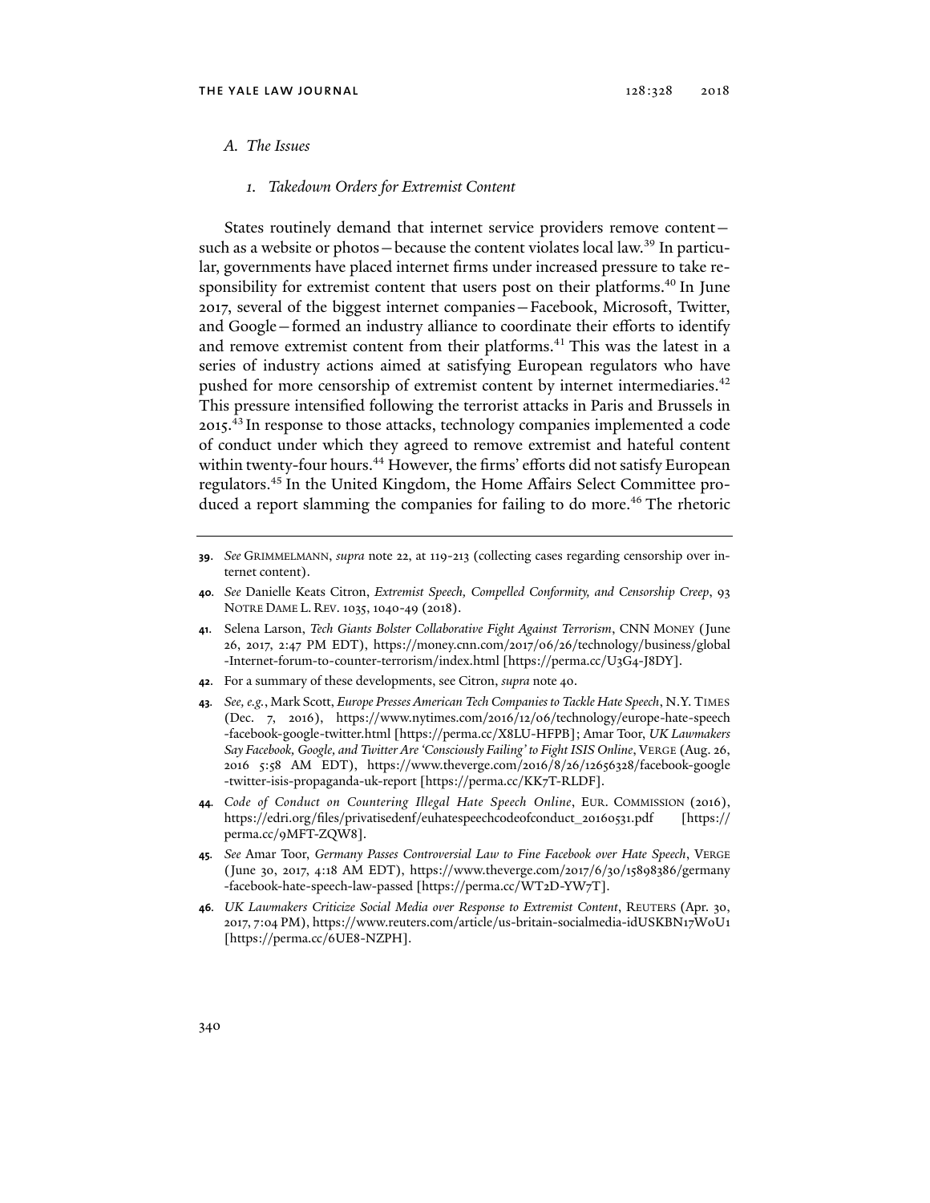### A. The Issues

#### 1. Takedown Orders for Extremist Content

States routinely demand that internet service providers remove content—such as a website or photos—because the content violates local law.[39] In particular, governments have placed internet firms under increased pressure to take responsibility for extremist content that users post on their platforms.[40] In June 2017, several of the biggest internet companies—Facebook, Microsoft, Twitter, and Google—formed an industry alliance to coordinate their efforts to identify and remove extremist content from their platforms.[41] This was the latest in a series of industry actions aimed at satisfying European regulators who have pushed for more censorship of extremist content by internet intermediaries.[42] This pressure intensified following the terrorist attacks in Paris and Brussels in 2015.[43] In response to those attacks, technology companies implemented a code of conduct under which they agreed to remove extremist and hateful content within twenty-four hours.[44] However, the firms' efforts did not satisfy European regulators.[45] In the United Kingdom, the Home Affairs Select Committee produced a report slamming the companies for failing to do more.[46] The rhetoric

---

39. *See* GRIMMELMANN, *supra* note 22, at 119-213 (collecting cases regarding censorship over internet content).

40. *See* Danielle Keats Citron, *Extremist Speech, Compelled Conformity, and Censorship Creep*, 93 NOTRE DAME L. REV. 1035, 1040-49 (2018).

41. Selena Larson, *Tech Giants Bolster Collaborative Fight Against Terrorism*, CNN MONEY (June 26, 2017, 2:47 PM EDT), https://money.cnn.com/2017/06/26/technology/business/global-Internet-forum-to-counter-terrorism/index.html [https://perma.cc/U3G4-J8DY].

42. For a summary of these developments, see Citron, *supra* note 40.

43. *See, e.g.*, Mark Scott, *Europe Presses American Tech Companies to Tackle Hate Speech*, N.Y. TIMES (Dec. 7, 2016), https://www.nytimes.com/2016/12/06/technology/europe-hate-speech-facebook-google-twitter.html [https://perma.cc/X8LU-HFPB]; Amar Toor, *UK Lawmakers Say Facebook, Google, and Twitter Are 'Consciously Failing' to Fight ISIS Online*, VERGE (Aug. 26, 2016 5:58 AM EDT), https://www.theverge.com/2016/8/26/12656328/facebook-google-twitter-isis-propaganda-uk-report [https://perma.cc/KK7T-RLDF].

44. *Code of Conduct on Countering Illegal Hate Speech Online*, EUR. COMMISSION (2016), https://edri.org/files/privatisedenf/euhatespeechcodeofconduct_20160531.pdf [https://perma.cc/9MFT-ZQW8].

45. *See* Amar Toor, *Germany Passes Controversial Law to Fine Facebook over Hate Speech*, VERGE (June 30, 2017, 4:18 AM EDT), https://www.theverge.com/2017/6/30/15898386/germany-facebook-hate-speech-law-passed [https://perma.cc/WT2D-YW7T].

46. *UK Lawmakers Criticize Social Media over Response to Extremist Content*, REUTERS (Apr. 30, 2017, 7:04 PM), https://www.reuters.com/article/us-britain-socialmedia-idUSKBN17W0U1 [https://perma.cc/6UE8-NZPH].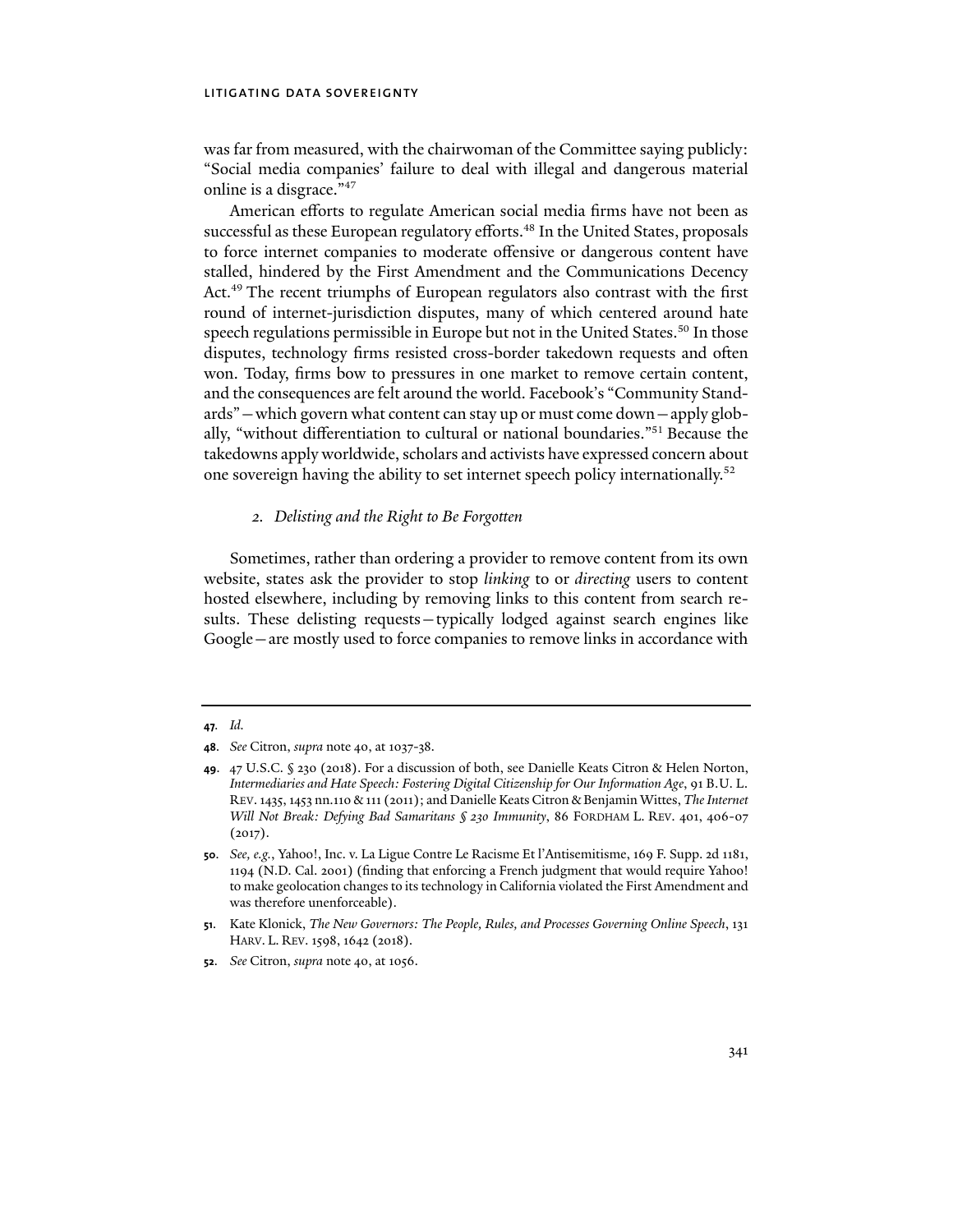was far from measured, with the chairwoman of the Committee saying publicly: "Social media companies' failure to deal with illegal and dangerous material online is a disgrace."[47]

American efforts to regulate American social media firms have not been as successful as these European regulatory efforts.[48] In the United States, proposals to force internet companies to moderate offensive or dangerous content have stalled, hindered by the First Amendment and the Communications Decency Act.[49] The recent triumphs of European regulators also contrast with the first round of internet-jurisdiction disputes, many of which centered around hate speech regulations permissible in Europe but not in the United States.[50] In those disputes, technology firms resisted cross-border takedown requests and often won. Today, firms bow to pressures in one market to remove certain content, and the consequences are felt around the world. Facebook's "Community Standards"—which govern what content can stay up or must come down—apply globally, "without differentiation to cultural or national boundaries."[51] Because the takedowns apply worldwide, scholars and activists have expressed concern about one sovereign having the ability to set internet speech policy internationally.[52]

### *2. Delisting and the Right to Be Forgotten*

Sometimes, rather than ordering a provider to remove content from its own website, states ask the provider to stop *linking* to or *directing* users to content hosted elsewhere, including by removing links to this content from search results. These delisting requests—typically lodged against search engines like Google—are mostly used to force companies to remove links in accordance with

---

**47.** *Id.*

**48.** *See* Citron, *supra* note 40, at 1037-38.

**49.** 47 U.S.C. § 230 (2018). For a discussion of both, see Danielle Keats Citron & Helen Norton, *Intermediaries and Hate Speech: Fostering Digital Citizenship for Our Information Age*, 91 B.U. L. REV. 1435, 1453 nn.110 & 111 (2011); and Danielle Keats Citron & Benjamin Wittes, *The Internet Will Not Break: Defying Bad Samaritans § 230 Immunity*, 86 FORDHAM L. REV. 401, 406-07 (2017).

**50.** *See, e.g.*, Yahoo!, Inc. v. La Ligue Contre Le Racisme Et l'Antisemitisme, 169 F. Supp. 2d 1181, 1194 (N.D. Cal. 2001) (finding that enforcing a French judgment that would require Yahoo! to make geolocation changes to its technology in California violated the First Amendment and was therefore unenforceable).

**51.** Kate Klonick, *The New Governors: The People, Rules, and Processes Governing Online Speech*, 131 HARV. L. REV. 1598, 1642 (2018).

**52.** *See* Citron, *supra* note 40, at 1056.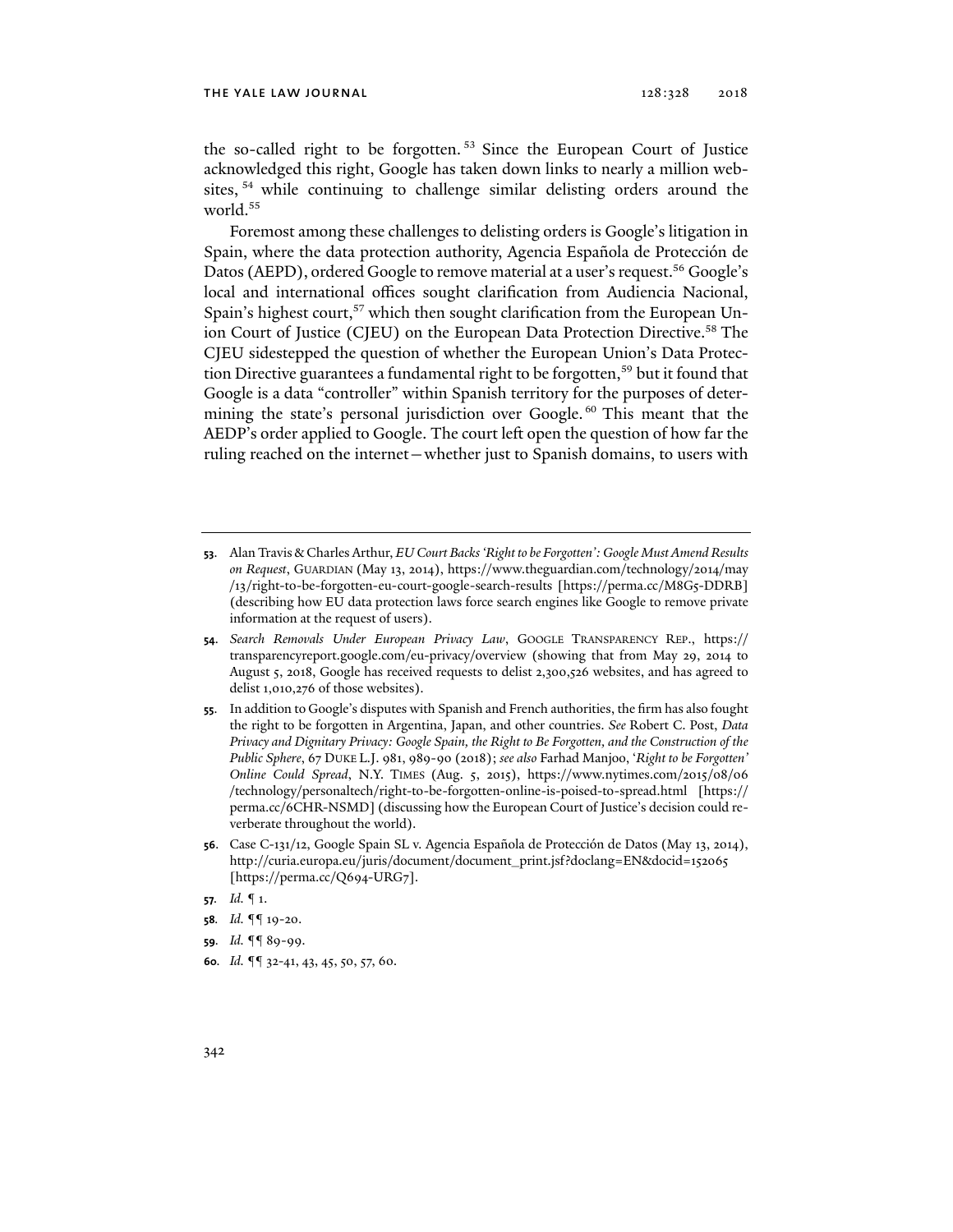the so-called right to be forgotten.[53] Since the European Court of Justice acknowledged this right, Google has taken down links to nearly a million websites,[54] while continuing to challenge similar delisting orders around the world.[55]

Foremost among these challenges to delisting orders is Google's litigation in Spain, where the data protection authority, Agencia Española de Protección de Datos (AEPD), ordered Google to remove material at a user's request.[56] Google's local and international offices sought clarification from Audiencia Nacional, Spain's highest court,[57] which then sought clarification from the European Union Court of Justice (CJEU) on the European Data Protection Directive.[58] The CJEU sidestepped the question of whether the European Union's Data Protection Directive guarantees a fundamental right to be forgotten,[59] but it found that Google is a data "controller" within Spanish territory for the purposes of determining the state's personal jurisdiction over Google.[60] This meant that the AEDP's order applied to Google. The court left open the question of how far the ruling reached on the internet—whether just to Spanish domains, to users with

---

**53**. Alan Travis & Charles Arthur, *EU Court Backs 'Right to be Forgotten': Google Must Amend Results on Request*, GUARDIAN (May 13, 2014), https://www.theguardian.com/technology/2014/may/13/right-to-be-forgotten-eu-court-google-search-results [https://perma.cc/M8G5-DDRB] (describing how EU data protection laws force search engines like Google to remove private information at the request of users).

**54**. *Search Removals Under European Privacy Law*, GOOGLE TRANSPARENCY REP., https://transparencyreport.google.com/eu-privacy/overview (showing that from May 29, 2014 to August 5, 2018, Google has received requests to delist 2,300,526 websites, and has agreed to delist 1,010,276 of those websites).

**55**. In addition to Google's disputes with Spanish and French authorities, the firm has also fought the right to be forgotten in Argentina, Japan, and other countries. *See* Robert C. Post, *Data Privacy and Dignitary Privacy: Google Spain, the Right to Be Forgotten, and the Construction of the Public Sphere*, 67 DUKE L.J. 981, 989-90 (2018); *see also* Farhad Manjoo, *'Right to be Forgotten' Online Could Spread*, N.Y. TIMES (Aug. 5, 2015), https://www.nytimes.com/2015/08/06/technology/personaltech/right-to-be-forgotten-online-is-poised-to-spread.html [https://perma.cc/6CHR-NSMD] (discussing how the European Court of Justice's decision could reverberate throughout the world).

**56**. Case C-131/12, Google Spain SL v. Agencia Española de Protección de Datos (May 13, 2014), http://curia.europa.eu/juris/document/document_print.jsf?doclang=EN&docid=152065 [https://perma.cc/Q694-URG7].

**57**. *Id.* ¶ 1.

**58**. *Id.* ¶¶ 19-20.

**59**. *Id.* ¶¶ 89-99.

**60**. *Id.* ¶¶ 32-41, 43, 45, 50, 57, 60.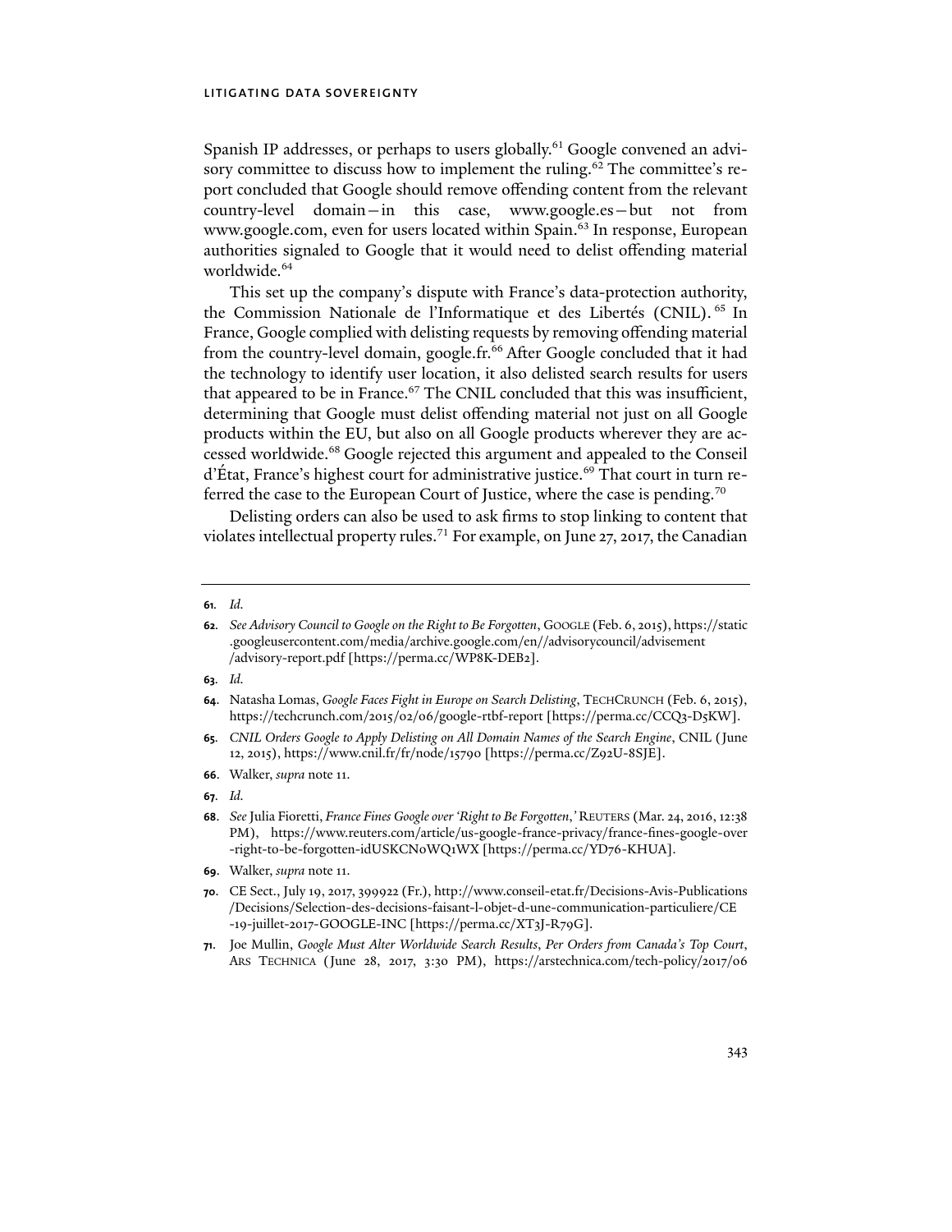Spanish IP addresses, or perhaps to users globally.[61] Google convened an advisory committee to discuss how to implement the ruling.[62] The committee's report concluded that Google should remove offending content from the relevant country-level domain—in this case, www.google.es—but not from www.google.com, even for users located within Spain.[63] In response, European authorities signaled to Google that it would need to delist offending material worldwide.[64]

This set up the company's dispute with France's data-protection authority, the Commission Nationale de l'Informatique et des Libertés (CNIL).[65] In France, Google complied with delisting requests by removing offending material from the country-level domain, google.fr.[66] After Google concluded that it had the technology to identify user location, it also delisted search results for users that appeared to be in France.[67] The CNIL concluded that this was insufficient, determining that Google must delist offending material not just on all Google products within the EU, but also on all Google products wherever they are accessed worldwide.[68] Google rejected this argument and appealed to the Conseil d'État, France's highest court for administrative justice.[69] That court in turn referred the case to the European Court of Justice, where the case is pending.[70]

Delisting orders can also be used to ask firms to stop linking to content that violates intellectual property rules.[71] For example, on June 27, 2017, the Canadian

---

**61.** *Id.*

**62.** *See Advisory Council to Google on the Right to Be Forgotten*, GOOGLE (Feb. 6, 2015), https://static.googleusercontent.com/media/archive.google.com/en//advisorycouncil/advisement/advisory-report.pdf [https://perma.cc/WP8K-DEB2].

**63.** *Id.*

**64.** Natasha Lomas, *Google Faces Fight in Europe on Search Delisting*, TECHCRUNCH (Feb. 6, 2015), https://techcrunch.com/2015/02/06/google-rtbf-report [https://perma.cc/CCQ3-D5KW].

**65.** *CNIL Orders Google to Apply Delisting on All Domain Names of the Search Engine*, CNIL (June 12, 2015), https://www.cnil.fr/fr/node/15790 [https://perma.cc/Z92U-8SJE].

**66.** Walker, *supra* note 11.

**67.** *Id.*

**68.** *See* Julia Fioretti, *France Fines Google over 'Right to Be Forgotten*,*'* REUTERS (Mar. 24, 2016, 12:38 PM), https://www.reuters.com/article/us-google-france-privacy/france-fines-google-over-right-to-be-forgotten-idUSKCN0WQ1WX [https://perma.cc/YD76-KHUA].

**69.** Walker, *supra* note 11.

**70.** CE Sect., July 19, 2017, 399922 (Fr.), http://www.conseil-etat.fr/Decisions-Avis-Publications/Decisions/Selection-des-decisions-faisant-l-objet-d-une-communication-particuliere/CE-19-juillet-2017-GOOGLE-INC [https://perma.cc/XT3J-R79G].

**71.** Joe Mullin, *Google Must Alter Worldwide Search Results, Per Orders from Canada's Top Court*, ARS TECHNICA (June 28, 2017, 3:30 PM), https://arstechnica.com/tech-policy/2017/06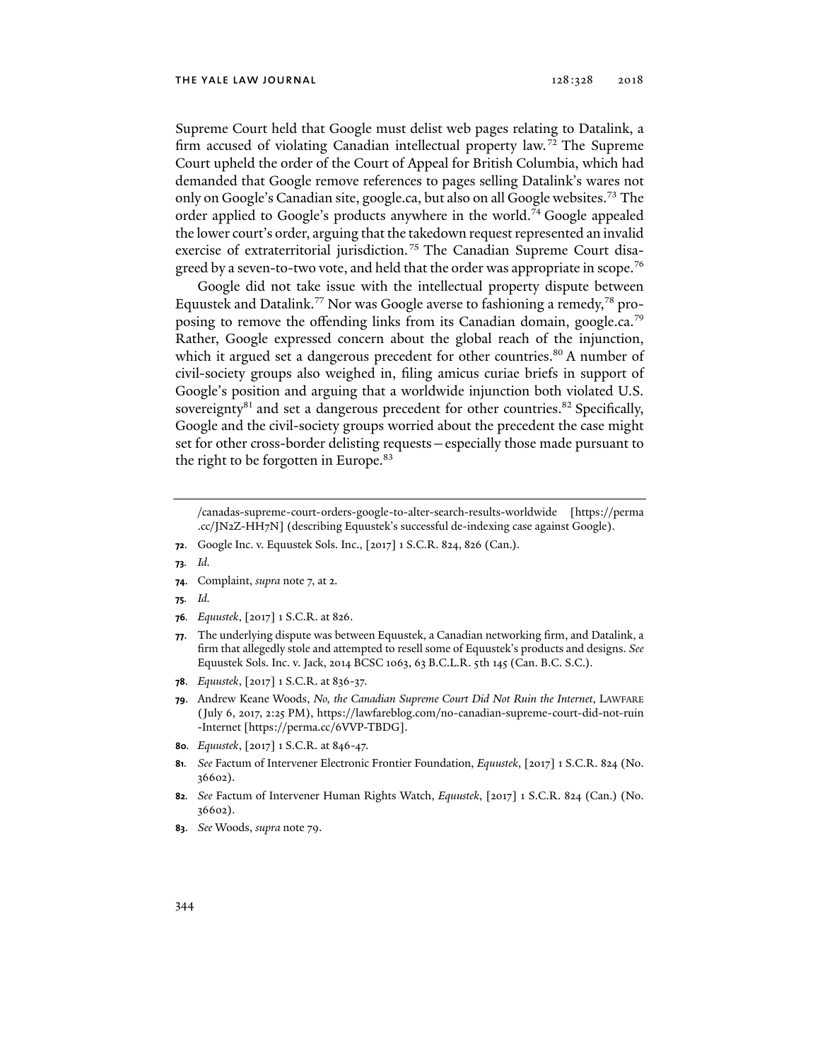Supreme Court held that Google must delist web pages relating to Datalink, a firm accused of violating Canadian intellectual property law.[72] The Supreme Court upheld the order of the Court of Appeal for British Columbia, which had demanded that Google remove references to pages selling Datalink's wares not only on Google's Canadian site, google.ca, but also on all Google websites.[73] The order applied to Google's products anywhere in the world.[74] Google appealed the lower court's order, arguing that the takedown request represented an invalid exercise of extraterritorial jurisdiction.[75] The Canadian Supreme Court disagreed by a seven-to-two vote, and held that the order was appropriate in scope.[76]

Google did not take issue with the intellectual property dispute between Equustek and Datalink.[77] Nor was Google averse to fashioning a remedy,[78] proposing to remove the offending links from its Canadian domain, google.ca.[79] Rather, Google expressed concern about the global reach of the injunction, which it argued set a dangerous precedent for other countries.[80] A number of civil-society groups also weighed in, filing amicus curiae briefs in support of Google's position and arguing that a worldwide injunction both violated U.S. sovereignty[81] and set a dangerous precedent for other countries.[82] Specifically, Google and the civil-society groups worried about the precedent the case might set for other cross-border delisting requests—especially those made pursuant to the right to be forgotten in Europe.[83]

---

/canadas-supreme-court-orders-google-to-alter-search-results-worldwide [https://perma.cc/JN2Z-HH7N] (describing Equustek's successful de-indexing case against Google).

**72.** Google Inc. v. Equustek Sols. Inc., [2017] 1 S.C.R. 824, 826 (Can.).

**73.** *Id.*

**74.** Complaint, *supra* note 7, at 2.

**75.** *Id.*

**76.** *Equustek*, [2017] 1 S.C.R. at 826.

**77.** The underlying dispute was between Equustek, a Canadian networking firm, and Datalink, a firm that allegedly stole and attempted to resell some of Equustek's products and designs. *See* Equustek Sols. Inc. v. Jack, 2014 BCSC 1063, 63 B.C.L.R. 5th 145 (Can. B.C. S.C.).

**78.** *Equustek*, [2017] 1 S.C.R. at 836-37.

**79.** Andrew Keane Woods, *No, the Canadian Supreme Court Did Not Ruin the Internet*, LAWFARE (July 6, 2017, 2:25 PM), https://lawfareblog.com/no-canadian-supreme-court-did-not-ruin-Internet [https://perma.cc/6VVP-TBDG].

**80.** *Equustek*, [2017] 1 S.C.R. at 846-47.

**81.** *See* Factum of Intervener Electronic Frontier Foundation, *Equustek*, [2017] 1 S.C.R. 824 (No. 36602).

**82.** *See* Factum of Intervener Human Rights Watch, *Equustek*, [2017] 1 S.C.R. 824 (Can.) (No. 36602).

**83.** *See* Woods, *supra* note 79.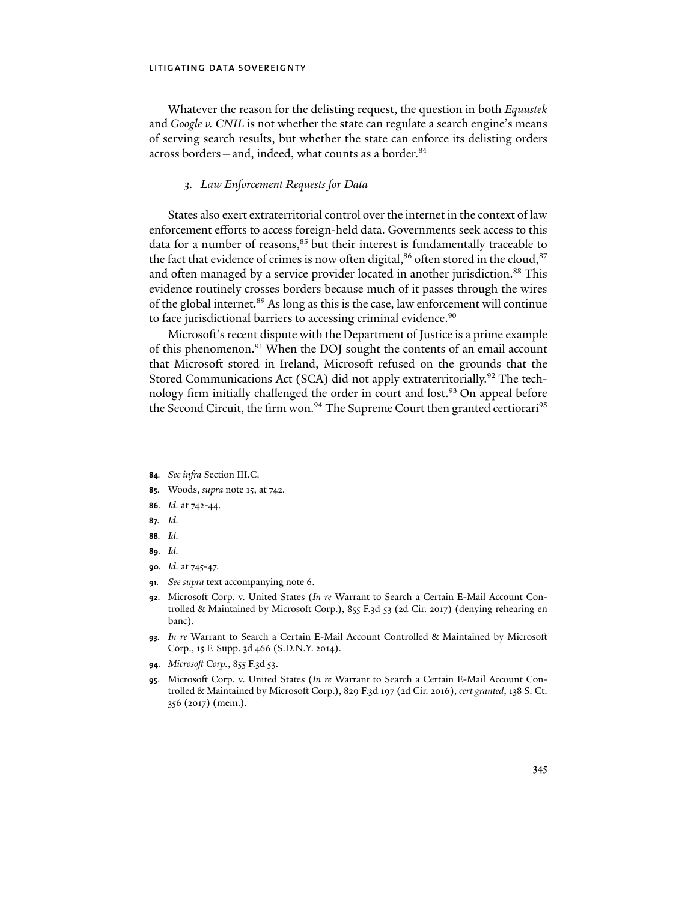Whatever the reason for the delisting request, the question in both *Equustek* and *Google v. CNIL* is not whether the state can regulate a search engine's means of serving search results, but whether the state can enforce its delisting orders across borders—and, indeed, what counts as a border.[84]

### *3. Law Enforcement Requests for Data*

States also exert extraterritorial control over the internet in the context of law enforcement efforts to access foreign-held data. Governments seek access to this data for a number of reasons,[85] but their interest is fundamentally traceable to the fact that evidence of crimes is now often digital,[86] often stored in the cloud,[87] and often managed by a service provider located in another jurisdiction.[88] This evidence routinely crosses borders because much of it passes through the wires of the global internet.[89] As long as this is the case, law enforcement will continue to face jurisdictional barriers to accessing criminal evidence.[90]

Microsoft's recent dispute with the Department of Justice is a prime example of this phenomenon.[91] When the DOJ sought the contents of an email account that Microsoft stored in Ireland, Microsoft refused on the grounds that the Stored Communications Act (SCA) did not apply extraterritorially.[92] The technology firm initially challenged the order in court and lost.[93] On appeal before the Second Circuit, the firm won.[94] The Supreme Court then granted certiorari[95]

---

**84.** *See infra* Section III.C.

**85.** Woods, *supra* note 15, at 742.

**86.** *Id.* at 742-44.

**87.** *Id.*

**88.** *Id.*

**89.** *Id.*

**90.** *Id.* at 745-47.

**91.** *See supra* text accompanying note 6.

**92.** Microsoft Corp. v. United States (*In re* Warrant to Search a Certain E-Mail Account Controlled & Maintained by Microsoft Corp.), 855 F.3d 53 (2d Cir. 2017) (denying rehearing en banc).

**93.** *In re* Warrant to Search a Certain E-Mail Account Controlled & Maintained by Microsoft Corp., 15 F. Supp. 3d 466 (S.D.N.Y. 2014).

**94.** *Microsoft Corp.*, 855 F.3d 53.

**95.** Microsoft Corp. v. United States (*In re* Warrant to Search a Certain E-Mail Account Controlled & Maintained by Microsoft Corp.), 829 F.3d 197 (2d Cir. 2016), *cert granted*, 138 S. Ct. 356 (2017) (mem.).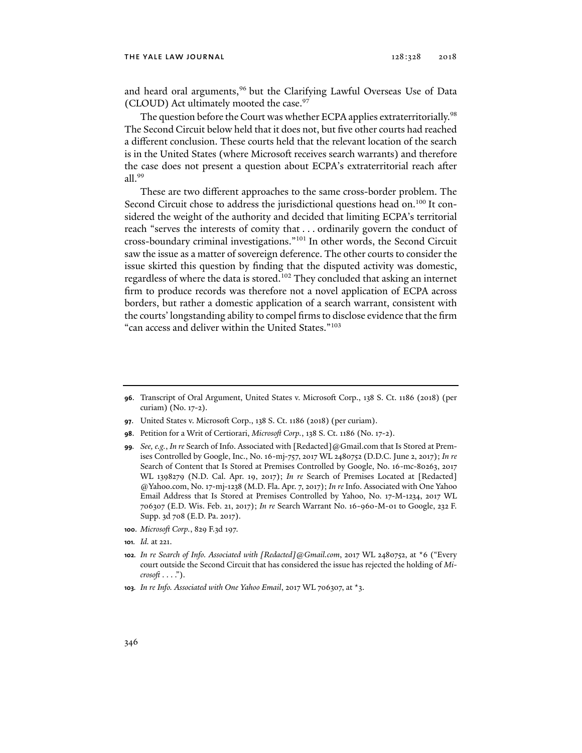and heard oral arguments,[96] but the Clarifying Lawful Overseas Use of Data (CLOUD) Act ultimately mooted the case.[97]

The question before the Court was whether ECPA applies extraterritorially.[98] The Second Circuit below held that it does not, but five other courts had reached a different conclusion. These courts held that the relevant location of the search is in the United States (where Microsoft receives search warrants) and therefore the case does not present a question about ECPA's extraterritorial reach after all.[99]

These are two different approaches to the same cross-border problem. The Second Circuit chose to address the jurisdictional questions head on.[100] It considered the weight of the authority and decided that limiting ECPA's territorial reach "serves the interests of comity that . . . ordinarily govern the conduct of cross-boundary criminal investigations."[101] In other words, the Second Circuit saw the issue as a matter of sovereign deference. The other courts to consider the issue skirted this question by finding that the disputed activity was domestic, regardless of where the data is stored.[102] They concluded that asking an internet firm to produce records was therefore not a novel application of ECPA across borders, but rather a domestic application of a search warrant, consistent with the courts' longstanding ability to compel firms to disclose evidence that the firm "can access and deliver within the United States."[103]

---

**96**. Transcript of Oral Argument, United States v. Microsoft Corp., 138 S. Ct. 1186 (2018) (per curiam) (No. 17-2).

**97**. United States v. Microsoft Corp., 138 S. Ct. 1186 (2018) (per curiam).

**98**. Petition for a Writ of Certiorari, *Microsoft Corp.*, 138 S. Ct. 1186 (No. 17-2).

**99**. *See, e.g.*, *In re* Search of Info. Associated with [Redacted]@Gmail.com that Is Stored at Premises Controlled by Google, Inc., No. 16-mj-757, 2017 WL 2480752 (D.D.C. June 2, 2017); *In re* Search of Content that Is Stored at Premises Controlled by Google, No. 16-mc-80263, 2017 WL 1398279 (N.D. Cal. Apr. 19, 2017); *In re* Search of Premises Located at [Redacted] @Yahoo.com, No. 17-mj-1238 (M.D. Fla. Apr. 7, 2017); *In re* Info. Associated with One Yahoo Email Address that Is Stored at Premises Controlled by Yahoo, No. 17-M-1234, 2017 WL 706307 (E.D. Wis. Feb. 21, 2017); *In re* Search Warrant No. 16-960-M-01 to Google, 232 F. Supp. 3d 708 (E.D. Pa. 2017).

**100**. *Microsoft Corp.*, 829 F.3d 197.

**101**. *Id.* at 221.

**102**. *In re Search of Info. Associated with [Redacted]@Gmail.com*, 2017 WL 2480752, at *6 ("Every court outside the Second Circuit that has considered the issue has rejected the holding of *Microsoft* . . . .").

**103**. *In re Info. Associated with One Yahoo Email*, 2017 WL 706307, at *3.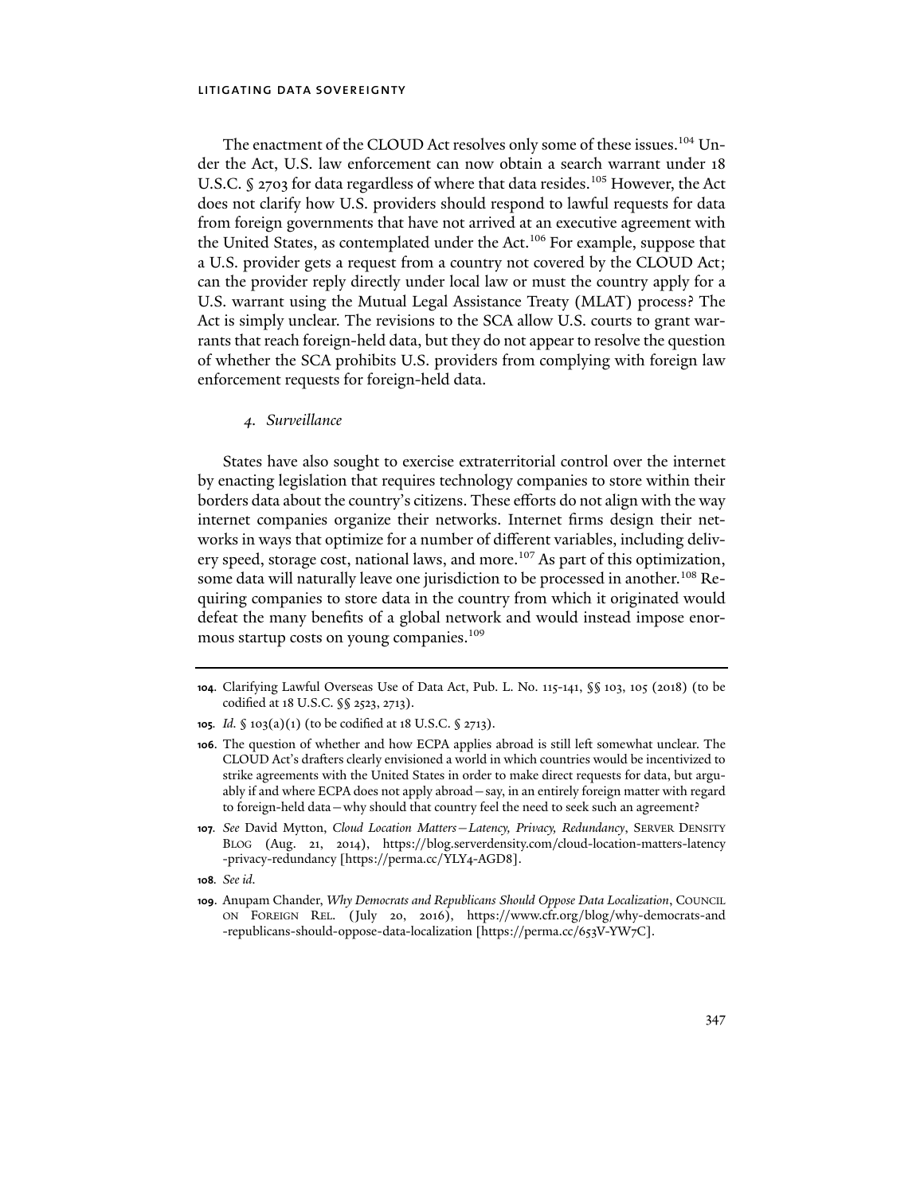The enactment of the CLOUD Act resolves only some of these issues.[104] Under the Act, U.S. law enforcement can now obtain a search warrant under 18 U.S.C. § 2703 for data regardless of where that data resides.[105] However, the Act does not clarify how U.S. providers should respond to lawful requests for data from foreign governments that have not arrived at an executive agreement with the United States, as contemplated under the Act.[106] For example, suppose that a U.S. provider gets a request from a country not covered by the CLOUD Act; can the provider reply directly under local law or must the country apply for a U.S. warrant using the Mutual Legal Assistance Treaty (MLAT) process? The Act is simply unclear. The revisions to the SCA allow U.S. courts to grant warrants that reach foreign-held data, but they do not appear to resolve the question of whether the SCA prohibits U.S. providers from complying with foreign law enforcement requests for foreign-held data.

#### *4. Surveillance*

States have also sought to exercise extraterritorial control over the internet by enacting legislation that requires technology companies to store within their borders data about the country's citizens. These efforts do not align with the way internet companies organize their networks. Internet firms design their networks in ways that optimize for a number of different variables, including delivery speed, storage cost, national laws, and more.[107] As part of this optimization, some data will naturally leave one jurisdiction to be processed in another.[108] Requiring companies to store data in the country from which it originated would defeat the many benefits of a global network and would instead impose enormous startup costs on young companies.[109]

---

**104.** Clarifying Lawful Overseas Use of Data Act, Pub. L. No. 115-141, §§ 103, 105 (2018) (to be codified at 18 U.S.C. §§ 2523, 2713).

**105.** *Id.* § 103(a)(1) (to be codified at 18 U.S.C. § 2713).

**106.** The question of whether and how ECPA applies abroad is still left somewhat unclear. The CLOUD Act's drafters clearly envisioned a world in which countries would be incentivized to strike agreements with the United States in order to make direct requests for data, but arguably if and where ECPA does not apply abroad—say, in an entirely foreign matter with regard to foreign-held data—why should that country feel the need to seek such an agreement?

**107.** *See* David Mytton, *Cloud Location Matters—Latency, Privacy, Redundancy*, SERVER DENSITY BLOG (Aug. 21, 2014), https://blog.serverdensity.com/cloud-location-matters-latency-privacy-redundancy [https://perma.cc/YLY4-AGD8].

**108.** *See id.*

**109.** Anupam Chander, *Why Democrats and Republicans Should Oppose Data Localization*, COUNCIL ON FOREIGN REL. (July 20, 2016), https://www.cfr.org/blog/why-democrats-and-republicans-should-oppose-data-localization [https://perma.cc/653V-YW7C].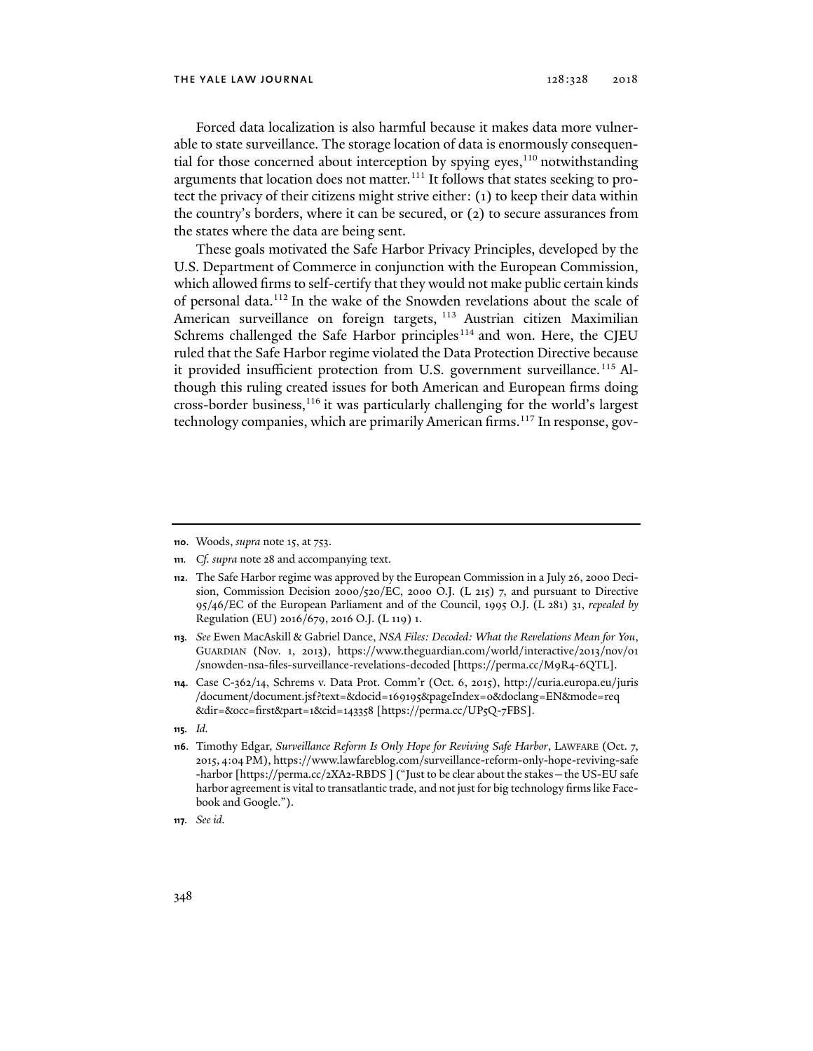Forced data localization is also harmful because it makes data more vulnerable to state surveillance. The storage location of data is enormously consequential for those concerned about interception by spying eyes,[110] notwithstanding arguments that location does not matter.[111] It follows that states seeking to protect the privacy of their citizens might strive either: (1) to keep their data within the country's borders, where it can be secured, or (2) to secure assurances from the states where the data are being sent.

These goals motivated the Safe Harbor Privacy Principles, developed by the U.S. Department of Commerce in conjunction with the European Commission, which allowed firms to self-certify that they would not make public certain kinds of personal data.[112] In the wake of the Snowden revelations about the scale of American surveillance on foreign targets,[113] Austrian citizen Maximilian Schrems challenged the Safe Harbor principles[114] and won. Here, the CJEU ruled that the Safe Harbor regime violated the Data Protection Directive because it provided insufficient protection from U.S. government surveillance.[115] Although this ruling created issues for both American and European firms doing cross-border business,[116] it was particularly challenging for the world's largest technology companies, which are primarily American firms.[117] In response, gov-

---

110. Woods, *supra* note 15, at 753.

111. *Cf. supra* note 28 and accompanying text.

112. The Safe Harbor regime was approved by the European Commission in a July 26, 2000 Decision, Commission Decision 2000/520/EC, 2000 O.J. (L 215) 7, and pursuant to Directive 95/46/EC of the European Parliament and of the Council, 1995 O.J. (L 281) 31, *repealed by* Regulation (EU) 2016/679, 2016 O.J. (L 119) 1.

113. *See* Ewen MacAskill & Gabriel Dance, *NSA Files: Decoded: What the Revelations Mean for You*, GUARDIAN (Nov. 1, 2013), https://www.theguardian.com/world/interactive/2013/nov/01/snowden-nsa-files-surveillance-revelations-decoded [https://perma.cc/M9R4-6QTL].

114. Case C-362/14, Schrems v. Data Prot. Comm'r (Oct. 6, 2015), http://curia.europa.eu/juris/document/document.jsf?text=&docid=169195&pageIndex=0&doclang=EN&mode=req&dir=&occ=first&part=1&cid=143358 [https://perma.cc/UP5Q-7FBS].

115. *Id.*

116. Timothy Edgar, *Surveillance Reform Is Only Hope for Reviving Safe Harbor*, LAWFARE (Oct. 7, 2015, 4:04 PM), https://www.lawfareblog.com/surveillance-reform-only-hope-reviving-safe-harbor [https://perma.cc/2XA2-RBDS ] ("Just to be clear about the stakes—the US-EU safe harbor agreement is vital to transatlantic trade, and not just for big technology firms like Facebook and Google.").

117. *See id.*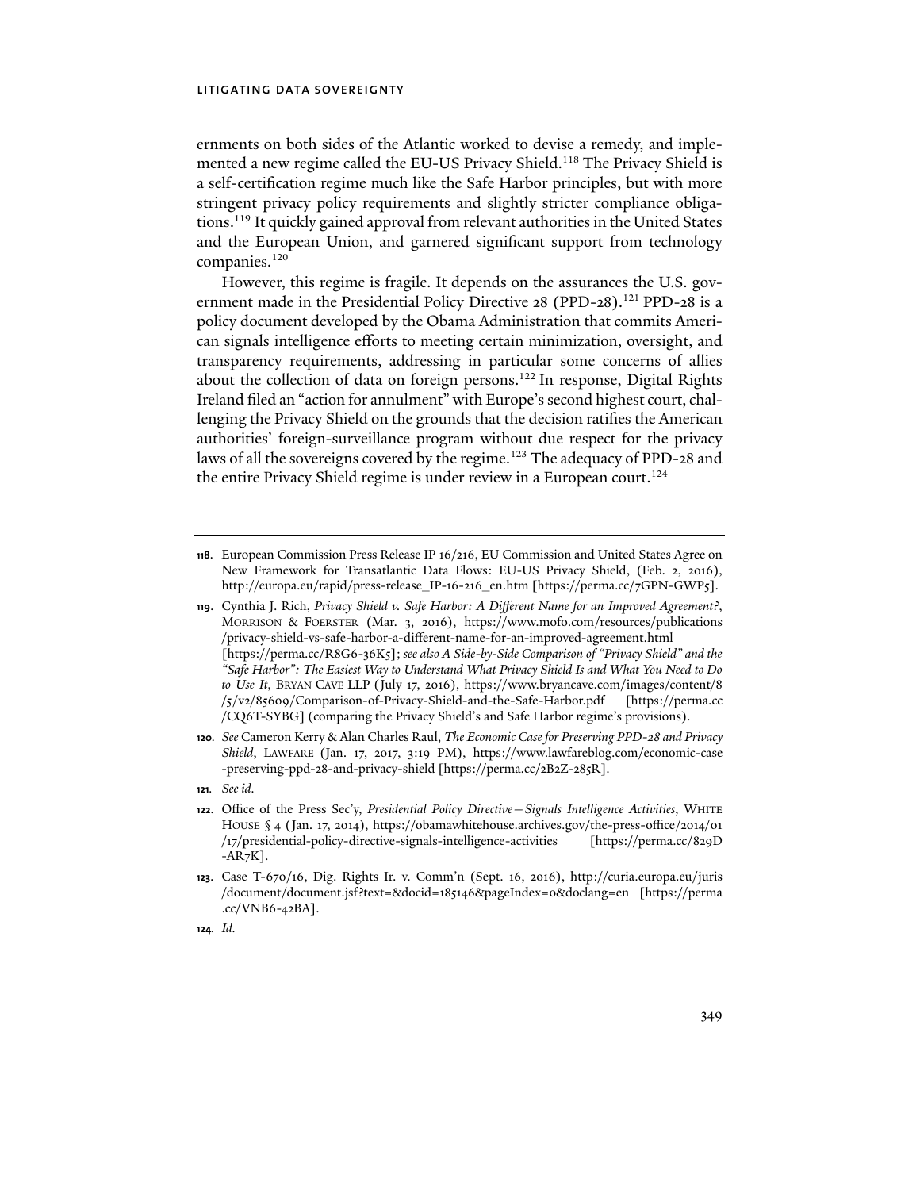ernments on both sides of the Atlantic worked to devise a remedy, and implemented a new regime called the EU-US Privacy Shield.[118] The Privacy Shield is a self-certification regime much like the Safe Harbor principles, but with more stringent privacy policy requirements and slightly stricter compliance obligations.[119] It quickly gained approval from relevant authorities in the United States and the European Union, and garnered significant support from technology companies.[120]

However, this regime is fragile. It depends on the assurances the U.S. government made in the Presidential Policy Directive 28 (PPD-28).[121] PPD-28 is a policy document developed by the Obama Administration that commits American signals intelligence efforts to meeting certain minimization, oversight, and transparency requirements, addressing in particular some concerns of allies about the collection of data on foreign persons.[122] In response, Digital Rights Ireland filed an "action for annulment" with Europe's second highest court, challenging the Privacy Shield on the grounds that the decision ratifies the American authorities' foreign-surveillance program without due respect for the privacy laws of all the sovereigns covered by the regime.[123] The adequacy of PPD-28 and the entire Privacy Shield regime is under review in a European court.[124]

---

**118.** European Commission Press Release IP 16/216, EU Commission and United States Agree on New Framework for Transatlantic Data Flows: EU-US Privacy Shield, (Feb. 2, 2016), http://europa.eu/rapid/press-release_IP-16-216_en.htm [https://perma.cc/7GPN-GWP5].

**119.** Cynthia J. Rich, *Privacy Shield v. Safe Harbor: A Different Name for an Improved Agreement?*, MORRISON & FOERSTER (Mar. 3, 2016), https://www.mofo.com/resources/publications/privacy-shield-vs-safe-harbor-a-different-name-for-an-improved-agreement.html [https://perma.cc/R8G6-36K5]; *see also A Side-by-Side Comparison of "Privacy Shield" and the "Safe Harbor": The Easiest Way to Understand What Privacy Shield Is and What You Need to Do to Use It*, BRYAN CAVE LLP (July 17, 2016), https://www.bryancave.com/images/content/8/5/v2/85609/Comparison-of-Privacy-Shield-and-the-Safe-Harbor.pdf [https://perma.cc/CQ6T-SYBG] (comparing the Privacy Shield's and Safe Harbor regime's provisions).

**120.** *See* Cameron Kerry & Alan Charles Raul, *The Economic Case for Preserving PPD-28 and Privacy Shield*, LAWFARE (Jan. 17, 2017, 3:19 PM), https://www.lawfareblog.com/economic-case-preserving-ppd-28-and-privacy-shield [https://perma.cc/2B2Z-285R].

**121.** *See id.*

**122.** Office of the Press Sec'y, *Presidential Policy Directive—Signals Intelligence Activities*, WHITE HOUSE § 4 (Jan. 17, 2014), https://obamawhitehouse.archives.gov/the-press-office/2014/01/17/presidential-policy-directive-signals-intelligence-activities [https://perma.cc/829D-AR7K].

**123.** Case T-670/16, Dig. Rights Ir. v. Comm'n (Sept. 16, 2016), http://curia.europa.eu/juris/document/document.jsf?text=&docid=185146&pageIndex=0&doclang=en [https://perma.cc/VNB6-42BA].

**124.** *Id.*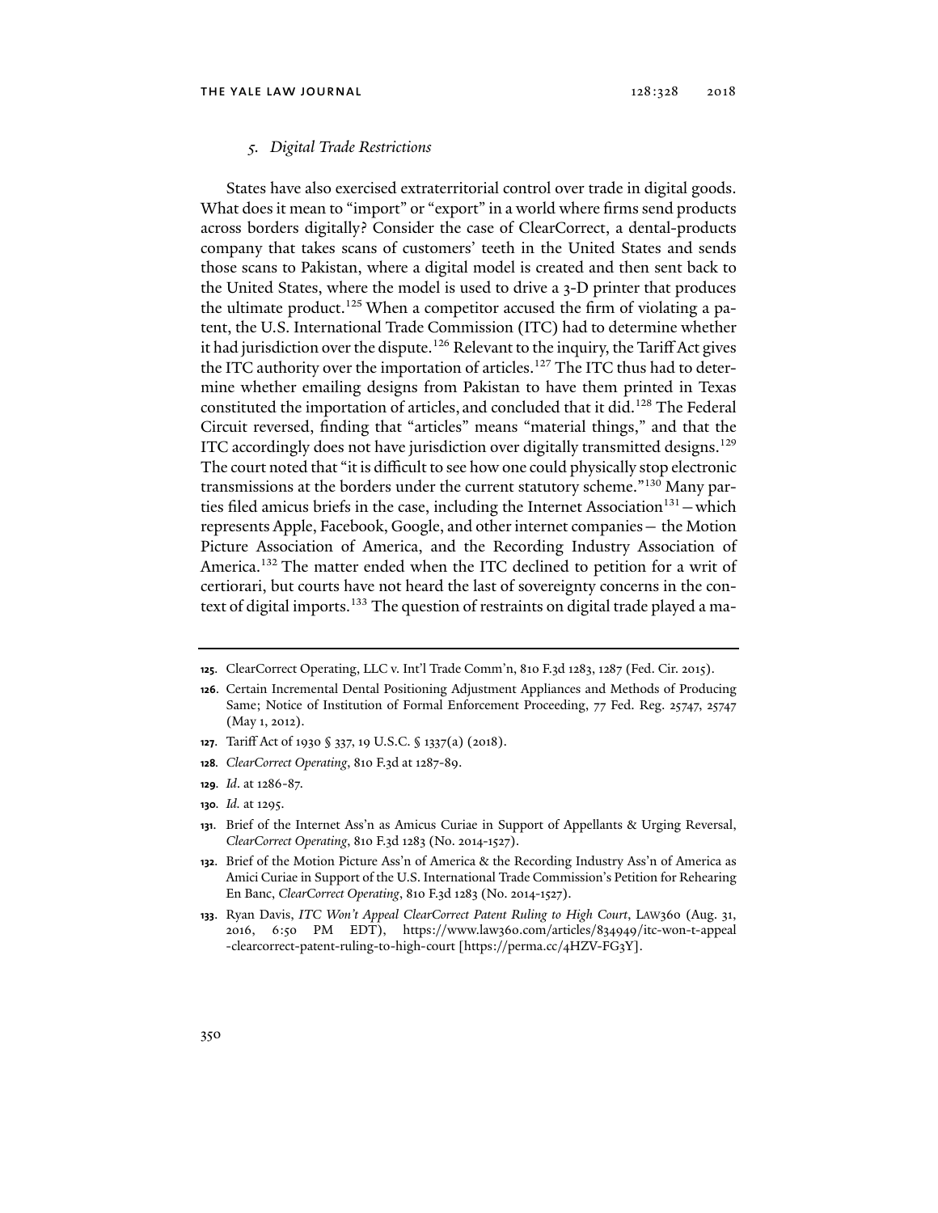### *5. Digital Trade Restrictions*

States have also exercised extraterritorial control over trade in digital goods. What does it mean to "import" or "export" in a world where firms send products across borders digitally? Consider the case of ClearCorrect, a dental-products company that takes scans of customers' teeth in the United States and sends those scans to Pakistan, where a digital model is created and then sent back to the United States, where the model is used to drive a 3-D printer that produces the ultimate product.[125] When a competitor accused the firm of violating a patent, the U.S. International Trade Commission (ITC) had to determine whether it had jurisdiction over the dispute.[126] Relevant to the inquiry, the Tariff Act gives the ITC authority over the importation of articles.[127] The ITC thus had to determine whether emailing designs from Pakistan to have them printed in Texas constituted the importation of articles, and concluded that it did.[128] The Federal Circuit reversed, finding that "articles" means "material things," and that the ITC accordingly does not have jurisdiction over digitally transmitted designs.[129] The court noted that "it is difficult to see how one could physically stop electronic transmissions at the borders under the current statutory scheme."[130] Many parties filed amicus briefs in the case, including the Internet Association[131]—which represents Apple, Facebook, Google, and other internet companies— the Motion Picture Association of America, and the Recording Industry Association of America.[132] The matter ended when the ITC declined to petition for a writ of certiorari, but courts have not heard the last of sovereignty concerns in the context of digital imports.[133] The question of restraints on digital trade played a ma-

---

**125.** ClearCorrect Operating, LLC v. Int'l Trade Comm'n, 810 F.3d 1283, 1287 (Fed. Cir. 2015).

**126.** Certain Incremental Dental Positioning Adjustment Appliances and Methods of Producing Same; Notice of Institution of Formal Enforcement Proceeding, 77 Fed. Reg. 25747, 25747 (May 1, 2012).

**127.** Tariff Act of 1930 § 337, 19 U.S.C. § 1337(a) (2018).

**128.** *ClearCorrect Operating*, 810 F.3d at 1287-89.

**129.** *Id*. at 1286-87.

**130.** *Id.* at 1295.

**131.** Brief of the Internet Ass'n as Amicus Curiae in Support of Appellants & Urging Reversal, *ClearCorrect Operating*, 810 F.3d 1283 (No. 2014-1527).

**132.** Brief of the Motion Picture Ass'n of America & the Recording Industry Ass'n of America as Amici Curiae in Support of the U.S. International Trade Commission's Petition for Rehearing En Banc, *ClearCorrect Operating*, 810 F.3d 1283 (No. 2014-1527).

**133.** Ryan Davis, *ITC Won't Appeal ClearCorrect Patent Ruling to High Court*, LAW360 (Aug. 31, 2016, 6:50 PM EDT), https://www.law360.com/articles/834949/itc-won-t-appeal-clearcorrect-patent-ruling-to-high-court [https://perma.cc/4HZV-FG3Y].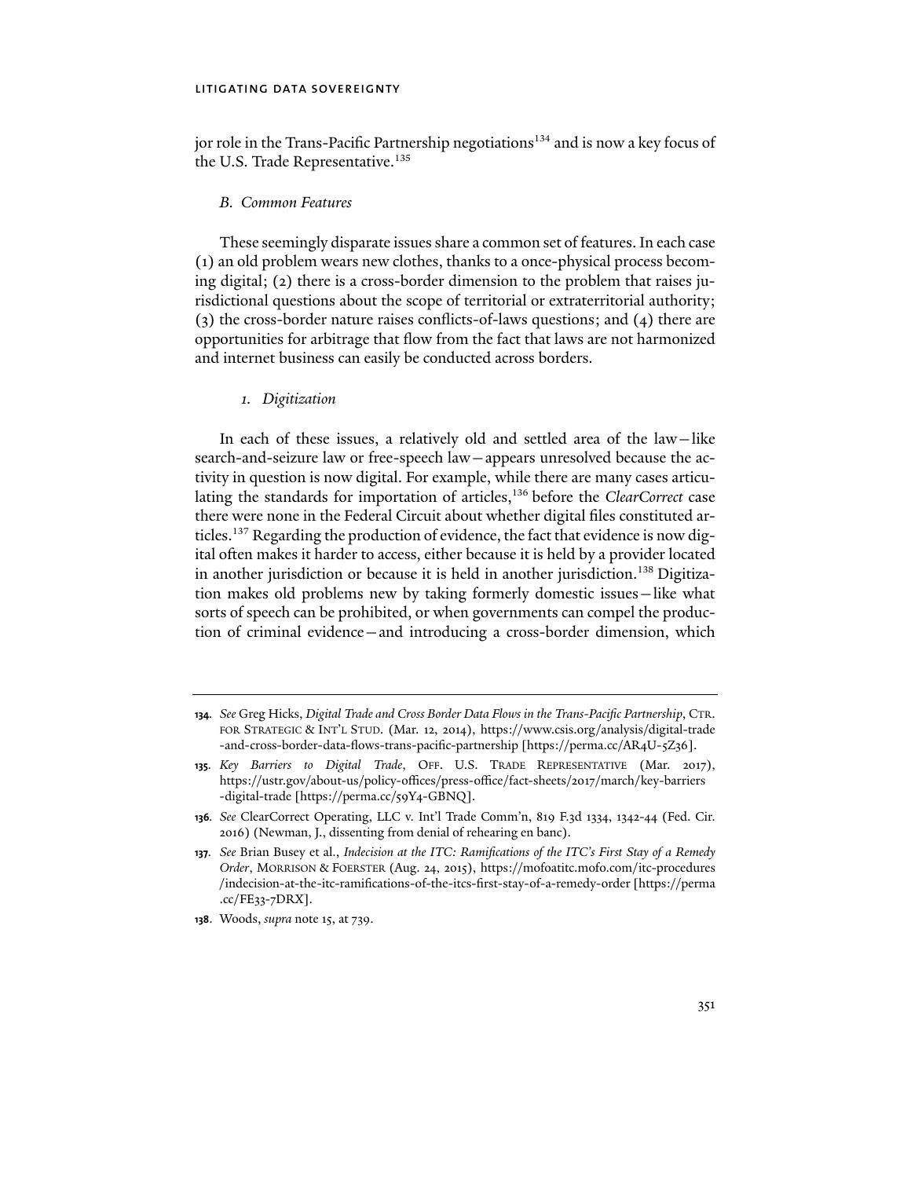jor role in the Trans-Pacific Partnership negotiations[134] and is now a key focus of the U.S. Trade Representative.[135]

### *B. Common Features*

These seemingly disparate issues share a common set of features. In each case (1) an old problem wears new clothes, thanks to a once-physical process becoming digital; (2) there is a cross-border dimension to the problem that raises jurisdictional questions about the scope of territorial or extraterritorial authority; (3) the cross-border nature raises conflicts-of-laws questions; and (4) there are opportunities for arbitrage that flow from the fact that laws are not harmonized and internet business can easily be conducted across borders.

#### *1. Digitization*

In each of these issues, a relatively old and settled area of the law—like search-and-seizure law or free-speech law—appears unresolved because the activity in question is now digital. For example, while there are many cases articulating the standards for importation of articles,[136] before the *ClearCorrect* case there were none in the Federal Circuit about whether digital files constituted articles.[137] Regarding the production of evidence, the fact that evidence is now digital often makes it harder to access, either because it is held by a provider located in another jurisdiction or because it is held in another jurisdiction.[138] Digitization makes old problems new by taking formerly domestic issues—like what sorts of speech can be prohibited, or when governments can compel the production of criminal evidence—and introducing a cross-border dimension, which

---

**134.** *See* Greg Hicks, *Digital Trade and Cross Border Data Flows in the Trans-Pacific Partnership*, CTR. FOR STRATEGIC & INT'L STUD. (Mar. 12, 2014), https://www.csis.org/analysis/digital-trade-and-cross-border-data-flows-trans-pacific-partnership [https://perma.cc/AR4U-5Z36].

**135.** *Key Barriers to Digital Trade*, OFF. U.S. TRADE REPRESENTATIVE (Mar. 2017), https://ustr.gov/about-us/policy-offices/press-office/fact-sheets/2017/march/key-barriers-digital-trade [https://perma.cc/59Y4-GBNQ].

**136.** *See* ClearCorrect Operating, LLC v. Int'l Trade Comm'n, 819 F.3d 1334, 1342-44 (Fed. Cir. 2016) (Newman, J., dissenting from denial of rehearing en banc).

**137.** *See* Brian Busey et al., *Indecision at the ITC: Ramifications of the ITC's First Stay of a Remedy Order*, MORRISON & FOERSTER (Aug. 24, 2015), https://mofoatitc.mofo.com/itc-procedures/indecision-at-the-itc-ramifications-of-the-itcs-first-stay-of-a-remedy-order [https://perma.cc/FE33-7DRX].

**138.** Woods, *supra* note 15, at 739.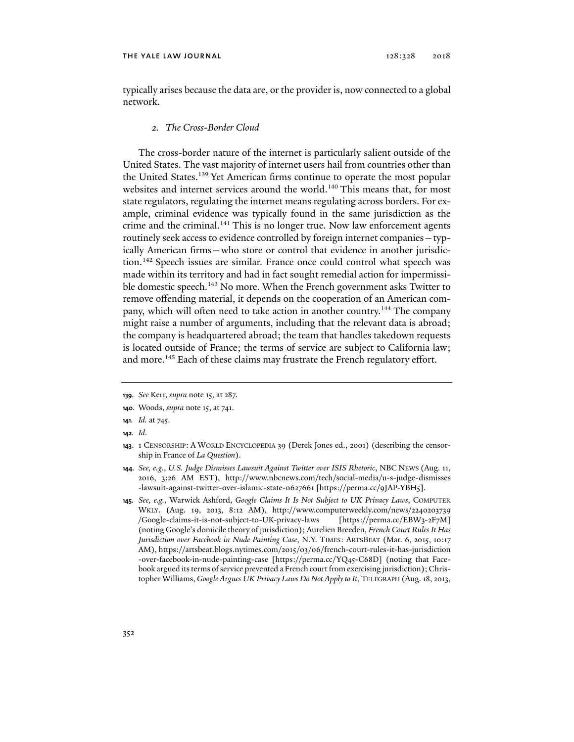typically arises because the data are, or the provider is, now connected to a global network.

### 2. *The Cross-Border Cloud*

The cross-border nature of the internet is particularly salient outside of the United States. The vast majority of internet users hail from countries other than the United States.[139] Yet American firms continue to operate the most popular websites and internet services around the world.[140] This means that, for most state regulators, regulating the internet means regulating across borders. For example, criminal evidence was typically found in the same jurisdiction as the crime and the criminal.[141] This is no longer true. Now law enforcement agents routinely seek access to evidence controlled by foreign internet companies—typically American firms—who store or control that evidence in another jurisdiction.[142] Speech issues are similar. France once could control what speech was made within its territory and had in fact sought remedial action for impermissible domestic speech.[143] No more. When the French government asks Twitter to remove offending material, it depends on the cooperation of an American company, which will often need to take action in another country.[144] The company might raise a number of arguments, including that the relevant data is abroad; the company is headquartered abroad; the team that handles takedown requests is located outside of France; the terms of service are subject to California law; and more.[145] Each of these claims may frustrate the French regulatory effort.

---

**139.** *See* Kerr, *supra* note 15, at 287.

**140.** Woods, *supra* note 15, at 741.

**141.** *Id.* at 745.

**142.** *Id.*

**143.** 1 CENSORSHIP: A WORLD ENCYCLOPEDIA 39 (Derek Jones ed., 2001) (describing the censorship in France of *La Question*).

**144.** *See, e.g.*, *U.S. Judge Dismisses Lawsuit Against Twitter over ISIS Rhetoric*, NBC NEWS (Aug. 11, 2016, 3:26 AM EST), http://www.nbcnews.com/tech/social-media/u-s-judge-dismisses-lawsuit-against-twitter-over-islamic-state-n627661 [https://perma.cc/9JAP-YBH5].

**145.** *See, e.g.*, Warwick Ashford, *Google Claims It Is Not Subject to UK Privacy Laws*, COMPUTER WKLY. (Aug. 19, 2013, 8:12 AM), http://www.computerweekly.com/news/2240203739/Google-claims-it-is-not-subject-to-UK-privacy-laws [https://perma.cc/EBW3-2F7M] (noting Google's domicile theory of jurisdiction); Aurelien Breeden, *French Court Rules It Has Jurisdiction over Facebook in Nude Painting Case*, N.Y. TIMES: ARTSBEAT (Mar. 6, 2015, 10:17 AM), https://artsbeat.blogs.nytimes.com/2015/03/06/french-court-rules-it-has-jurisdiction-over-facebook-in-nude-painting-case [https://perma.cc/YQ45-C68D] (noting that Facebook argued its terms of service prevented a French court from exercising jurisdiction); Christopher Williams, *Google Argues UK Privacy Laws Do Not Apply to It*, TELEGRAPH (Aug. 18, 2013,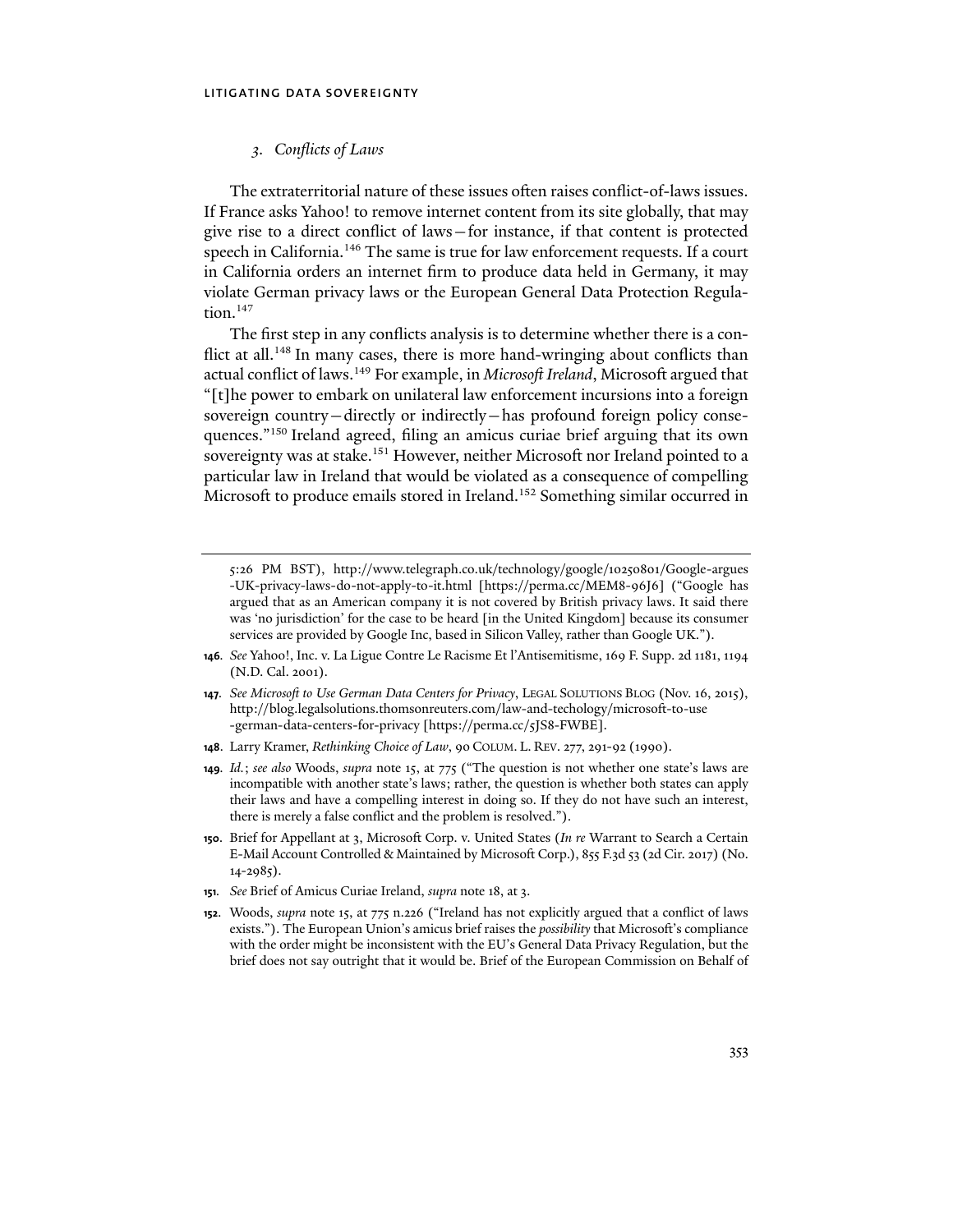### *3. Conflicts of Laws*

The extraterritorial nature of these issues often raises conflict-of-laws issues. If France asks Yahoo! to remove internet content from its site globally, that may give rise to a direct conflict of laws—for instance, if that content is protected speech in California.[146] The same is true for law enforcement requests. If a court in California orders an internet firm to produce data held in Germany, it may violate German privacy laws or the European General Data Protection Regulation.[147]

The first step in any conflicts analysis is to determine whether there is a conflict at all.[148] In many cases, there is more hand-wringing about conflicts than actual conflict of laws.[149] For example, in *Microsoft Ireland*, Microsoft argued that "[t]he power to embark on unilateral law enforcement incursions into a foreign sovereign country—directly or indirectly—has profound foreign policy consequences."[150] Ireland agreed, filing an amicus curiae brief arguing that its own sovereignty was at stake.[151] However, neither Microsoft nor Ireland pointed to a particular law in Ireland that would be violated as a consequence of compelling Microsoft to produce emails stored in Ireland.[152] Something similar occurred in

---

5:26 PM BST), http://www.telegraph.co.uk/technology/google/10250801/Google-argues-UK-privacy-laws-do-not-apply-to-it.html [https://perma.cc/MEM8-96J6] ("Google has argued that as an American company it is not covered by British privacy laws. It said there was 'no jurisdiction' for the case to be heard [in the United Kingdom] because its consumer services are provided by Google Inc, based in Silicon Valley, rather than Google UK.").

**146.** *See* Yahoo!, Inc. v. La Ligue Contre Le Racisme Et l'Antisemitisme, 169 F. Supp. 2d 1181, 1194 (N.D. Cal. 2001).

**147.** *See Microsoft to Use German Data Centers for Privacy*, LEGAL SOLUTIONS BLOG (Nov. 16, 2015), http://blog.legalsolutions.thomsonreuters.com/law-and-techology/microsoft-to-use-german-data-centers-for-privacy [https://perma.cc/5JS8-FWBE].

**148.** Larry Kramer, *Rethinking Choice of Law*, 90 COLUM. L. REV. 277, 291-92 (1990).

**149.** *Id.*; *see also* Woods, *supra* note 15, at 775 ("The question is not whether one state's laws are incompatible with another state's laws; rather, the question is whether both states can apply their laws and have a compelling interest in doing so. If they do not have such an interest, there is merely a false conflict and the problem is resolved.").

**150.** Brief for Appellant at 3, Microsoft Corp. v. United States (*In re* Warrant to Search a Certain E-Mail Account Controlled & Maintained by Microsoft Corp.), 855 F.3d 53 (2d Cir. 2017) (No. 14-2985).

**151.** *See* Brief of Amicus Curiae Ireland, *supra* note 18, at 3.

**152.** Woods, *supra* note 15, at 775 n.226 ("Ireland has not explicitly argued that a conflict of laws exists."). The European Union's amicus brief raises the *possibility* that Microsoft's compliance with the order might be inconsistent with the EU's General Data Privacy Regulation, but the brief does not say outright that it would be. Brief of the European Commission on Behalf of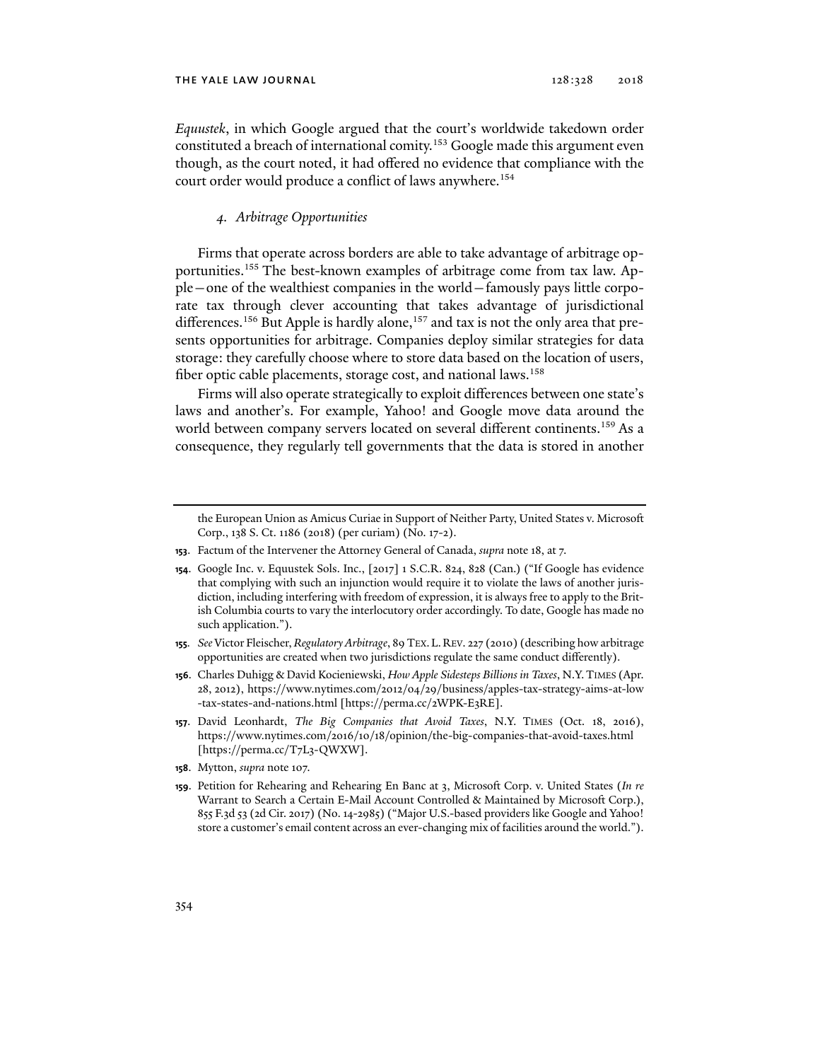*Equustek*, in which Google argued that the court's worldwide takedown order constituted a breach of international comity.[153] Google made this argument even though, as the court noted, it had offered no evidence that compliance with the court order would produce a conflict of laws anywhere.[154]

#### *4. Arbitrage Opportunities*

Firms that operate across borders are able to take advantage of arbitrage opportunities.[155] The best-known examples of arbitrage come from tax law. Apple—one of the wealthiest companies in the world—famously pays little corporate tax through clever accounting that takes advantage of jurisdictional differences.[156] But Apple is hardly alone,[157] and tax is not the only area that presents opportunities for arbitrage. Companies deploy similar strategies for data storage: they carefully choose where to store data based on the location of users, fiber optic cable placements, storage cost, and national laws.[158]

Firms will also operate strategically to exploit differences between one state's laws and another's. For example, Yahoo! and Google move data around the world between company servers located on several different continents.[159] As a consequence, they regularly tell governments that the data is stored in another

---

the European Union as Amicus Curiae in Support of Neither Party, United States v. Microsoft Corp., 138 S. Ct. 1186 (2018) (per curiam) (No. 17-2).

**153.** Factum of the Intervener the Attorney General of Canada, *supra* note 18, at 7.

**154.** Google Inc. v. Equustek Sols. Inc., [2017] 1 S.C.R. 824, 828 (Can.) ("If Google has evidence that complying with such an injunction would require it to violate the laws of another jurisdiction, including interfering with freedom of expression, it is always free to apply to the British Columbia courts to vary the interlocutory order accordingly. To date, Google has made no such application.").

**155.** *See* Victor Fleischer, *Regulatory Arbitrage*, 89 TEX. L. REV. 227 (2010) (describing how arbitrage opportunities are created when two jurisdictions regulate the same conduct differently).

**156.** Charles Duhigg & David Kocieniewski, *How Apple Sidesteps Billions in Taxes*, N.Y. TIMES (Apr. 28, 2012), https://www.nytimes.com/2012/04/29/business/apples-tax-strategy-aims-at-low-tax-states-and-nations.html [https://perma.cc/2WPK-E3RE].

**157.** David Leonhardt, *The Big Companies that Avoid Taxes*, N.Y. TIMES (Oct. 18, 2016), https://www.nytimes.com/2016/10/18/opinion/the-big-companies-that-avoid-taxes.html [https://perma.cc/T7L3-QWXW].

**158.** Mytton, *supra* note 107.

**159.** Petition for Rehearing and Rehearing En Banc at 3, Microsoft Corp. v. United States (*In re* Warrant to Search a Certain E-Mail Account Controlled & Maintained by Microsoft Corp.), 855 F.3d 53 (2d Cir. 2017) (No. 14-2985) ("Major U.S.-based providers like Google and Yahoo! store a customer's email content across an ever-changing mix of facilities around the world.").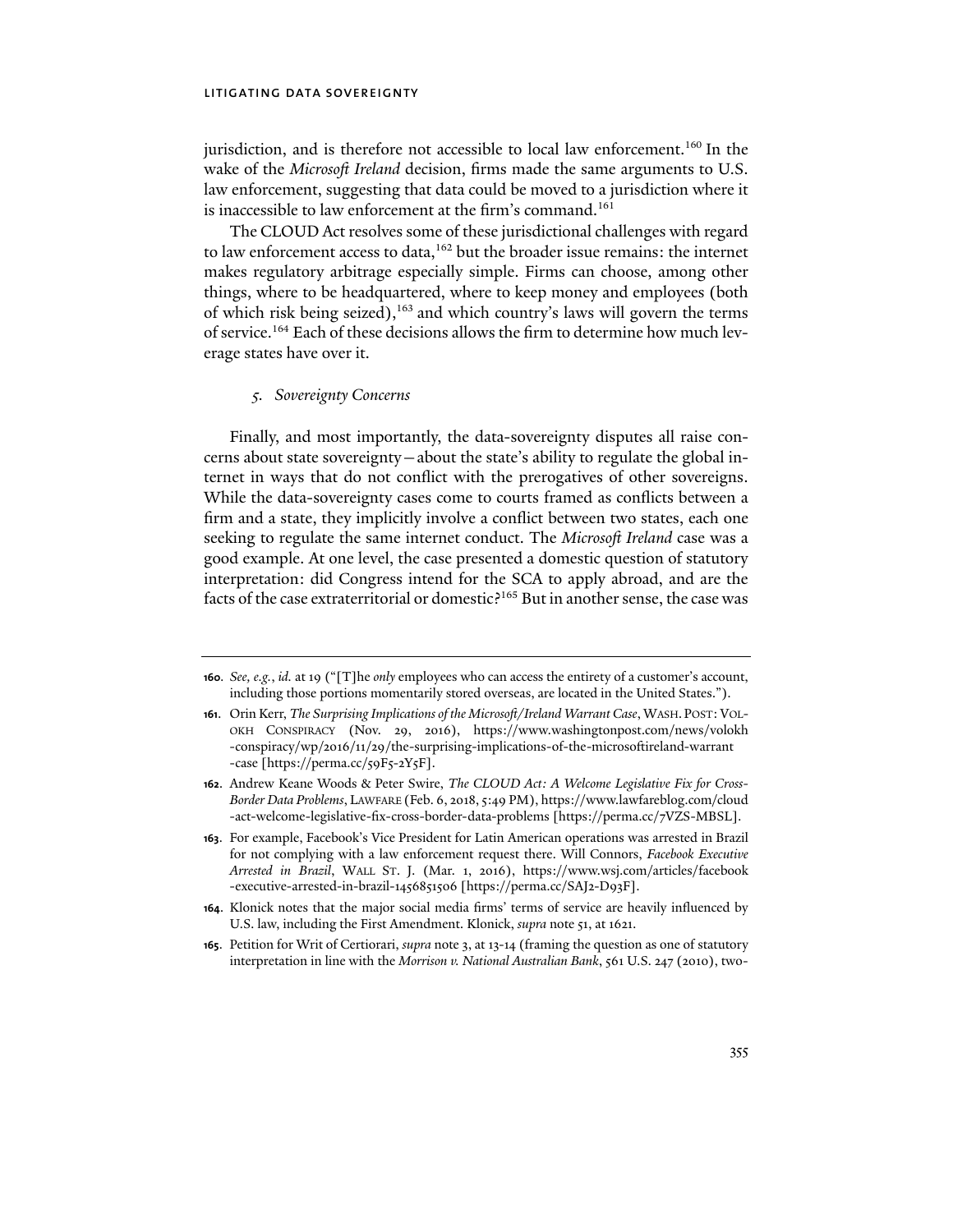jurisdiction, and is therefore not accessible to local law enforcement.[160] In the wake of the *Microsoft Ireland* decision, firms made the same arguments to U.S. law enforcement, suggesting that data could be moved to a jurisdiction where it is inaccessible to law enforcement at the firm's command.[161]

The CLOUD Act resolves some of these jurisdictional challenges with regard to law enforcement access to data,[162] but the broader issue remains: the internet makes regulatory arbitrage especially simple. Firms can choose, among other things, where to be headquartered, where to keep money and employees (both of which risk being seized),[163] and which country's laws will govern the terms of service.[164] Each of these decisions allows the firm to determine how much leverage states have over it.

### *5. Sovereignty Concerns*

Finally, and most importantly, the data-sovereignty disputes all raise concerns about state sovereignty—about the state's ability to regulate the global internet in ways that do not conflict with the prerogatives of other sovereigns. While the data-sovereignty cases come to courts framed as conflicts between a firm and a state, they implicitly involve a conflict between two states, each one seeking to regulate the same internet conduct. The *Microsoft Ireland* case was a good example. At one level, the case presented a domestic question of statutory interpretation: did Congress intend for the SCA to apply abroad, and are the facts of the case extraterritorial or domestic?[165] But in another sense, the case was

---

**160.** *See, e.g.*, *id.* at 19 ("[T]he *only* employees who can access the entirety of a customer's account, including those portions momentarily stored overseas, are located in the United States.").

**161.** Orin Kerr, *The Surprising Implications of the Microsoft/Ireland Warrant Case*, WASH. POST: VOLOKH CONSPIRACY (Nov. 29, 2016), https://www.washingtonpost.com/news/volokh-conspiracy/wp/2016/11/29/the-surprising-implications-of-the-microsoftireland-warrant-case [https://perma.cc/59F5-2Y5F].

**162.** Andrew Keane Woods & Peter Swire, *The CLOUD Act: A Welcome Legislative Fix for Cross-Border Data Problems*, LAWFARE (Feb. 6, 2018, 5:49 PM), https://www.lawfareblog.com/cloud-act-welcome-legislative-fix-cross-border-data-problems [https://perma.cc/7VZS-MBSL].

**163.** For example, Facebook's Vice President for Latin American operations was arrested in Brazil for not complying with a law enforcement request there. Will Connors, *Facebook Executive Arrested in Brazil*, WALL ST. J. (Mar. 1, 2016), https://www.wsj.com/articles/facebook-executive-arrested-in-brazil-1456851506 [https://perma.cc/SAJ2-D93F].

**164.** Klonick notes that the major social media firms' terms of service are heavily influenced by U.S. law, including the First Amendment. Klonick, *supra* note 51, at 1621.

**165.** Petition for Writ of Certiorari, *supra* note 3, at 13-14 (framing the question as one of statutory interpretation in line with the *Morrison v. National Australian Bank*, 561 U.S. 247 (2010), two-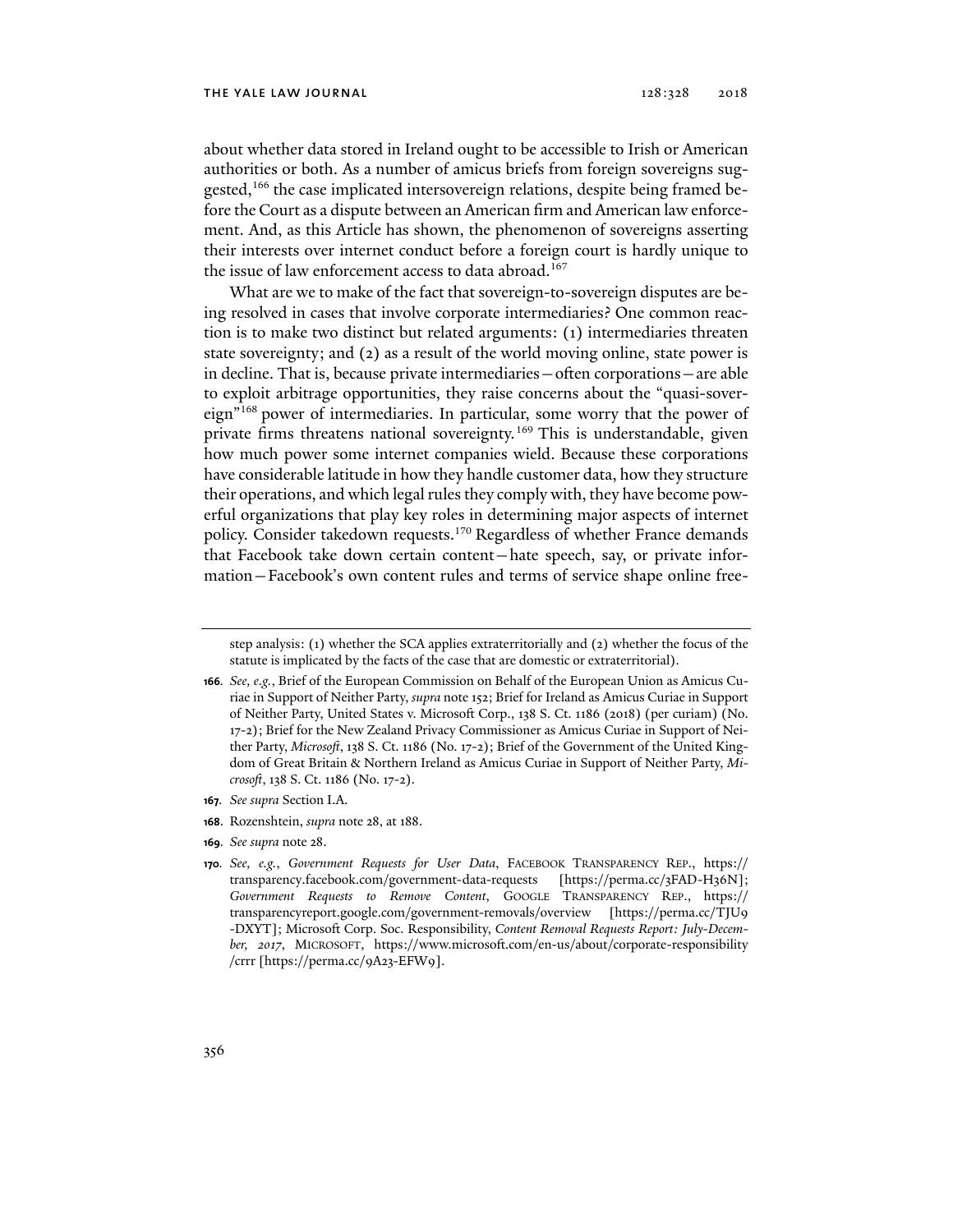about whether data stored in Ireland ought to be accessible to Irish or American authorities or both. As a number of amicus briefs from foreign sovereigns suggested,[166] the case implicated intersovereign relations, despite being framed before the Court as a dispute between an American firm and American law enforcement. And, as this Article has shown, the phenomenon of sovereigns asserting their interests over internet conduct before a foreign court is hardly unique to the issue of law enforcement access to data abroad.[167]

What are we to make of the fact that sovereign-to-sovereign disputes are being resolved in cases that involve corporate intermediaries? One common reaction is to make two distinct but related arguments: (1) intermediaries threaten state sovereignty; and (2) as a result of the world moving online, state power is in decline. That is, because private intermediaries—often corporations—are able to exploit arbitrage opportunities, they raise concerns about the "quasi-sovereign"[168] power of intermediaries. In particular, some worry that the power of private firms threatens national sovereignty.[169] This is understandable, given how much power some internet companies wield. Because these corporations have considerable latitude in how they handle customer data, how they structure their operations, and which legal rules they comply with, they have become powerful organizations that play key roles in determining major aspects of internet policy. Consider takedown requests.[170] Regardless of whether France demands that Facebook take down certain content—hate speech, say, or private information—Facebook's own content rules and terms of service shape online free-

---

step analysis: (1) whether the SCA applies extraterritorially and (2) whether the focus of the statute is implicated by the facts of the case that are domestic or extraterritorial).

**166.** *See, e.g.*, Brief of the European Commission on Behalf of the European Union as Amicus Curiae in Support of Neither Party, *supra* note 152; Brief for Ireland as Amicus Curiae in Support of Neither Party, United States v. Microsoft Corp., 138 S. Ct. 1186 (2018) (per curiam) (No. 17-2); Brief for the New Zealand Privacy Commissioner as Amicus Curiae in Support of Neither Party, *Microsoft*, 138 S. Ct. 1186 (No. 17-2); Brief of the Government of the United Kingdom of Great Britain & Northern Ireland as Amicus Curiae in Support of Neither Party, *Microsoft*, 138 S. Ct. 1186 (No. 17-2).

**167.** *See supra* Section I.A.

**168.** Rozenshtein, *supra* note 28, at 188.

**169.** *See supra* note 28.

**170.** *See, e.g.*, *Government Requests for User Data*, FACEBOOK TRANSPARENCY REP., https://transparency.facebook.com/government-data-requests [https://perma.cc/3FAD-H36N]; *Government Requests to Remove Content*, GOOGLE TRANSPARENCY REP., https://transparencyreport.google.com/government-removals/overview [https://perma.cc/TJU9-DXYT]; Microsoft Corp. Soc. Responsibility, *Content Removal Requests Report: July-December, 2017*, MICROSOFT, https://www.microsoft.com/en-us/about/corporate-responsibility/crrr [https://perma.cc/9A23-EFW9].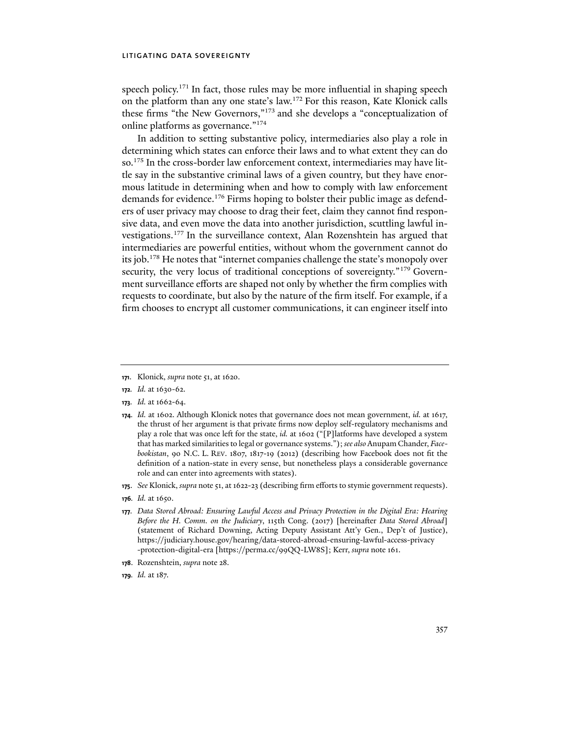speech policy.[171] In fact, those rules may be more influential in shaping speech on the platform than any one state's law.[172] For this reason, Kate Klonick calls these firms "the New Governors,"[173] and she develops a "conceptualization of online platforms as governance."[174]

In addition to setting substantive policy, intermediaries also play a role in determining which states can enforce their laws and to what extent they can do so.[175] In the cross-border law enforcement context, intermediaries may have little say in the substantive criminal laws of a given country, but they have enormous latitude in determining when and how to comply with law enforcement demands for evidence.[176] Firms hoping to bolster their public image as defenders of user privacy may choose to drag their feet, claim they cannot find responsive data, and even move the data into another jurisdiction, scuttling lawful investigations.[177] In the surveillance context, Alan Rozenshtein has argued that intermediaries are powerful entities, without whom the government cannot do its job.[178] He notes that "internet companies challenge the state's monopoly over security, the very locus of traditional conceptions of sovereignty."[179] Government surveillance efforts are shaped not only by whether the firm complies with requests to coordinate, but also by the nature of the firm itself. For example, if a firm chooses to encrypt all customer communications, it can engineer itself into

---

**171.** Klonick, *supra* note 51, at 1620.

**172.** *Id.* at 1630-62.

**173.** *Id.* at 1662-64.

**174.** *Id.* at 1602. Although Klonick notes that governance does not mean government, *id.* at 1617, the thrust of her argument is that private firms now deploy self-regulatory mechanisms and play a role that was once left for the state, *id.* at 1602 ("[P]latforms have developed a system that has marked similarities to legal or governance systems."); *see also* Anupam Chander, *Facebookistan*, 90 N.C. L. REV. 1807, 1817-19 (2012) (describing how Facebook does not fit the definition of a nation-state in every sense, but nonetheless plays a considerable governance role and can enter into agreements with states).

**175.** *See* Klonick, *supra* note 51, at 1622-23 (describing firm efforts to stymie government requests).

**176.** *Id.* at 1650.

**177.** *Data Stored Abroad: Ensuring Lawful Access and Privacy Protection in the Digital Era: Hearing Before the H. Comm. on the Judiciary*, 115th Cong. (2017) [hereinafter *Data Stored Abroad*] (statement of Richard Downing, Acting Deputy Assistant Att'y Gen., Dep't of Justice), https://judiciary.house.gov/hearing/data-stored-abroad-ensuring-lawful-access-privacy-protection-digital-era [https://perma.cc/99QQ-LW8S]; Kerr, *supra* note 161.

**178.** Rozenshtein, *supra* note 28.

**179.** *Id.* at 187.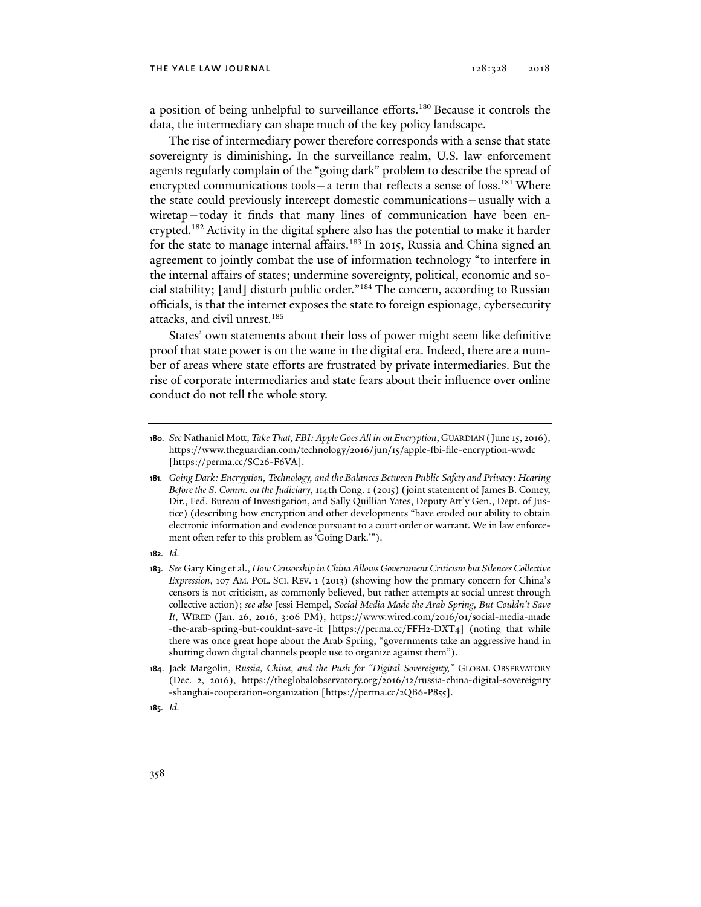a position of being unhelpful to surveillance efforts.[180] Because it controls the data, the intermediary can shape much of the key policy landscape.

The rise of intermediary power therefore corresponds with a sense that state sovereignty is diminishing. In the surveillance realm, U.S. law enforcement agents regularly complain of the "going dark" problem to describe the spread of encrypted communications tools—a term that reflects a sense of loss.[181] Where the state could previously intercept domestic communications—usually with a wiretap—today it finds that many lines of communication have been encrypted.[182] Activity in the digital sphere also has the potential to make it harder for the state to manage internal affairs.[183] In 2015, Russia and China signed an agreement to jointly combat the use of information technology "to interfere in the internal affairs of states; undermine sovereignty, political, economic and social stability; [and] disturb public order."[184] The concern, according to Russian officials, is that the internet exposes the state to foreign espionage, cybersecurity attacks, and civil unrest.[185]

States' own statements about their loss of power might seem like definitive proof that state power is on the wane in the digital era. Indeed, there are a number of areas where state efforts are frustrated by private intermediaries. But the rise of corporate intermediaries and state fears about their influence over online conduct do not tell the whole story.

---

**180.** *See* Nathaniel Mott, *Take That, FBI: Apple Goes All in on Encryption*, GUARDIAN (June 15, 2016), https://www.theguardian.com/technology/2016/jun/15/apple-fbi-file-encryption-wwdc [https://perma.cc/SC26-F6VA].

**181.** *Going Dark: Encryption, Technology, and the Balances Between Public Safety and Privacy*: *Hearing Before the S. Comm. on the Judiciary*, 114th Cong. 1 (2015) (joint statement of James B. Comey, Dir., Fed. Bureau of Investigation, and Sally Quillian Yates, Deputy Att'y Gen., Dept. of Justice) (describing how encryption and other developments "have eroded our ability to obtain electronic information and evidence pursuant to a court order or warrant. We in law enforcement often refer to this problem as 'Going Dark.'").

**182.** *Id.*

**183.** *See* Gary King et al., *How Censorship in China Allows Government Criticism but Silences Collective Expression*, 107 AM. POL. SCI. REV. 1 (2013) (showing how the primary concern for China's censors is not criticism, as commonly believed, but rather attempts at social unrest through collective action); *see also* Jessi Hempel, *Social Media Made the Arab Spring, But Couldn't Save It*, WIRED (Jan. 26, 2016, 3:06 PM), https://www.wired.com/2016/01/social-media-made-the-arab-spring-but-couldnt-save-it [https://perma.cc/FFH2-DXT4] (noting that while there was once great hope about the Arab Spring, "governments take an aggressive hand in shutting down digital channels people use to organize against them").

**184.** Jack Margolin, *Russia, China, and the Push for "Digital Sovereignty,"* GLOBAL OBSERVATORY (Dec. 2, 2016), https://theglobalobservatory.org/2016/12/russia-china-digital-sovereignty-shanghai-cooperation-organization [https://perma.cc/2QB6-P855].

**185.** *Id.*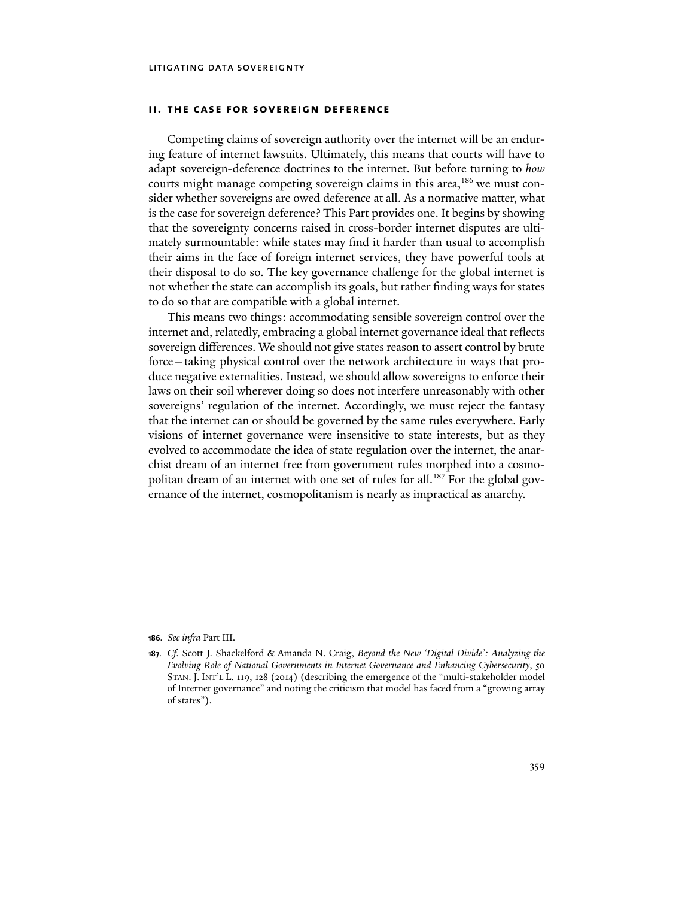## II. THE CASE FOR SOVEREIGN DEFERENCE

Competing claims of sovereign authority over the internet will be an enduring feature of internet lawsuits. Ultimately, this means that courts will have to adapt sovereign-deference doctrines to the internet. But before turning to *how* courts might manage competing sovereign claims in this area,[186] we must consider whether sovereigns are owed deference at all. As a normative matter, what is the case for sovereign deference? This Part provides one. It begins by showing that the sovereignty concerns raised in cross-border internet disputes are ultimately surmountable: while states may find it harder than usual to accomplish their aims in the face of foreign internet services, they have powerful tools at their disposal to do so. The key governance challenge for the global internet is not whether the state can accomplish its goals, but rather finding ways for states to do so that are compatible with a global internet.

This means two things: accommodating sensible sovereign control over the internet and, relatedly, embracing a global internet governance ideal that reflects sovereign differences. We should not give states reason to assert control by brute force—taking physical control over the network architecture in ways that produce negative externalities. Instead, we should allow sovereigns to enforce their laws on their soil wherever doing so does not interfere unreasonably with other sovereigns' regulation of the internet. Accordingly, we must reject the fantasy that the internet can or should be governed by the same rules everywhere. Early visions of internet governance were insensitive to state interests, but as they evolved to accommodate the idea of state regulation over the internet, the anarchist dream of an internet free from government rules morphed into a cosmopolitan dream of an internet with one set of rules for all.[187] For the global governance of the internet, cosmopolitanism is nearly as impractical as anarchy.

---

**186.** *See infra* Part III.

**187.** *Cf.* Scott J. Shackelford & Amanda N. Craig, *Beyond the New 'Digital Divide': Analyzing the Evolving Role of National Governments in Internet Governance and Enhancing Cybersecurity*, 50 STAN. J. INT'L L. 119, 128 (2014) (describing the emergence of the "multi-stakeholder model of Internet governance" and noting the criticism that model has faced from a "growing array of states").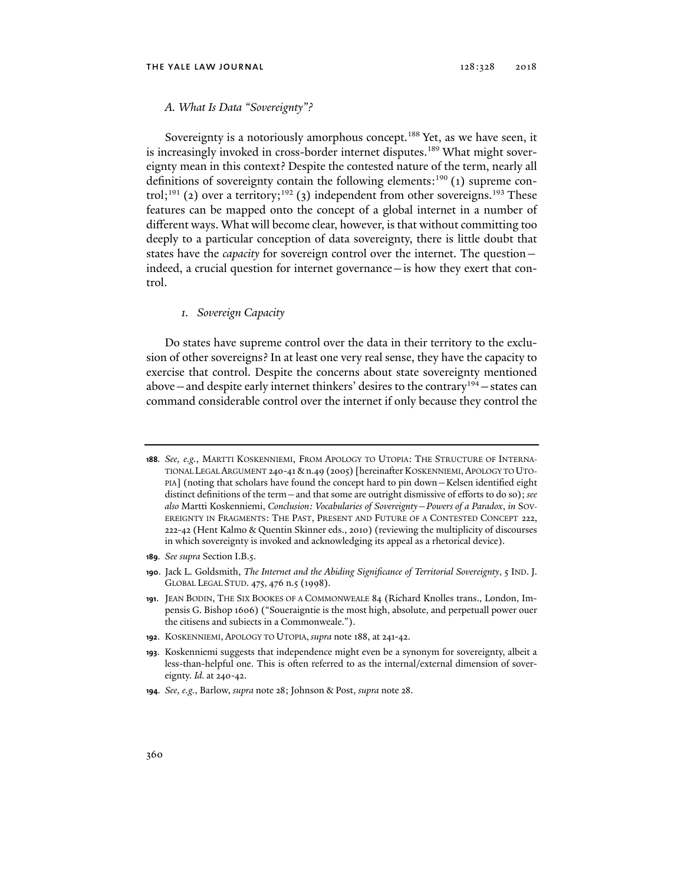### *A. What Is Data "Sovereignty"?*

Sovereignty is a notoriously amorphous concept.[188] Yet, as we have seen, it is increasingly invoked in cross-border internet disputes.[189] What might sovereignty mean in this context? Despite the contested nature of the term, nearly all definitions of sovereignty contain the following elements:[190] (1) supreme control;[191] (2) over a territory;[192] (3) independent from other sovereigns.[193] These features can be mapped onto the concept of a global internet in a number of different ways. What will become clear, however, is that without committing too deeply to a particular conception of data sovereignty, there is little doubt that states have the *capacity* for sovereign control over the internet. The question—indeed, a crucial question for internet governance—is how they exert that control.

#### *1. Sovereign Capacity*

Do states have supreme control over the data in their territory to the exclusion of other sovereigns? In at least one very real sense, they have the capacity to exercise that control. Despite the concerns about state sovereignty mentioned above—and despite early internet thinkers' desires to the contrary[194]—states can command considerable control over the internet if only because they control the

---

**188.** *See, e.g.*, MARTTI KOSKENNIEMI, FROM APOLOGY TO UTOPIA: THE STRUCTURE OF INTERNATIONAL LEGAL ARGUMENT 240-41 & n.49 (2005) [hereinafter KOSKENNIEMI, APOLOGY TO UTOPIA] (noting that scholars have found the concept hard to pin down—Kelsen identified eight distinct definitions of the term—and that some are outright dismissive of efforts to do so); *see also* Martti Koskenniemi, *Conclusion: Vocabularies of Sovereignty—Powers of a Paradox*, *in* SOVEREIGNTY IN FRAGMENTS: THE PAST, PRESENT AND FUTURE OF A CONTESTED CONCEPT 222, 222-42 (Hent Kalmo & Quentin Skinner eds., 2010) (reviewing the multiplicity of discourses in which sovereignty is invoked and acknowledging its appeal as a rhetorical device).

**189.** *See supra* Section I.B.5.

**190.** Jack L. Goldsmith, *The Internet and the Abiding Significance of Territorial Sovereignty*, 5 IND. J. GLOBAL LEGAL STUD. 475, 476 n.5 (1998).

**191.** JEAN BODIN, THE SIX BOOKES OF A COMMONWEALE 84 (Richard Knolles trans., London, Impensis G. Bishop 1606) ("Soueraigntie is the most high, absolute, and perpetuall power ouer the citisens and subiects in a Commonweale.").

**192.** KOSKENNIEMI, APOLOGY TO UTOPIA, *supra* note 188, at 241-42.

**193.** Koskenniemi suggests that independence might even be a synonym for sovereignty, albeit a less-than-helpful one. This is often referred to as the internal/external dimension of sovereignty. *Id.* at 240-42.

**194.** *See, e.g.*, Barlow, *supra* note 28; Johnson & Post, *supra* note 28.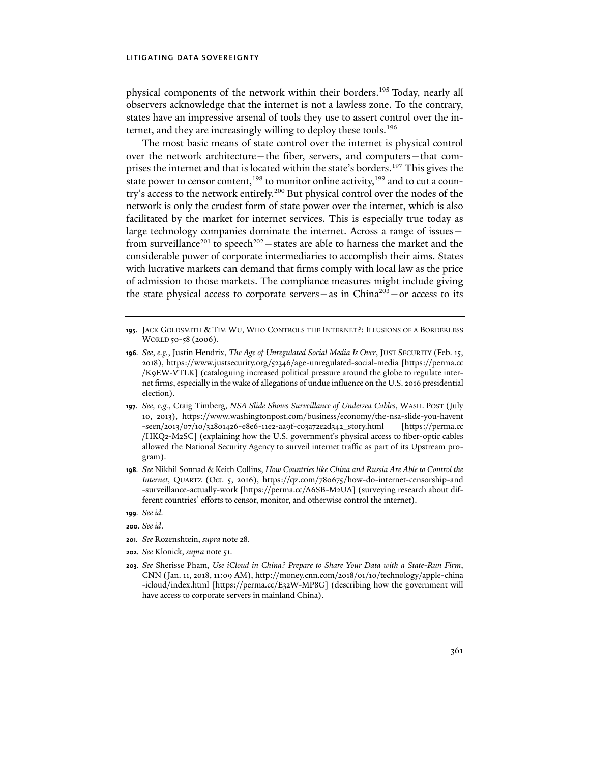physical components of the network within their borders.[195] Today, nearly all observers acknowledge that the internet is not a lawless zone. To the contrary, states have an impressive arsenal of tools they use to assert control over the internet, and they are increasingly willing to deploy these tools.[196]

The most basic means of state control over the internet is physical control over the network architecture—the fiber, servers, and computers—that comprises the internet and that is located within the state's borders.[197] This gives the state power to censor content,[198] to monitor online activity,[199] and to cut a country's access to the network entirely.[200] But physical control over the nodes of the network is only the crudest form of state power over the internet, which is also facilitated by the market for internet services. This is especially true today as large technology companies dominate the internet. Across a range of issues—from surveillance[201] to speech[202]—states are able to harness the market and the considerable power of corporate intermediaries to accomplish their aims. States with lucrative markets can demand that firms comply with local law as the price of admission to those markets. The compliance measures might include giving the state physical access to corporate servers—as in China[203]—or access to its

---

**195.** Jack Goldsmith & Tim Wu, Who Controls the Internet?: Illusions of a Borderless World 50-58 (2006).

**196.** *See, e.g.*, Justin Hendrix, *The Age of Unregulated Social Media Is Over*, Just Security (Feb. 15, 2018), https://www.justsecurity.org/52346/age-unregulated-social-media [https://perma.cc/K9EW-VTLK] (cataloguing increased political pressure around the globe to regulate internet firms, especially in the wake of allegations of undue influence on the U.S. 2016 presidential election).

**197.** *See, e.g.*, Craig Timberg, *NSA Slide Shows Surveillance of Undersea Cables*, Wash. Post (July 10, 2013), https://www.washingtonpost.com/business/economy/the-nsa-slide-you-havent-seen/2013/07/10/32801426-e8e6-11e2-aa9f-c03a72e2d342_story.html [https://perma.cc/HKQ2-M2SC] (explaining how the U.S. government's physical access to fiber-optic cables allowed the National Security Agency to surveil internet traffic as part of its Upstream program).

**198.** *See* Nikhil Sonnad & Keith Collins, *How Countries like China and Russia Are Able to Control the Internet*, Quartz (Oct. 5, 2016), https://qz.com/780675/how-do-internet-censorship-and-surveillance-actually-work [https://perma.cc/A6SB-M2UA] (surveying research about different countries' efforts to censor, monitor, and otherwise control the internet).

**199.** *See id.*

**200.** *See id.*

**201.** *See* Rozenshtein, *supra* note 28.

**202.** *See* Klonick, *supra* note 51.

**203.** *See* Sherisse Pham, *Use iCloud in China? Prepare to Share Your Data with a State-Run Firm*, CNN (Jan. 11, 2018, 11:09 AM), http://money.cnn.com/2018/01/10/technology/apple-china-icloud/index.html [https://perma.cc/E32W-MP8G] (describing how the government will have access to corporate servers in mainland China).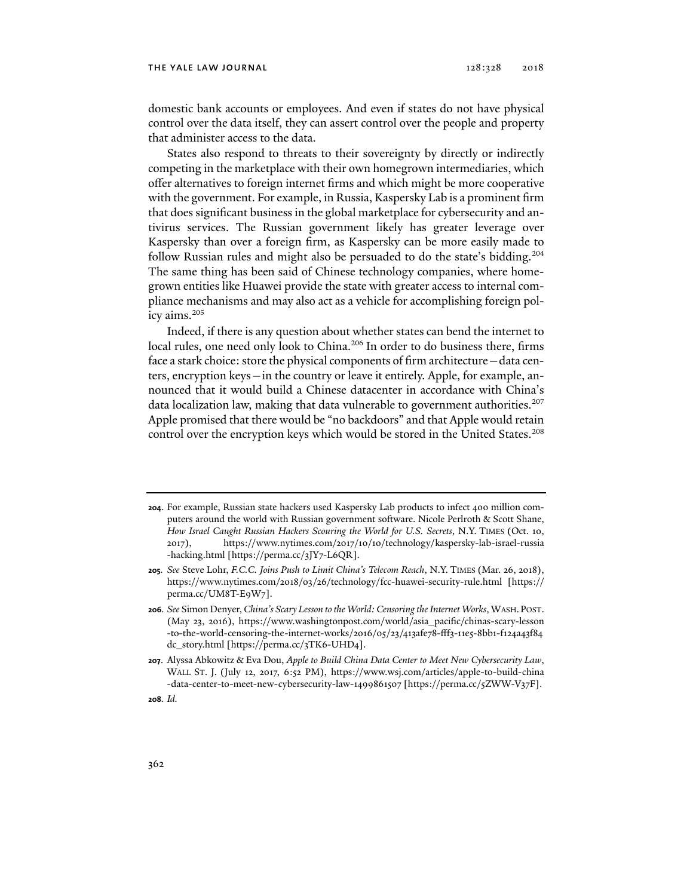domestic bank accounts or employees. And even if states do not have physical control over the data itself, they can assert control over the people and property that administer access to the data.

States also respond to threats to their sovereignty by directly or indirectly competing in the marketplace with their own homegrown intermediaries, which offer alternatives to foreign internet firms and which might be more cooperative with the government. For example, in Russia, Kaspersky Lab is a prominent firm that does significant business in the global marketplace for cybersecurity and antivirus services. The Russian government likely has greater leverage over Kaspersky than over a foreign firm, as Kaspersky can be more easily made to follow Russian rules and might also be persuaded to do the state's bidding.[204] The same thing has been said of Chinese technology companies, where homegrown entities like Huawei provide the state with greater access to internal compliance mechanisms and may also act as a vehicle for accomplishing foreign policy aims.[205]

Indeed, if there is any question about whether states can bend the internet to local rules, one need only look to China.[206] In order to do business there, firms face a stark choice: store the physical components of firm architecture—data centers, encryption keys—in the country or leave it entirely. Apple, for example, announced that it would build a Chinese datacenter in accordance with China's data localization law, making that data vulnerable to government authorities.[207] Apple promised that there would be "no backdoors" and that Apple would retain control over the encryption keys which would be stored in the United States.[208]

---

**204.** For example, Russian state hackers used Kaspersky Lab products to infect 400 million computers around the world with Russian government software. Nicole Perlroth & Scott Shane, *How Israel Caught Russian Hackers Scouring the World for U.S. Secrets*, N.Y. TIMES (Oct. 10, 2017), https://www.nytimes.com/2017/10/10/technology/kaspersky-lab-israel-russia-hacking.html [https://perma.cc/3JY7-L6QR].

**205.** *See* Steve Lohr, *F.C.C. Joins Push to Limit China's Telecom Reach*, N.Y. TIMES (Mar. 26, 2018), https://www.nytimes.com/2018/03/26/technology/fcc-huawei-security-rule.html [https://perma.cc/UM8T-E9W7].

**206.** *See* Simon Denyer, *China's Scary Lesson to the World: Censoring the Internet Works*, WASH. POST. (May 23, 2016), https://www.washingtonpost.com/world/asia_pacific/chinas-scary-lesson-to-the-world-censoring-the-internet-works/2016/05/23/413afe78-fff3-11e5-8bb1-f124a43f84dc_story.html [https://perma.cc/3TK6-UHD4].

**207.** Alyssa Abkowitz & Eva Dou, *Apple to Build China Data Center to Meet New Cybersecurity Law*, WALL ST. J. (July 12, 2017, 6:52 PM), https://www.wsj.com/articles/apple-to-build-china-data-center-to-meet-new-cybersecurity-law-1499861507 [https://perma.cc/5ZWW-V37F].

**208.** *Id.*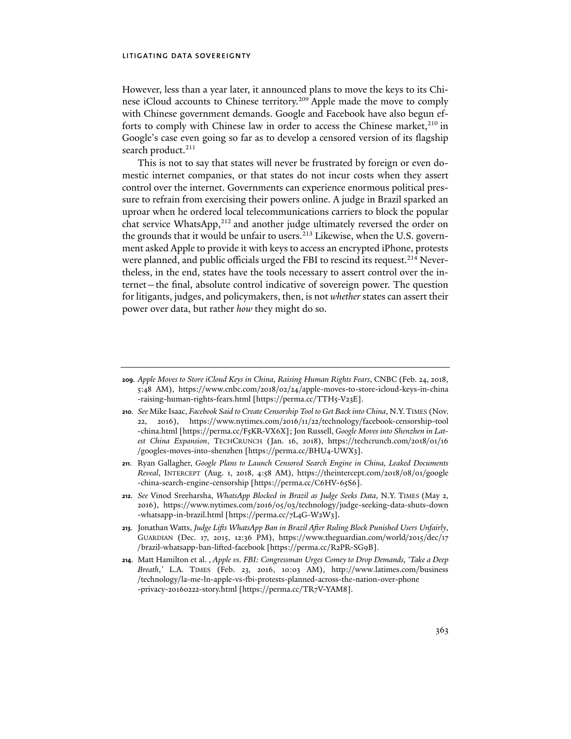However, less than a year later, it announced plans to move the keys to its Chinese iCloud accounts to Chinese territory.[209] Apple made the move to comply with Chinese government demands. Google and Facebook have also begun efforts to comply with Chinese law in order to access the Chinese market,[210] in Google's case even going so far as to develop a censored version of its flagship search product.[211]

This is not to say that states will never be frustrated by foreign or even domestic internet companies, or that states do not incur costs when they assert control over the internet. Governments can experience enormous political pressure to refrain from exercising their powers online. A judge in Brazil sparked an uproar when he ordered local telecommunications carriers to block the popular chat service WhatsApp,[212] and another judge ultimately reversed the order on the grounds that it would be unfair to users.[213] Likewise, when the U.S. government asked Apple to provide it with keys to access an encrypted iPhone, protests were planned, and public officials urged the FBI to rescind its request.[214] Nevertheless, in the end, states have the tools necessary to assert control over the internet—the final, absolute control indicative of sovereign power. The question for litigants, judges, and policymakers, then, is not *whether* states can assert their power over data, but rather *how* they might do so.

---

**209.** *Apple Moves to Store iCloud Keys in China, Raising Human Rights Fears*, CNBC (Feb. 24, 2018, 5:48 AM), https://www.cnbc.com/2018/02/24/apple-moves-to-store-icloud-keys-in-china-raising-human-rights-fears.html [https://perma.cc/TTH5-V23E].

**210.** *See* Mike Isaac, *Facebook Said to Create Censorship Tool to Get Back into China*, N.Y. TIMES (Nov. 22, 2016), https://www.nytimes.com/2016/11/22/technology/facebook-censorship-tool-china.html [https://perma.cc/F5KR-VX6X]; Jon Russell, *Google Moves into Shenzhen in Latest China Expansion*, TECHCRUNCH (Jan. 16, 2018), https://techcrunch.com/2018/01/16/googles-moves-into-shenzhen [https://perma.cc/BHU4-UWX3].

**211.** Ryan Gallagher, *Google Plans to Launch Censored Search Engine in China, Leaked Documents Reveal*, INTERCEPT (Aug. 1, 2018, 4:58 AM), https://theintercept.com/2018/08/01/google-china-search-engine-censorship [https://perma.cc/C6HV-65S6].

**212.** *See* Vinod Sreeharsha, *WhatsApp Blocked in Brazil as Judge Seeks Data*, N.Y. TIMES (May 2, 2016), https://www.nytimes.com/2016/05/03/technology/judge-seeking-data-shuts-down-whatsapp-in-brazil.html [https://perma.cc/7L4G-W2W3].

**213.** Jonathan Watts, *Judge Lifts WhatsApp Ban in Brazil After Ruling Block Punished Users Unfairly*, GUARDIAN (Dec. 17, 2015, 12:36 PM), https://www.theguardian.com/world/2015/dec/17/brazil-whatsapp-ban-lifted-facebook [https://perma.cc/R2PR-SG9B].

**214.** Matt Hamilton et al. , *Apple vs. FBI: Congressman Urges Comey to Drop Demands, 'Take a Deep Breath,'* L.A. TIMES (Feb. 23, 2016, 10:03 AM), http://www.latimes.com/business/technology/la-me-ln-apple-vs-fbi-protests-planned-across-the-nation-over-phone-privacy-20160222-story.html [https://perma.cc/TR7V-YAM8].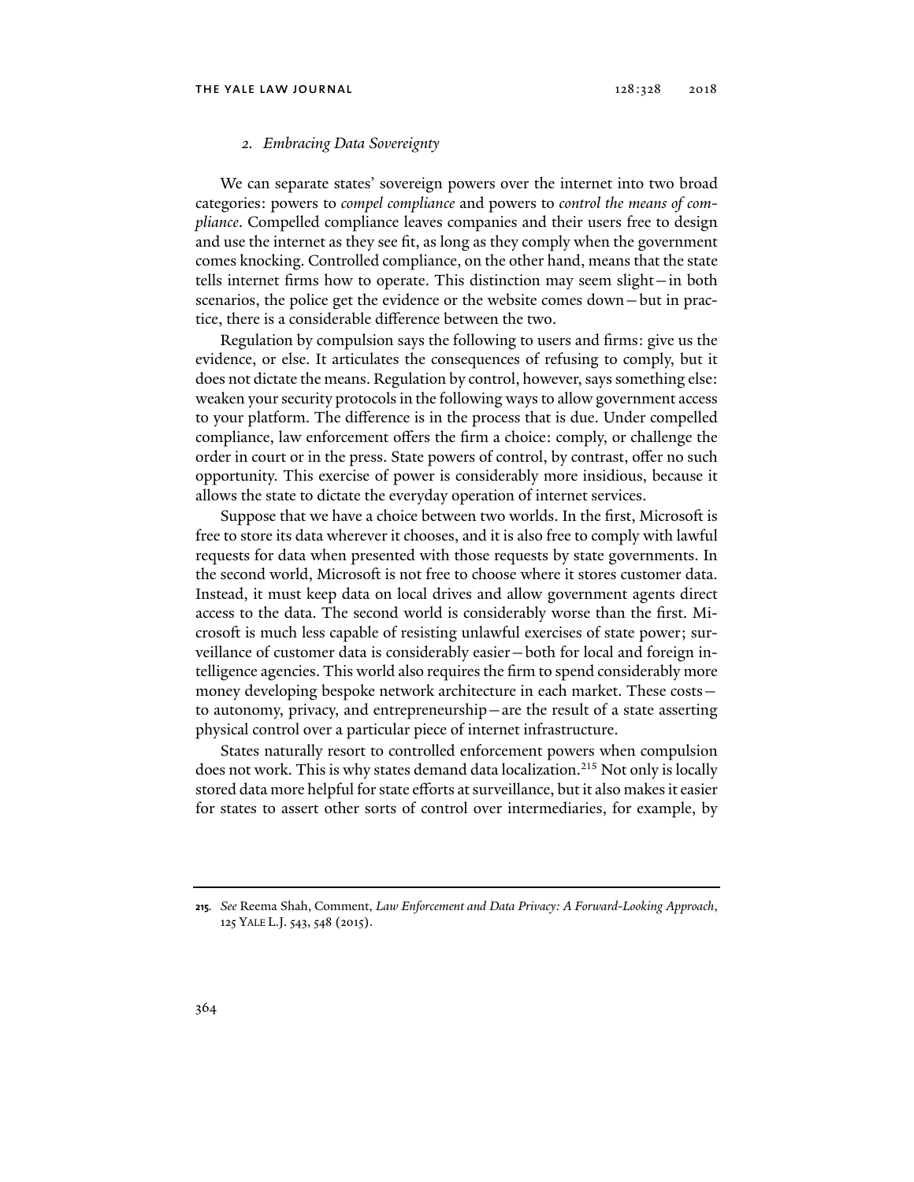### 2. *Embracing Data Sovereignty*

We can separate states' sovereign powers over the internet into two broad categories: powers to *compel compliance* and powers to *control the means of compliance*. Compelled compliance leaves companies and their users free to design and use the internet as they see fit, as long as they comply when the government comes knocking. Controlled compliance, on the other hand, means that the state tells internet firms how to operate. This distinction may seem slight—in both scenarios, the police get the evidence or the website comes down—but in practice, there is a considerable difference between the two.

Regulation by compulsion says the following to users and firms: give us the evidence, or else. It articulates the consequences of refusing to comply, but it does not dictate the means. Regulation by control, however, says something else: weaken your security protocols in the following ways to allow government access to your platform. The difference is in the process that is due. Under compelled compliance, law enforcement offers the firm a choice: comply, or challenge the order in court or in the press. State powers of control, by contrast, offer no such opportunity. This exercise of power is considerably more insidious, because it allows the state to dictate the everyday operation of internet services.

Suppose that we have a choice between two worlds. In the first, Microsoft is free to store its data wherever it chooses, and it is also free to comply with lawful requests for data when presented with those requests by state governments. In the second world, Microsoft is not free to choose where it stores customer data. Instead, it must keep data on local drives and allow government agents direct access to the data. The second world is considerably worse than the first. Microsoft is much less capable of resisting unlawful exercises of state power; surveillance of customer data is considerably easier—both for local and foreign intelligence agencies. This world also requires the firm to spend considerably more money developing bespoke network architecture in each market. These costs—to autonomy, privacy, and entrepreneurship—are the result of a state asserting physical control over a particular piece of internet infrastructure.

States naturally resort to controlled enforcement powers when compulsion does not work. This is why states demand data localization.[215] Not only is locally stored data more helpful for state efforts at surveillance, but it also makes it easier for states to assert other sorts of control over intermediaries, for example, by

---

**215.** *See* Reema Shah, Comment, *Law Enforcement and Data Privacy: A Forward-Looking Approach*, 125 YALE L.J. 543, 548 (2015).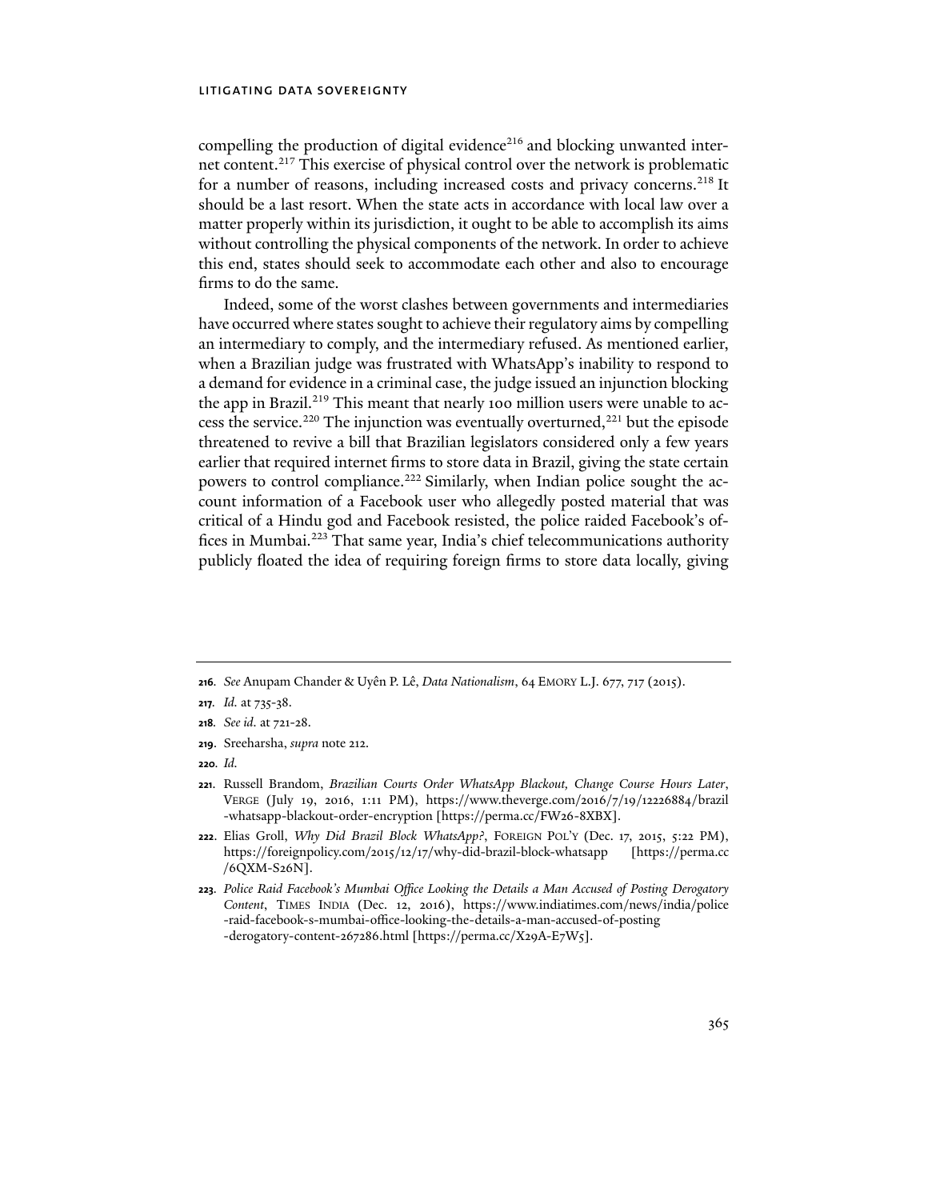compelling the production of digital evidence[216] and blocking unwanted internet content.[217] This exercise of physical control over the network is problematic for a number of reasons, including increased costs and privacy concerns.[218] It should be a last resort. When the state acts in accordance with local law over a matter properly within its jurisdiction, it ought to be able to accomplish its aims without controlling the physical components of the network. In order to achieve this end, states should seek to accommodate each other and also to encourage firms to do the same.

Indeed, some of the worst clashes between governments and intermediaries have occurred where states sought to achieve their regulatory aims by compelling an intermediary to comply, and the intermediary refused. As mentioned earlier, when a Brazilian judge was frustrated with WhatsApp's inability to respond to a demand for evidence in a criminal case, the judge issued an injunction blocking the app in Brazil.[219] This meant that nearly 100 million users were unable to access the service.[220] The injunction was eventually overturned,[221] but the episode threatened to revive a bill that Brazilian legislators considered only a few years earlier that required internet firms to store data in Brazil, giving the state certain powers to control compliance.[222] Similarly, when Indian police sought the account information of a Facebook user who allegedly posted material that was critical of a Hindu god and Facebook resisted, the police raided Facebook's offices in Mumbai.[223] That same year, India's chief telecommunications authority publicly floated the idea of requiring foreign firms to store data locally, giving

---

**216.** *See* Anupam Chander & Uyên P. Lê, *Data Nationalism*, 64 EMORY L.J. 677, 717 (2015).

**217.** *Id.* at 735-38.

**218.** *See id.* at 721-28.

**219.** Sreeharsha, *supra* note 212.

**220.** *Id.*

**221.** Russell Brandom, *Brazilian Courts Order WhatsApp Blackout, Change Course Hours Later*, VERGE (July 19, 2016, 1:11 PM), https://www.theverge.com/2016/7/19/12226884/brazil-whatsapp-blackout-order-encryption [https://perma.cc/FW26-8XBX].

**222.** Elias Groll, *Why Did Brazil Block WhatsApp?*, FOREIGN POL'Y (Dec. 17, 2015, 5:22 PM), https://foreignpolicy.com/2015/12/17/why-did-brazil-block-whatsapp [https://perma.cc/6QXM-S26N].

**223.** *Police Raid Facebook's Mumbai Office Looking the Details a Man Accused of Posting Derogatory Content*, TIMES INDIA (Dec. 12, 2016), https://www.indiatimes.com/news/india/police-raid-facebook-s-mumbai-office-looking-the-details-a-man-accused-of-posting-derogatory-content-267286.html [https://perma.cc/X29A-E7W5].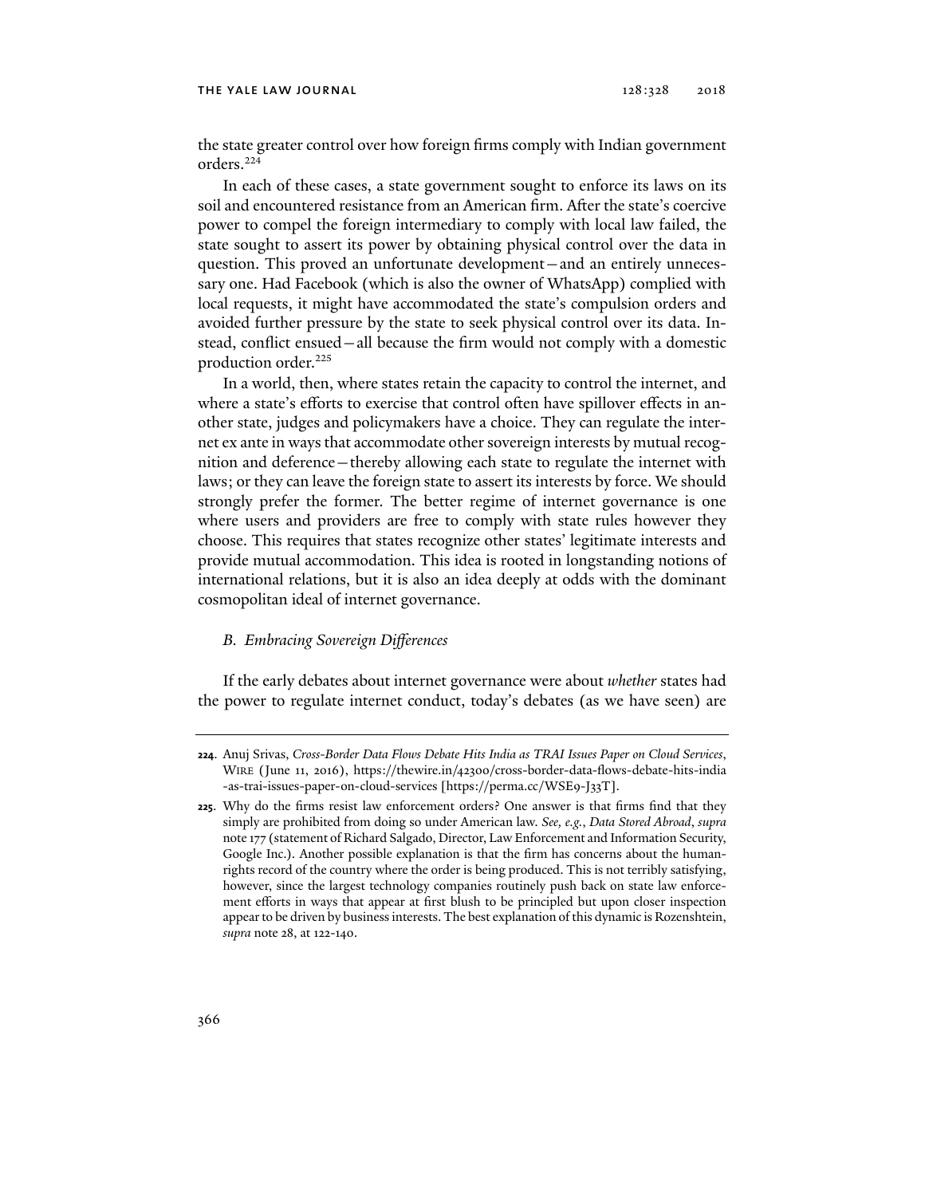the state greater control over how foreign firms comply with Indian government orders.[224]

In each of these cases, a state government sought to enforce its laws on its soil and encountered resistance from an American firm. After the state's coercive power to compel the foreign intermediary to comply with local law failed, the state sought to assert its power by obtaining physical control over the data in question. This proved an unfortunate development—and an entirely unnecessary one. Had Facebook (which is also the owner of WhatsApp) complied with local requests, it might have accommodated the state's compulsion orders and avoided further pressure by the state to seek physical control over its data. Instead, conflict ensued—all because the firm would not comply with a domestic production order.[225]

In a world, then, where states retain the capacity to control the internet, and where a state's efforts to exercise that control often have spillover effects in another state, judges and policymakers have a choice. They can regulate the internet ex ante in ways that accommodate other sovereign interests by mutual recognition and deference—thereby allowing each state to regulate the internet with laws; or they can leave the foreign state to assert its interests by force. We should strongly prefer the former. The better regime of internet governance is one where users and providers are free to comply with state rules however they choose. This requires that states recognize other states' legitimate interests and provide mutual accommodation. This idea is rooted in longstanding notions of international relations, but it is also an idea deeply at odds with the dominant cosmopolitan ideal of internet governance.

### *B. Embracing Sovereign Differences*

If the early debates about internet governance were about *whether* states had the power to regulate internet conduct, today's debates (as we have seen) are

---

**224**. Anuj Srivas, *Cross-Border Data Flows Debate Hits India as TRAI Issues Paper on Cloud Services*, WIRE (June 11, 2016), https://thewire.in/42300/cross-border-data-flows-debate-hits-india-as-trai-issues-paper-on-cloud-services [https://perma.cc/WSE9-J33T].

**225**. Why do the firms resist law enforcement orders? One answer is that firms find that they simply are prohibited from doing so under American law. *See, e.g.*, *Data Stored Abroad*, *supra* note 177 (statement of Richard Salgado, Director, Law Enforcement and Information Security, Google Inc.). Another possible explanation is that the firm has concerns about the human-rights record of the country where the order is being produced. This is not terribly satisfying, however, since the largest technology companies routinely push back on state law enforcement efforts in ways that appear at first blush to be principled but upon closer inspection appear to be driven by business interests. The best explanation of this dynamic is Rozenshtein, *supra* note 28, at 122-140.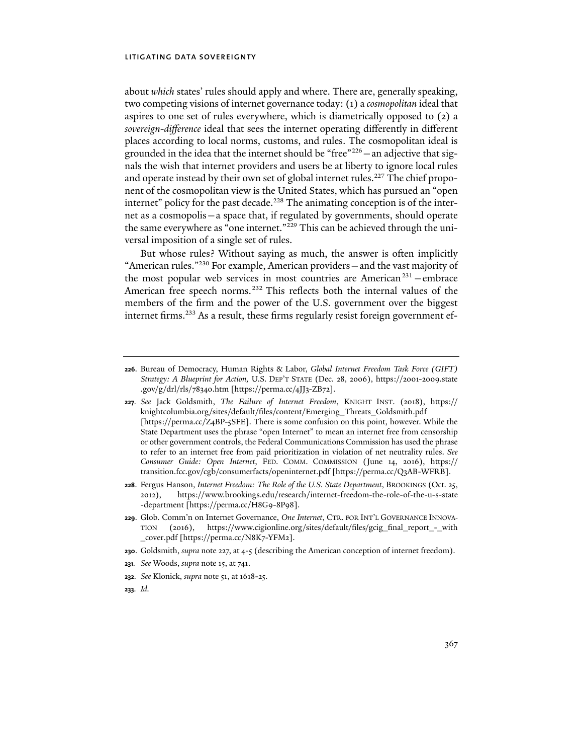about *which* states' rules should apply and where. There are, generally speaking, two competing visions of internet governance today: (1) a *cosmopolitan* ideal that aspires to one set of rules everywhere, which is diametrically opposed to (2) a *sovereign-difference* ideal that sees the internet operating differently in different places according to local norms, customs, and rules. The cosmopolitan ideal is grounded in the idea that the internet should be "free"[226]—an adjective that signals the wish that internet providers and users be at liberty to ignore local rules and operate instead by their own set of global internet rules.[227] The chief proponent of the cosmopolitan view is the United States, which has pursued an "open internet" policy for the past decade.[228] The animating conception is of the internet as a cosmopolis—a space that, if regulated by governments, should operate the same everywhere as "one internet."[229] This can be achieved through the universal imposition of a single set of rules.

But whose rules? Without saying as much, the answer is often implicitly "American rules."[230] For example, American providers—and the vast majority of the most popular web services in most countries are American[231]—embrace American free speech norms.[232] This reflects both the internal values of the members of the firm and the power of the U.S. government over the biggest internet firms.[233] As a result, these firms regularly resist foreign government ef-

---

**226.** Bureau of Democracy, Human Rights & Labor, *Global Internet Freedom Task Force (GIFT) Strategy: A Blueprint for Action,* U.S. DEP'T STATE (Dec. 28, 2006), https://2001-2009.state.gov/g/drl/rls/78340.htm [https://perma.cc/4JJ3-ZB72].

**227.** *See* Jack Goldsmith, *The Failure of Internet Freedom*, KNIGHT INST. (2018), https://knightcolumbia.org/sites/default/files/content/Emerging_Threats_Goldsmith.pdf [https://perma.cc/Z4BP-5SFE]. There is some confusion on this point, however. While the State Department uses the phrase "open Internet" to mean an internet free from censorship or other government controls, the Federal Communications Commission has used the phrase to refer to an internet free from paid prioritization in violation of net neutrality rules. *See Consumer Guide: Open Internet*, FED. COMM. COMMISSION (June 14, 2016), https://transition.fcc.gov/cgb/consumerfacts/openinternet.pdf [https://perma.cc/Q3AB-WFRB].

**228.** Fergus Hanson, *Internet Freedom: The Role of the U.S. State Department*, BROOKINGS (Oct. 25, 2012), https://www.brookings.edu/research/internet-freedom-the-role-of-the-u-s-state-department [https://perma.cc/H8G9-8P98].

**229.** Glob. Comm'n on Internet Governance, *One Internet*, CTR. FOR INT'L GOVERNANCE INNOVATION (2016), https://www.cigionline.org/sites/default/files/gcig_final_report_-_with_cover.pdf [https://perma.cc/N8K7-YFM2].

**230.** Goldsmith, *supra* note 227, at 4-5 (describing the American conception of internet freedom).

**231.** *See* Woods, *supra* note 15, at 741.

**232.** *See* Klonick, *supra* note 51, at 1618-25.

**233.** *Id.*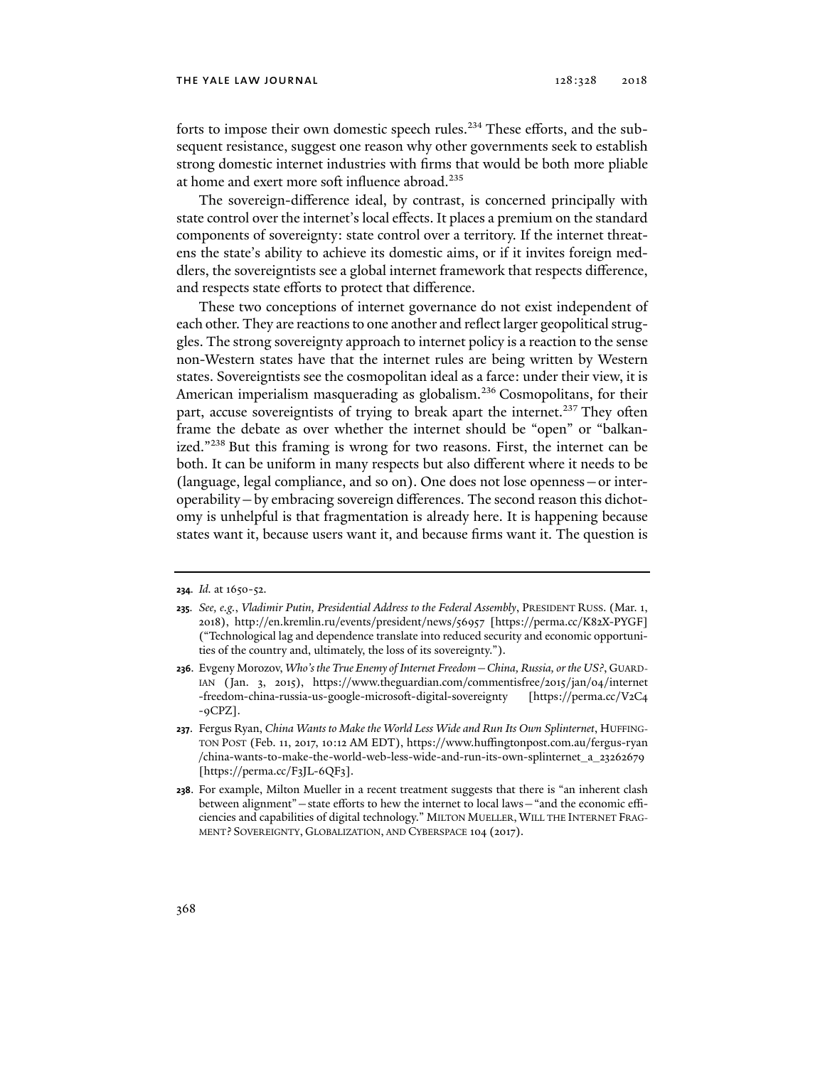forts to impose their own domestic speech rules.[234] These efforts, and the subsequent resistance, suggest one reason why other governments seek to establish strong domestic internet industries with firms that would be both more pliable at home and exert more soft influence abroad.[235]

The sovereign-difference ideal, by contrast, is concerned principally with state control over the internet's local effects. It places a premium on the standard components of sovereignty: state control over a territory. If the internet threatens the state's ability to achieve its domestic aims, or if it invites foreign meddlers, the sovereigntists see a global internet framework that respects difference, and respects state efforts to protect that difference.

These two conceptions of internet governance do not exist independent of each other. They are reactions to one another and reflect larger geopolitical struggles. The strong sovereignty approach to internet policy is a reaction to the sense non-Western states have that the internet rules are being written by Western states. Sovereigntists see the cosmopolitan ideal as a farce: under their view, it is American imperialism masquerading as globalism.[236] Cosmopolitans, for their part, accuse sovereigntists of trying to break apart the internet.[237] They often frame the debate as over whether the internet should be "open" or "balkanized."[238] But this framing is wrong for two reasons. First, the internet can be both. It can be uniform in many respects but also different where it needs to be (language, legal compliance, and so on). One does not lose openness—or interoperability—by embracing sovereign differences. The second reason this dichotomy is unhelpful is that fragmentation is already here. It is happening because states want it, because users want it, and because firms want it. The question is

---

**234.** *Id.* at 1650-52.

**235.** *See, e.g.*, *Vladimir Putin, Presidential Address to the Federal Assembly*, PRESIDENT RUSS. (Mar. 1, 2018), http://en.kremlin.ru/events/president/news/56957 [https://perma.cc/K82X-PYGF] ("Technological lag and dependence translate into reduced security and economic opportunities of the country and, ultimately, the loss of its sovereignty.").

**236.** Evgeny Morozov, *Who's the True Enemy of Internet Freedom—China, Russia, or the US?*, GUARDIAN (Jan. 3, 2015), https://www.theguardian.com/commentisfree/2015/jan/04/internet-freedom-china-russia-us-google-microsoft-digital-sovereignty [https://perma.cc/V2C4-9CPZ].

**237.** Fergus Ryan, *China Wants to Make the World Less Wide and Run Its Own Splinternet*, HUFFINGTON POST (Feb. 11, 2017, 10:12 AM EDT), https://www.huffingtonpost.com.au/fergus-ryan/china-wants-to-make-the-world-web-less-wide-and-run-its-own-splinternet_a_23262679 [https://perma.cc/F3JL-6QF3].

**238.** For example, Milton Mueller in a recent treatment suggests that there is "an inherent clash between alignment"—state efforts to hew the internet to local laws—"and the economic efficiencies and capabilities of digital technology." MILTON MUELLER, WILL THE INTERNET FRAGMENT? SOVEREIGNTY, GLOBALIZATION, AND CYBERSPACE 104 (2017).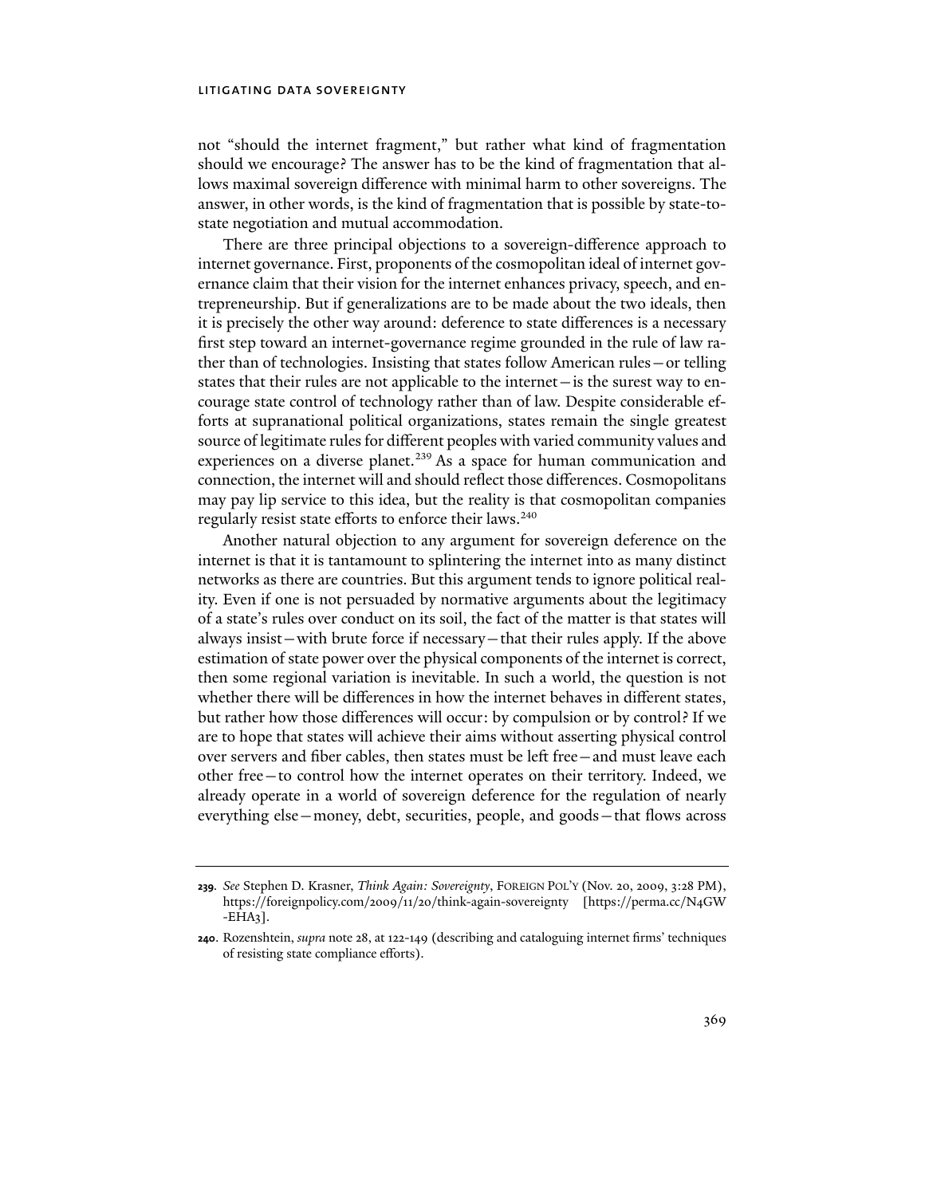not "should the internet fragment," but rather what kind of fragmentation should we encourage? The answer has to be the kind of fragmentation that allows maximal sovereign difference with minimal harm to other sovereigns. The answer, in other words, is the kind of fragmentation that is possible by state-to-state negotiation and mutual accommodation.

There are three principal objections to a sovereign-difference approach to internet governance. First, proponents of the cosmopolitan ideal of internet governance claim that their vision for the internet enhances privacy, speech, and entrepreneurship. But if generalizations are to be made about the two ideals, then it is precisely the other way around: deference to state differences is a necessary first step toward an internet-governance regime grounded in the rule of law rather than of technologies. Insisting that states follow American rules—or telling states that their rules are not applicable to the internet—is the surest way to encourage state control of technology rather than of law. Despite considerable efforts at supranational political organizations, states remain the single greatest source of legitimate rules for different peoples with varied community values and experiences on a diverse planet.[239] As a space for human communication and connection, the internet will and should reflect those differences. Cosmopolitans may pay lip service to this idea, but the reality is that cosmopolitan companies regularly resist state efforts to enforce their laws.[240]

Another natural objection to any argument for sovereign deference on the internet is that it is tantamount to splintering the internet into as many distinct networks as there are countries. But this argument tends to ignore political reality. Even if one is not persuaded by normative arguments about the legitimacy of a state's rules over conduct on its soil, the fact of the matter is that states will always insist—with brute force if necessary—that their rules apply. If the above estimation of state power over the physical components of the internet is correct, then some regional variation is inevitable. In such a world, the question is not whether there will be differences in how the internet behaves in different states, but rather how those differences will occur: by compulsion or by control? If we are to hope that states will achieve their aims without asserting physical control over servers and fiber cables, then states must be left free—and must leave each other free—to control how the internet operates on their territory. Indeed, we already operate in a world of sovereign deference for the regulation of nearly everything else—money, debt, securities, people, and goods—that flows across

---

**239.** *See* Stephen D. Krasner, *Think Again: Sovereignty*, FOREIGN POL'Y (Nov. 20, 2009, 3:28 PM), https://foreignpolicy.com/2009/11/20/think-again-sovereignty [https://perma.cc/N4GW-EHA3].

**240.** Rozenshtein, *supra* note 28, at 122-149 (describing and cataloguing internet firms' techniques of resisting state compliance efforts).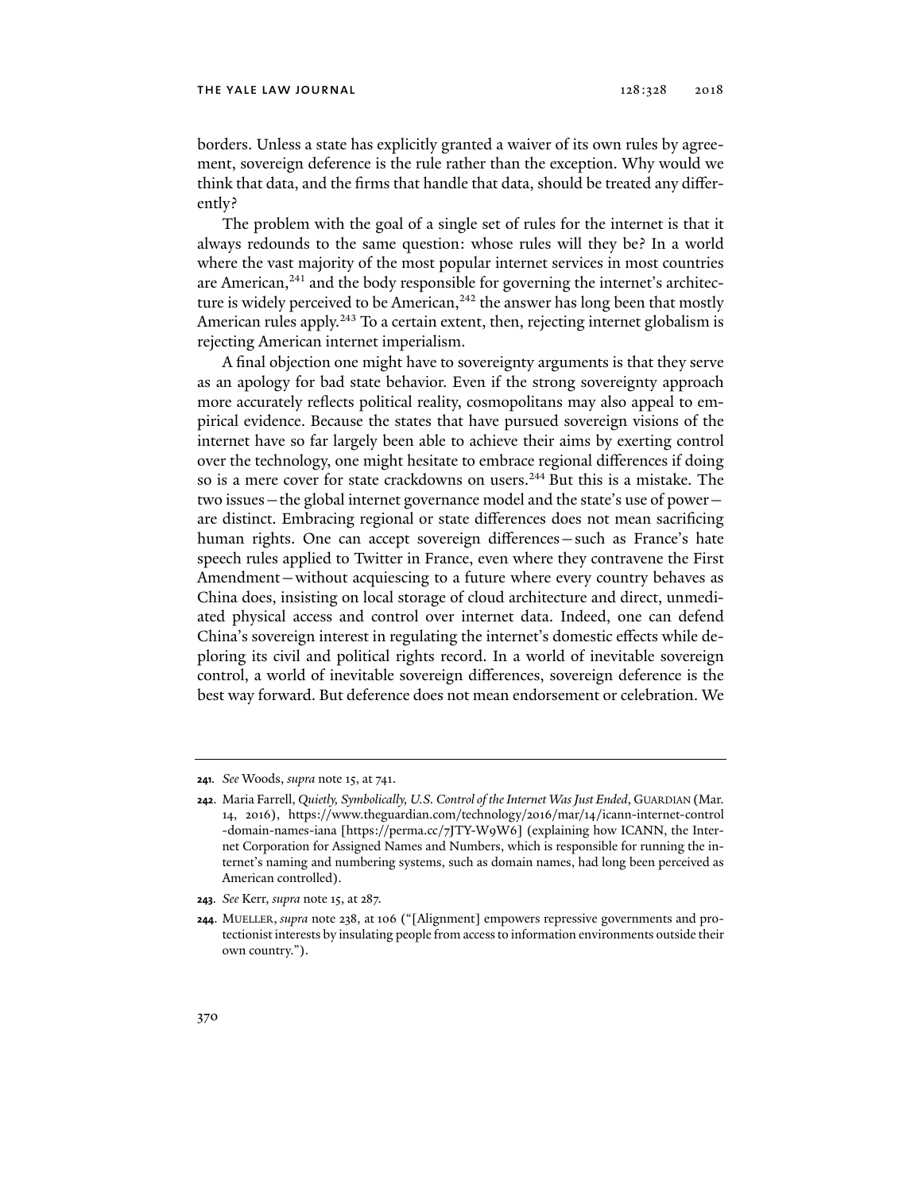borders. Unless a state has explicitly granted a waiver of its own rules by agreement, sovereign deference is the rule rather than the exception. Why would we think that data, and the firms that handle that data, should be treated any differently?

The problem with the goal of a single set of rules for the internet is that it always redounds to the same question: whose rules will they be? In a world where the vast majority of the most popular internet services in most countries are American,[241] and the body responsible for governing the internet's architecture is widely perceived to be American,[242] the answer has long been that mostly American rules apply.[243] To a certain extent, then, rejecting internet globalism is rejecting American internet imperialism.

A final objection one might have to sovereignty arguments is that they serve as an apology for bad state behavior. Even if the strong sovereignty approach more accurately reflects political reality, cosmopolitans may also appeal to empirical evidence. Because the states that have pursued sovereign visions of the internet have so far largely been able to achieve their aims by exerting control over the technology, one might hesitate to embrace regional differences if doing so is a mere cover for state crackdowns on users.[244] But this is a mistake. The two issues—the global internet governance model and the state's use of power—are distinct. Embracing regional or state differences does not mean sacrificing human rights. One can accept sovereign differences—such as France's hate speech rules applied to Twitter in France, even where they contravene the First Amendment—without acquiescing to a future where every country behaves as China does, insisting on local storage of cloud architecture and direct, unmediated physical access and control over internet data. Indeed, one can defend China's sovereign interest in regulating the internet's domestic effects while deploring its civil and political rights record. In a world of inevitable sovereign control, a world of inevitable sovereign differences, sovereign deference is the best way forward. But deference does not mean endorsement or celebration. We

---

**241.** *See* Woods, *supra* note 15, at 741.

**242.** Maria Farrell, *Quietly, Symbolically, U.S. Control of the Internet Was Just Ended*, GUARDIAN (Mar. 14, 2016), https://www.theguardian.com/technology/2016/mar/14/icann-internet-control-domain-names-iana [https://perma.cc/7JTY-W9W6] (explaining how ICANN, the Internet Corporation for Assigned Names and Numbers, which is responsible for running the internet's naming and numbering systems, such as domain names, had long been perceived as American controlled).

**243.** *See* Kerr, *supra* note 15, at 287.

**244.** MUELLER, *supra* note 238, at 106 ("[Alignment] empowers repressive governments and protectionist interests by insulating people from access to information environments outside their own country.").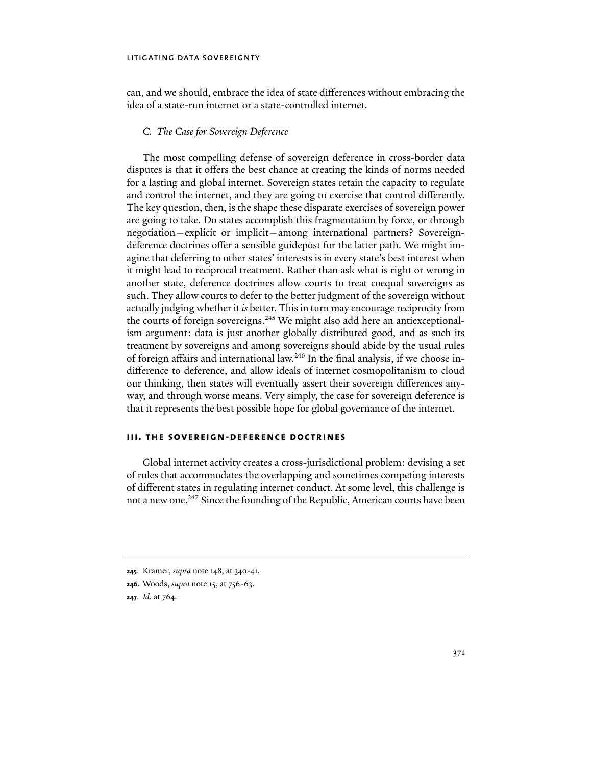can, and we should, embrace the idea of state differences without embracing the idea of a state-run internet or a state-controlled internet.

### *C. The Case for Sovereign Deference*

The most compelling defense of sovereign deference in cross-border data disputes is that it offers the best chance at creating the kinds of norms needed for a lasting and global internet. Sovereign states retain the capacity to regulate and control the internet, and they are going to exercise that control differently. The key question, then, is the shape these disparate exercises of sovereign power are going to take. Do states accomplish this fragmentation by force, or through negotiation—explicit or implicit—among international partners? Sovereign-deference doctrines offer a sensible guidepost for the latter path. We might imagine that deferring to other states' interests is in every state's best interest when it might lead to reciprocal treatment. Rather than ask what is right or wrong in another state, deference doctrines allow courts to treat coequal sovereigns as such. They allow courts to defer to the better judgment of the sovereign without actually judging whether it *is* better. This in turn may encourage reciprocity from the courts of foreign sovereigns.[245] We might also add here an antiexceptionalism argument: data is just another globally distributed good, and as such its treatment by sovereigns and among sovereigns should abide by the usual rules of foreign affairs and international law.[246] In the final analysis, if we choose indifference to deference, and allow ideals of internet cosmopolitanism to cloud our thinking, then states will eventually assert their sovereign differences anyway, and through worse means. Very simply, the case for sovereign deference is that it represents the best possible hope for global governance of the internet.

## III. THE SOVEREIGN-DEFERENCE DOCTRINES

Global internet activity creates a cross-jurisdictional problem: devising a set of rules that accommodates the overlapping and sometimes competing interests of different states in regulating internet conduct. At some level, this challenge is not a new one.[247] Since the founding of the Republic, American courts have been

---

**245.** Kramer, *supra* note 148, at 340-41.

**246.** Woods, *supra* note 15, at 756-63.

**247.** *Id.* at 764.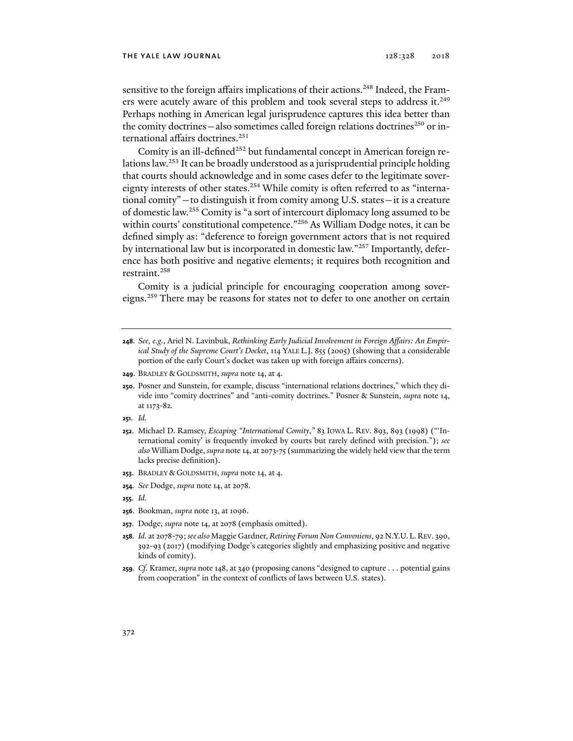sensitive to the foreign affairs implications of their actions.[248] Indeed, the Framers were acutely aware of this problem and took several steps to address it.[249] Perhaps nothing in American legal jurisprudence captures this idea better than the comity doctrines—also sometimes called foreign relations doctrines[250] or international affairs doctrines.[251]

Comity is an ill-defined[252] but fundamental concept in American foreign relations law.[253] It can be broadly understood as a jurisprudential principle holding that courts should acknowledge and in some cases defer to the legitimate sovereignty interests of other states.[254] While comity is often referred to as "international comity"—to distinguish it from comity among U.S. states—it is a creature of domestic law.[255] Comity is "a sort of intercourt diplomacy long assumed to be within courts' constitutional competence."[256] As William Dodge notes, it can be defined simply as: "deference to foreign government actors that is not required by international law but is incorporated in domestic law."[257] Importantly, deference has both positive and negative elements; it requires both recognition and restraint.[258]

Comity is a judicial principle for encouraging cooperation among sovereigns.[259] There may be reasons for states not to defer to one another on certain

---

**248.** *See, e.g.*, Ariel N. Lavinbuk, *Rethinking Early Judicial Involvement in Foreign Affairs: An Empirical Study of the Supreme Court's Docket*, 114 YALE L.J. 855 (2005) (showing that a considerable portion of the early Court's docket was taken up with foreign affairs concerns).

**249.** BRADLEY & GOLDSMITH, *supra* note 14, at 4.

**250.** Posner and Sunstein, for example, discuss "international relations doctrines," which they divide into "comity doctrines" and "anti-comity doctrines." Posner & Sunstein, *supra* note 14, at 1173-82.

**251.** *Id.*

**252.** Michael D. Ramsey, *Escaping "International Comity*,*"* 83 IOWA L. REV. 893, 893 (1998) ("'International comity' is frequently invoked by courts but rarely defined with precision."); *see also* William Dodge, *supra* note 14, at 2073-75 (summarizing the widely held view that the term lacks precise definition).

**253.** BRADLEY & GOLDSMITH, *supra* note 14, at 4.

**254.** *See* Dodge, *supra* note 14, at 2078.

**255.** *Id.*

**256.** Bookman, *supra* note 13, at 1096.

**257.** Dodge, *supra* note 14, at 2078 (emphasis omitted).

**258.** *Id.* at 2078-79; *see also* Maggie Gardner, *Retiring Forum Non Conveniens*, 92 N.Y.U. L. REV. 390, 392-93 (2017) (modifying Dodge's categories slightly and emphasizing positive and negative kinds of comity).

**259.** *Cf.* Kramer, *supra* note 148, at 340 (proposing canons "designed to capture . . . potential gains from cooperation" in the context of conflicts of laws between U.S. states).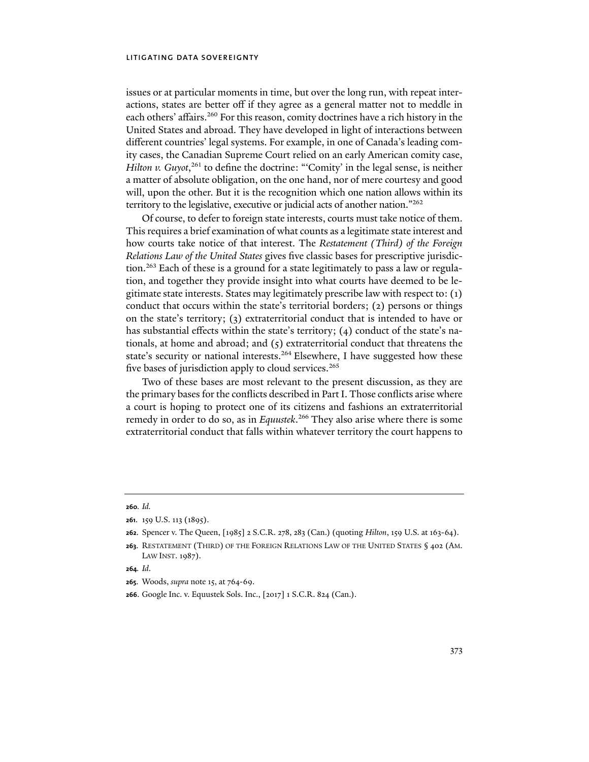issues or at particular moments in time, but over the long run, with repeat interactions, states are better off if they agree as a general matter not to meddle in each others' affairs.[260] For this reason, comity doctrines have a rich history in the United States and abroad. They have developed in light of interactions between different countries' legal systems. For example, in one of Canada's leading comity cases, the Canadian Supreme Court relied on an early American comity case, *Hilton v. Guyot*,[261] to define the doctrine: "'Comity' in the legal sense, is neither a matter of absolute obligation, on the one hand, nor of mere courtesy and good will, upon the other. But it is the recognition which one nation allows within its territory to the legislative, executive or judicial acts of another nation."[262]

Of course, to defer to foreign state interests, courts must take notice of them. This requires a brief examination of what counts as a legitimate state interest and how courts take notice of that interest. The *Restatement (Third) of the Foreign Relations Law of the United States* gives five classic bases for prescriptive jurisdiction.[263] Each of these is a ground for a state legitimately to pass a law or regulation, and together they provide insight into what courts have deemed to be legitimate state interests. States may legitimately prescribe law with respect to: (1) conduct that occurs within the state's territorial borders; (2) persons or things on the state's territory; (3) extraterritorial conduct that is intended to have or has substantial effects within the state's territory; (4) conduct of the state's nationals, at home and abroad; and (5) extraterritorial conduct that threatens the state's security or national interests.[264] Elsewhere, I have suggested how these five bases of jurisdiction apply to cloud services.[265]

Two of these bases are most relevant to the present discussion, as they are the primary bases for the conflicts described in Part I. Those conflicts arise where a court is hoping to protect one of its citizens and fashions an extraterritorial remedy in order to do so, as in *Equustek*.[266] They also arise where there is some extraterritorial conduct that falls within whatever territory the court happens to

---

**260.** *Id.*

**261.** 159 U.S. 113 (1895).

**262.** Spencer v. The Queen, [1985] 2 S.C.R. 278, 283 (Can.) (quoting *Hilton*, 159 U.S. at 163-64).

**263.** RESTATEMENT (THIRD) OF THE FOREIGN RELATIONS LAW OF THE UNITED STATES § 402 (AM. LAW INST. 1987).

**264.** *Id.*

**265.** Woods, *supra* note 15, at 764-69.

**266.** Google Inc. v. Equustek Sols. Inc., [2017] 1 S.C.R. 824 (Can.).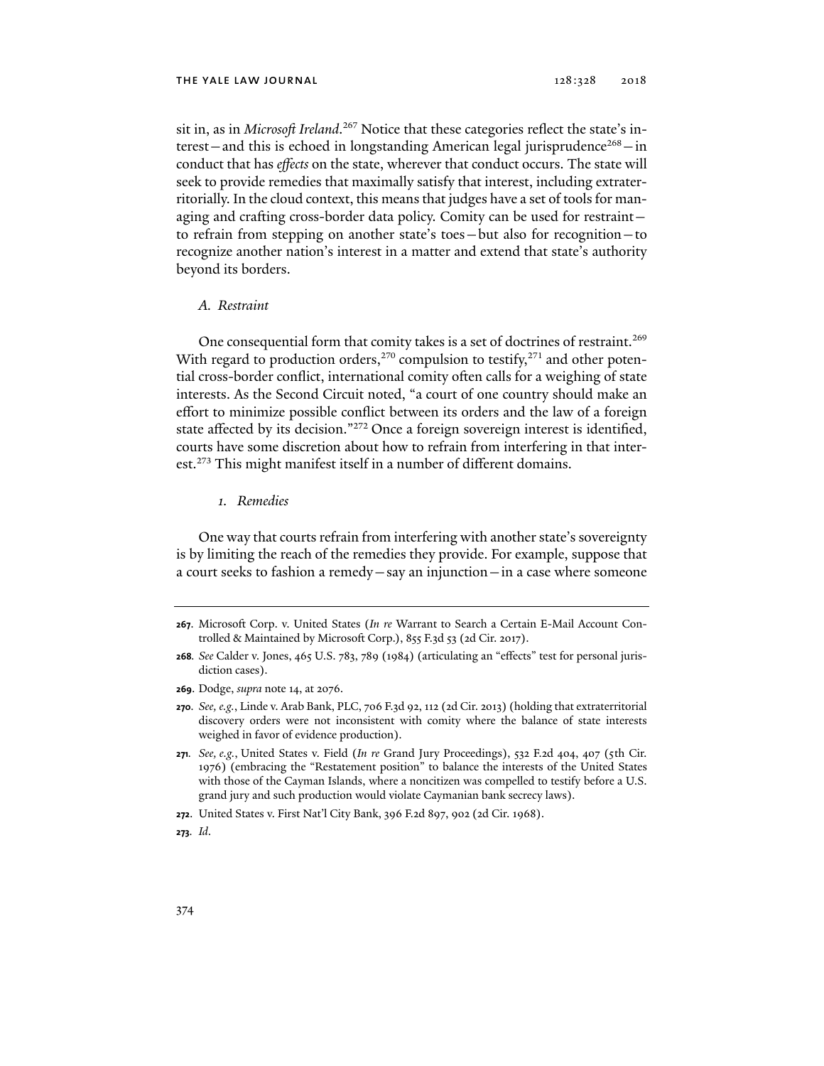sit in, as in *Microsoft Ireland*.[267] Notice that these categories reflect the state's interest—and this is echoed in longstanding American legal jurisprudence[268]—in conduct that has *effects* on the state, wherever that conduct occurs. The state will seek to provide remedies that maximally satisfy that interest, including extraterritorially. In the cloud context, this means that judges have a set of tools for managing and crafting cross-border data policy. Comity can be used for restraint—to refrain from stepping on another state's toes—but also for recognition—to recognize another nation's interest in a matter and extend that state's authority beyond its borders.

### *A. Restraint*

One consequential form that comity takes is a set of doctrines of restraint.[269] With regard to production orders,[270] compulsion to testify,[271] and other potential cross-border conflict, international comity often calls for a weighing of state interests. As the Second Circuit noted, "a court of one country should make an effort to minimize possible conflict between its orders and the law of a foreign state affected by its decision."[272] Once a foreign sovereign interest is identified, courts have some discretion about how to refrain from interfering in that interest.[273] This might manifest itself in a number of different domains.

#### *1. Remedies*

One way that courts refrain from interfering with another state's sovereignty is by limiting the reach of the remedies they provide. For example, suppose that a court seeks to fashion a remedy—say an injunction—in a case where someone

---

**267.** Microsoft Corp. v. United States (*In re* Warrant to Search a Certain E-Mail Account Controlled & Maintained by Microsoft Corp.), 855 F.3d 53 (2d Cir. 2017).

**268.** *See* Calder v. Jones, 465 U.S. 783, 789 (1984) (articulating an "effects" test for personal jurisdiction cases).

**269.** Dodge, *supra* note 14, at 2076.

**270.** *See, e.g.*, Linde v. Arab Bank, PLC, 706 F.3d 92, 112 (2d Cir. 2013) (holding that extraterritorial discovery orders were not inconsistent with comity where the balance of state interests weighed in favor of evidence production).

**271.** *See, e.g.*, United States v. Field (*In re* Grand Jury Proceedings), 532 F.2d 404, 407 (5th Cir. 1976) (embracing the "Restatement position" to balance the interests of the United States with those of the Cayman Islands, where a noncitizen was compelled to testify before a U.S. grand jury and such production would violate Caymanian bank secrecy laws).

**272.** United States v. First Nat'l City Bank, 396 F.2d 897, 902 (2d Cir. 1968).

**273.** *Id.*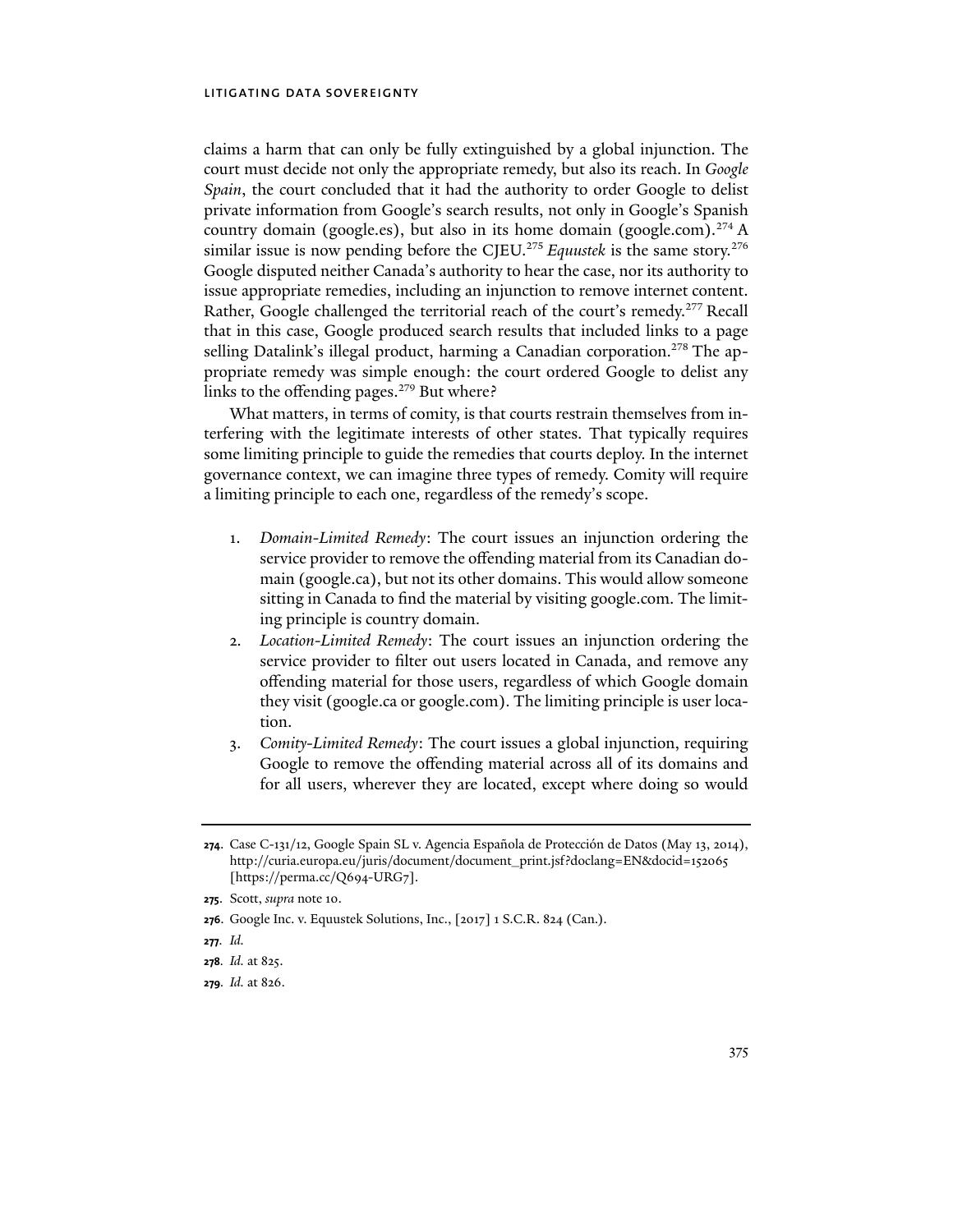claims a harm that can only be fully extinguished by a global injunction. The court must decide not only the appropriate remedy, but also its reach. In *Google Spain*, the court concluded that it had the authority to order Google to delist private information from Google's search results, not only in Google's Spanish country domain (google.es), but also in its home domain (google.com).[274] A similar issue is now pending before the CJEU.[275] *Equustek* is the same story.[276] Google disputed neither Canada's authority to hear the case, nor its authority to issue appropriate remedies, including an injunction to remove internet content. Rather, Google challenged the territorial reach of the court's remedy.[277] Recall that in this case, Google produced search results that included links to a page selling Datalink's illegal product, harming a Canadian corporation.[278] The appropriate remedy was simple enough: the court ordered Google to delist any links to the offending pages.[279] But where?

What matters, in terms of comity, is that courts restrain themselves from interfering with the legitimate interests of other states. That typically requires some limiting principle to guide the remedies that courts deploy. In the internet governance context, we can imagine three types of remedy. Comity will require a limiting principle to each one, regardless of the remedy's scope.

1. *Domain-Limited Remedy*: The court issues an injunction ordering the service provider to remove the offending material from its Canadian domain (google.ca), but not its other domains. This would allow someone sitting in Canada to find the material by visiting google.com. The limiting principle is country domain.
2. *Location-Limited Remedy*: The court issues an injunction ordering the service provider to filter out users located in Canada, and remove any offending material for those users, regardless of which Google domain they visit (google.ca or google.com). The limiting principle is user location.
3. *Comity-Limited Remedy*: The court issues a global injunction, requiring Google to remove the offending material across all of its domains and for all users, wherever they are located, except where doing so would

---

**274**. Case C-131/12, Google Spain SL v. Agencia Española de Protección de Datos (May 13, 2014), http://curia.europa.eu/juris/document/document_print.jsf?doclang=EN&docid=152065 [https://perma.cc/Q694-URG7].

**275**. Scott, *supra* note 10.

**276**. Google Inc. v. Equustek Solutions, Inc., [2017] 1 S.C.R. 824 (Can.).

**277**. *Id.*

**278**. *Id.* at 825.

**279**. *Id.* at 826.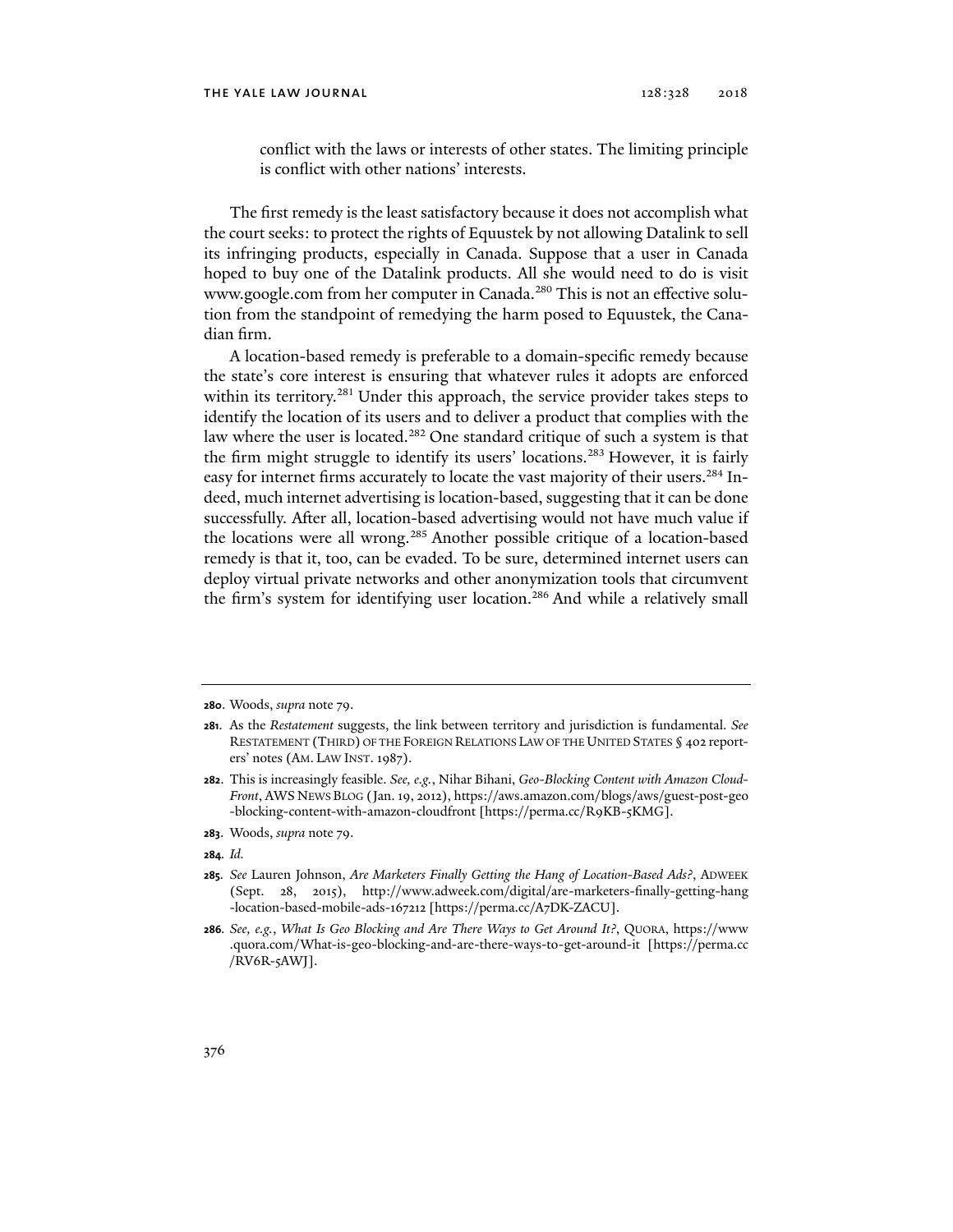conflict with the laws or interests of other states. The limiting principle is conflict with other nations' interests.

The first remedy is the least satisfactory because it does not accomplish what the court seeks: to protect the rights of Equustek by not allowing Datalink to sell its infringing products, especially in Canada. Suppose that a user in Canada hoped to buy one of the Datalink products. All she would need to do is visit www.google.com from her computer in Canada.[280] This is not an effective solution from the standpoint of remedying the harm posed to Equustek, the Canadian firm.

A location-based remedy is preferable to a domain-specific remedy because the state's core interest is ensuring that whatever rules it adopts are enforced within its territory.[281] Under this approach, the service provider takes steps to identify the location of its users and to deliver a product that complies with the law where the user is located.[282] One standard critique of such a system is that the firm might struggle to identify its users' locations.[283] However, it is fairly easy for internet firms accurately to locate the vast majority of their users.[284] Indeed, much internet advertising is location-based, suggesting that it can be done successfully. After all, location-based advertising would not have much value if the locations were all wrong.[285] Another possible critique of a location-based remedy is that it, too, can be evaded. To be sure, determined internet users can deploy virtual private networks and other anonymization tools that circumvent the firm's system for identifying user location.[286] And while a relatively small

---

**280.** Woods, *supra* note 79.

**281.** As the *Restatement* suggests, the link between territory and jurisdiction is fundamental. *See* RESTATEMENT (THIRD) OF THE FOREIGN RELATIONS LAW OF THE UNITED STATES § 402 reporters' notes (AM. LAW INST. 1987).

**282.** This is increasingly feasible. *See, e.g.*, Nihar Bihani, *Geo-Blocking Content with Amazon CloudFront*, AWS NEWS BLOG (Jan. 19, 2012), https://aws.amazon.com/blogs/aws/guest-post-geo-blocking-content-with-amazon-cloudfront [https://perma.cc/R9KB-5KMG].

**283.** Woods, *supra* note 79.

**284.** *Id.*

**285.** *See* Lauren Johnson, *Are Marketers Finally Getting the Hang of Location-Based Ads?*, ADWEEK (Sept. 28, 2015), http://www.adweek.com/digital/are-marketers-finally-getting-hang-location-based-mobile-ads-167212 [https://perma.cc/A7DK-ZACU].

**286.** *See, e.g.*, *What Is Geo Blocking and Are There Ways to Get Around It?*, QUORA, https://www.quora.com/What-is-geo-blocking-and-are-there-ways-to-get-around-it [https://perma.cc/RV6R-5AWJ].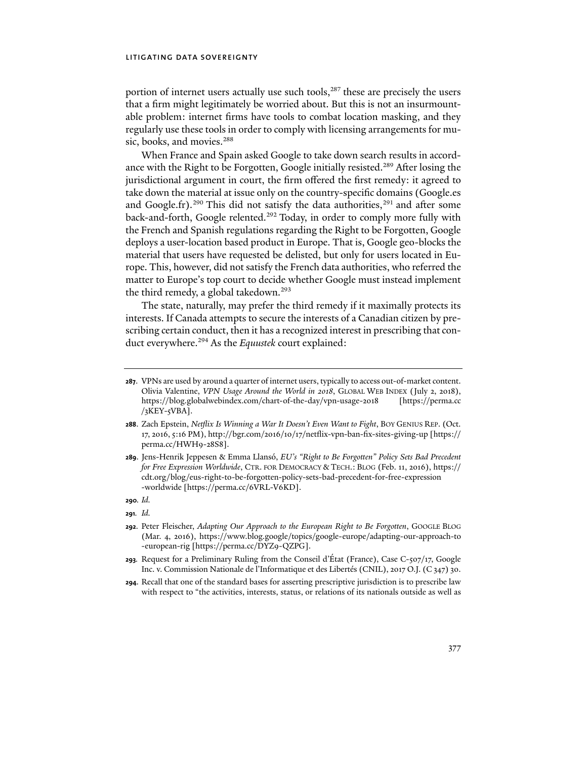portion of internet users actually use such tools,[287] these are precisely the users that a firm might legitimately be worried about. But this is not an insurmountable problem: internet firms have tools to combat location masking, and they regularly use these tools in order to comply with licensing arrangements for music, books, and movies.[288]

When France and Spain asked Google to take down search results in accordance with the Right to be Forgotten, Google initially resisted.[289] After losing the jurisdictional argument in court, the firm offered the first remedy: it agreed to take down the material at issue only on the country-specific domains (Google.es and Google.fr).[290] This did not satisfy the data authorities,[291] and after some back-and-forth, Google relented.[292] Today, in order to comply more fully with the French and Spanish regulations regarding the Right to be Forgotten, Google deploys a user-location based product in Europe. That is, Google geo-blocks the material that users have requested be delisted, but only for users located in Europe. This, however, did not satisfy the French data authorities, who referred the matter to Europe's top court to decide whether Google must instead implement the third remedy, a global takedown.[293]

The state, naturally, may prefer the third remedy if it maximally protects its interests. If Canada attempts to secure the interests of a Canadian citizen by prescribing certain conduct, then it has a recognized interest in prescribing that conduct everywhere.[294] As the *Equustek* court explained:

---

**287.** VPNs are used by around a quarter of internet users, typically to access out-of-market content. Olivia Valentine, *VPN Usage Around the World in 2018*, GLOBAL WEB INDEX (July 2, 2018), https://blog.globalwebindex.com/chart-of-the-day/vpn-usage-2018 [https://perma.cc/3KEY-5VBA].

**288.** Zach Epstein, *Netflix Is Winning a War It Doesn't Even Want to Fight*, BOY GENIUS REP. (Oct. 17, 2016, 5:16 PM), http://bgr.com/2016/10/17/netflix-vpn-ban-fix-sites-giving-up [https://perma.cc/HWH9-28S8].

**289.** Jens-Henrik Jeppesen & Emma Llansó, *EU's "Right to Be Forgotten" Policy Sets Bad Precedent for Free Expression Worldwide*, CTR. FOR DEMOCRACY & TECH.: BLOG (Feb. 11, 2016), https://cdt.org/blog/eus-right-to-be-forgotten-policy-sets-bad-precedent-for-free-expression-worldwide [https://perma.cc/6VRL-V6KD].

**290.** *Id.*

**291.** *Id.*

**292.** Peter Fleischer, *Adapting Our Approach to the European Right to Be Forgotten*, GOOGLE BLOG (Mar. 4, 2016), https://www.blog.google/topics/google-europe/adapting-our-approach-to-european-rig [https://perma.cc/DYZ9-QZPG].

**293.** Request for a Preliminary Ruling from the Conseil d'État (France), Case C-507/17, Google Inc. v. Commission Nationale de l'Informatique et des Libertés (CNIL), 2017 O.J. (C 347) 30.

**294.** Recall that one of the standard bases for asserting prescriptive jurisdiction is to prescribe law with respect to "the activities, interests, status, or relations of its nationals outside as well as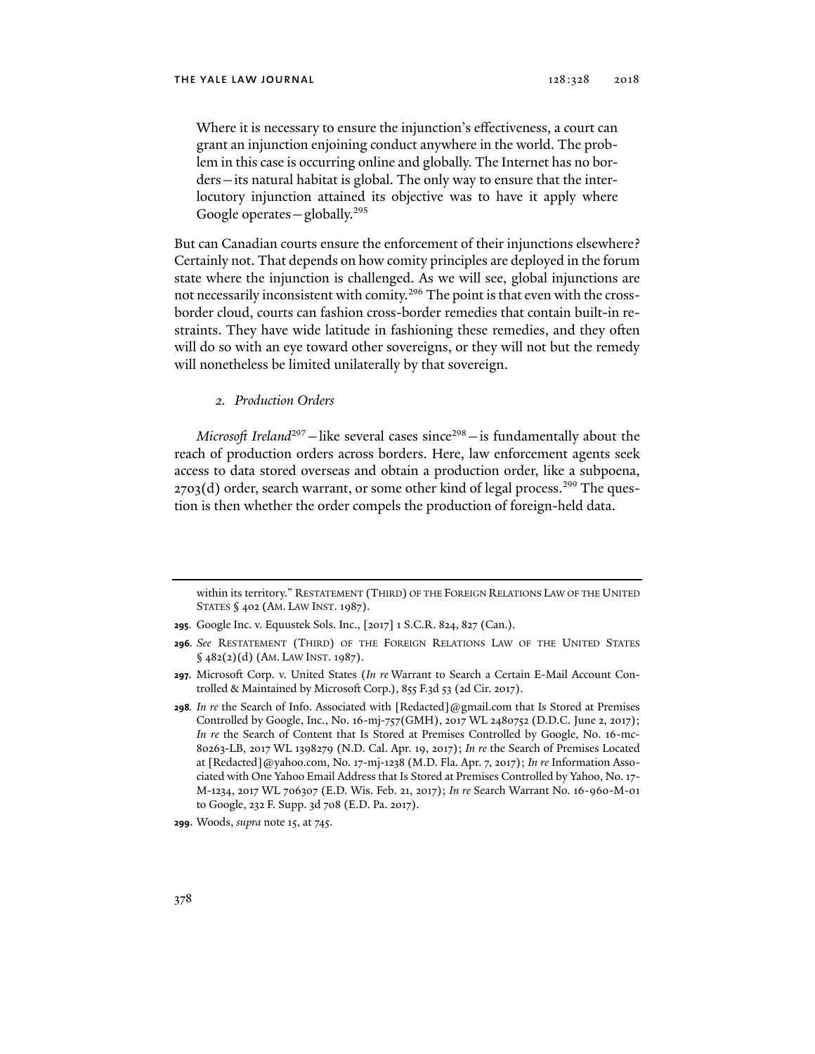> Where it is necessary to ensure the injunction's effectiveness, a court can grant an injunction enjoining conduct anywhere in the world. The problem in this case is occurring online and globally. The Internet has no borders—its natural habitat is global. The only way to ensure that the interlocutory injunction attained its objective was to have it apply where Google operates—globally.[295]

But can Canadian courts ensure the enforcement of their injunctions elsewhere? Certainly not. That depends on how comity principles are deployed in the forum state where the injunction is challenged. As we will see, global injunctions are not necessarily inconsistent with comity.[296] The point is that even with the cross-border cloud, courts can fashion cross-border remedies that contain built-in restraints. They have wide latitude in fashioning these remedies, and they often will do so with an eye toward other sovereigns, or they will not but the remedy will nonetheless be limited unilaterally by that sovereign.

### *2. Production Orders*

*Microsoft Ireland*[297]—like several cases since[298]—is fundamentally about the reach of production orders across borders. Here, law enforcement agents seek access to data stored overseas and obtain a production order, like a subpoena, 2703(d) order, search warrant, or some other kind of legal process.[299] The question is then whether the order compels the production of foreign-held data.

---

within its territory." RESTATEMENT (THIRD) OF THE FOREIGN RELATIONS LAW OF THE UNITED STATES § 402 (AM. LAW INST. 1987).

**295.** Google Inc. v. Equustek Sols. Inc., [2017] 1 S.C.R. 824, 827 (Can.).

**296.** *See* RESTATEMENT (THIRD) OF THE FOREIGN RELATIONS LAW OF THE UNITED STATES § 482(2)(d) (AM. LAW INST. 1987).

**297.** Microsoft Corp. v. United States (*In re* Warrant to Search a Certain E-Mail Account Controlled & Maintained by Microsoft Corp.), 855 F.3d 53 (2d Cir. 2017).

**298.** *In re* the Search of Info. Associated with [Redacted]@gmail.com that Is Stored at Premises Controlled by Google, Inc., No. 16-mj-757(GMH), 2017 WL 2480752 (D.D.C. June 2, 2017); *In re* the Search of Content that Is Stored at Premises Controlled by Google, No. 16-mc-80263-LB, 2017 WL 1398279 (N.D. Cal. Apr. 19, 2017); *In re* the Search of Premises Located at [Redacted]@yahoo.com, No. 17-mj-1238 (M.D. Fla. Apr. 7, 2017); *In re* Information Associated with One Yahoo Email Address that Is Stored at Premises Controlled by Yahoo, No. 17-M-1234, 2017 WL 706307 (E.D. Wis. Feb. 21, 2017); *In re* Search Warrant No. 16-960-M-01 to Google, 232 F. Supp. 3d 708 (E.D. Pa. 2017).

**299.** Woods, *supra* note 15, at 745.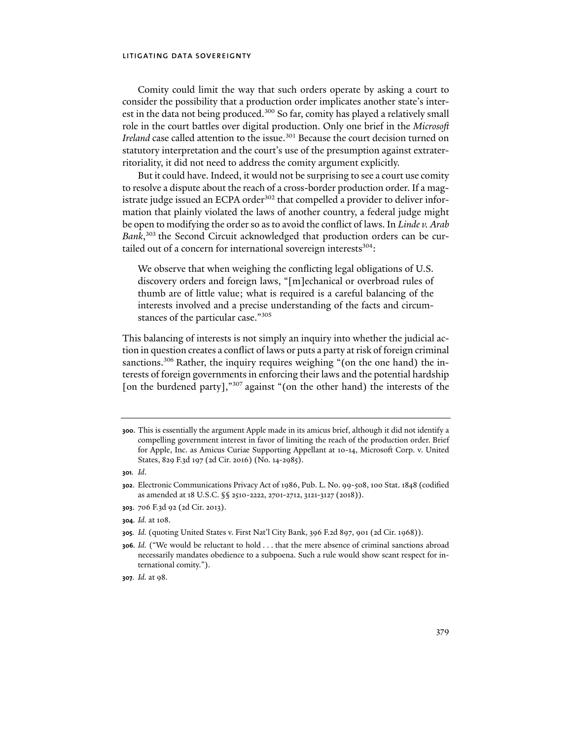Comity could limit the way that such orders operate by asking a court to consider the possibility that a production order implicates another state's interest in the data not being produced.[300] So far, comity has played a relatively small role in the court battles over digital production. Only one brief in the *Microsoft Ireland* case called attention to the issue.[301] Because the court decision turned on statutory interpretation and the court's use of the presumption against extraterritoriality, it did not need to address the comity argument explicitly.

But it could have. Indeed, it would not be surprising to see a court use comity to resolve a dispute about the reach of a cross-border production order. If a magistrate judge issued an ECPA order[302] that compelled a provider to deliver information that plainly violated the laws of another country, a federal judge might be open to modifying the order so as to avoid the conflict of laws. In *Linde v. Arab Bank*,[303] the Second Circuit acknowledged that production orders can be curtailed out of a concern for international sovereign interests[304]:

> We observe that when weighing the conflicting legal obligations of U.S. discovery orders and foreign laws, "[m]echanical or overbroad rules of thumb are of little value; what is required is a careful balancing of the interests involved and a precise understanding of the facts and circumstances of the particular case."[305]

This balancing of interests is not simply an inquiry into whether the judicial action in question creates a conflict of laws or puts a party at risk of foreign criminal sanctions.[306] Rather, the inquiry requires weighing "(on the one hand) the interests of foreign governments in enforcing their laws and the potential hardship [on the burdened party],"[307] against "(on the other hand) the interests of the

---

**300**. This is essentially the argument Apple made in its amicus brief, although it did not identify a compelling government interest in favor of limiting the reach of the production order. Brief for Apple, Inc. as Amicus Curiae Supporting Appellant at 10-14, Microsoft Corp. v. United States, 829 F.3d 197 (2d Cir. 2016) (No. 14-2985).

**301**. *Id*.

**302**. Electronic Communications Privacy Act of 1986, Pub. L. No. 99-508, 100 Stat. 1848 (codified as amended at 18 U.S.C. §§ 2510-2222, 2701-2712, 3121-3127 (2018)).

**303**. 706 F.3d 92 (2d Cir. 2013).

**304**. *Id.* at 108.

**305**. *Id.* (quoting United States v. First Nat'l City Bank, 396 F.2d 897, 901 (2d Cir. 1968)).

**306**. *Id.* ("We would be reluctant to hold . . . that the mere absence of criminal sanctions abroad necessarily mandates obedience to a subpoena. Such a rule would show scant respect for international comity.").

**307**. *Id.* at 98.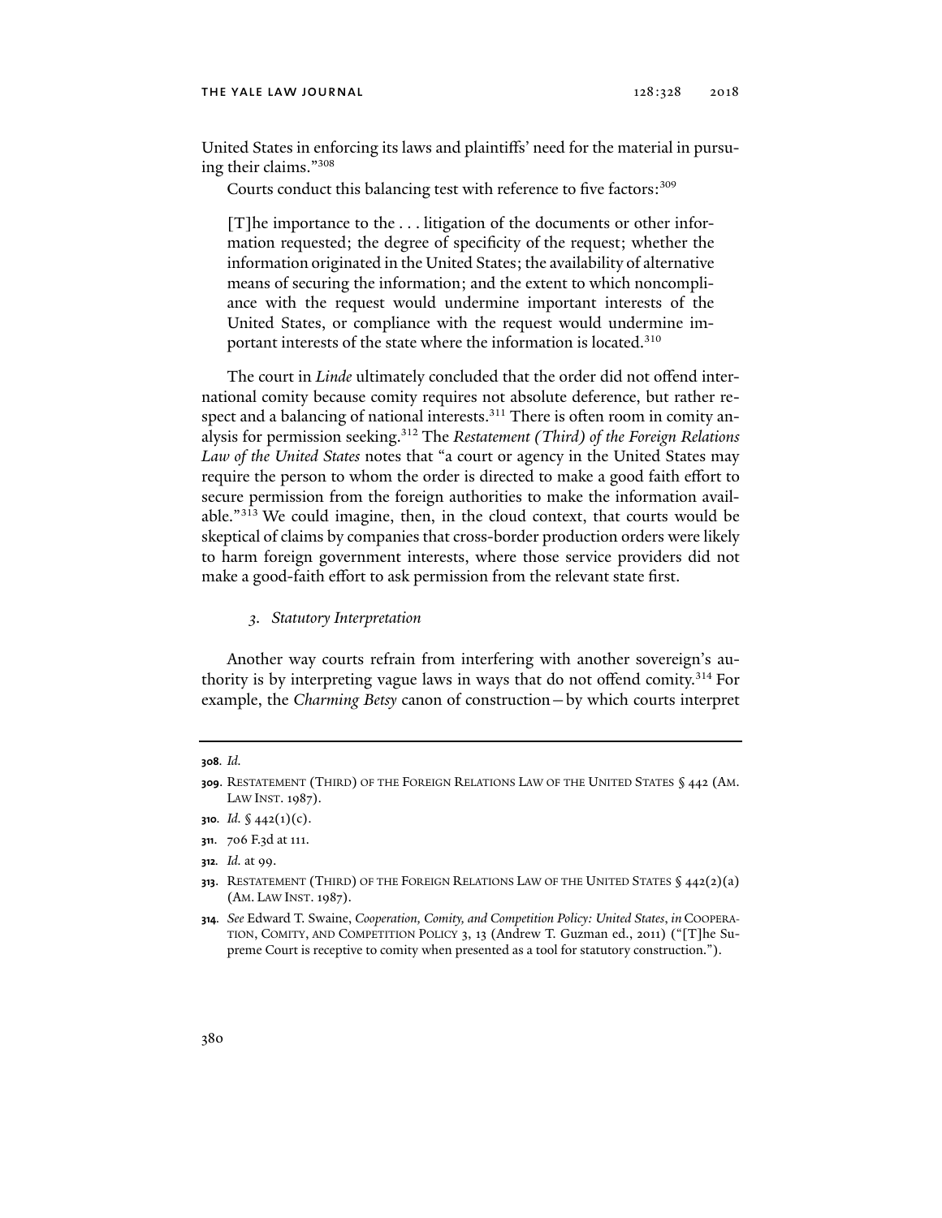United States in enforcing its laws and plaintiffs' need for the material in pursuing their claims."[308]

Courts conduct this balancing test with reference to five factors:[309]

> [T]he importance to the . . . litigation of the documents or other information requested; the degree of specificity of the request; whether the information originated in the United States; the availability of alternative means of securing the information; and the extent to which noncompliance with the request would undermine important interests of the United States, or compliance with the request would undermine important interests of the state where the information is located.[310]

The court in *Linde* ultimately concluded that the order did not offend international comity because comity requires not absolute deference, but rather respect and a balancing of national interests.[311] There is often room in comity analysis for permission seeking.[312] The *Restatement (Third) of the Foreign Relations Law of the United States* notes that "a court or agency in the United States may require the person to whom the order is directed to make a good faith effort to secure permission from the foreign authorities to make the information available."[313] We could imagine, then, in the cloud context, that courts would be skeptical of claims by companies that cross-border production orders were likely to harm foreign government interests, where those service providers did not make a good-faith effort to ask permission from the relevant state first.

### *3. Statutory Interpretation*

Another way courts refrain from interfering with another sovereign's authority is by interpreting vague laws in ways that do not offend comity.[314] For example, the *Charming Betsy* canon of construction—by which courts interpret

---

**308.** *Id.*

**309.** Restatement (Third) of the Foreign Relations Law of the United States § 442 (Am. Law Inst. 1987).

**310.** *Id.* § 442(1)(c).

**311.** 706 F.3d at 111.

**312.** *Id.* at 99.

**313.** Restatement (Third) of the Foreign Relations Law of the United States § 442(2)(a) (Am. Law Inst. 1987).

**314.** *See* Edward T. Swaine, *Cooperation, Comity, and Competition Policy: United States*, *in* Cooperation, Comity, and Competition Policy 3, 13 (Andrew T. Guzman ed., 2011) ("[T]he Supreme Court is receptive to comity when presented as a tool for statutory construction.").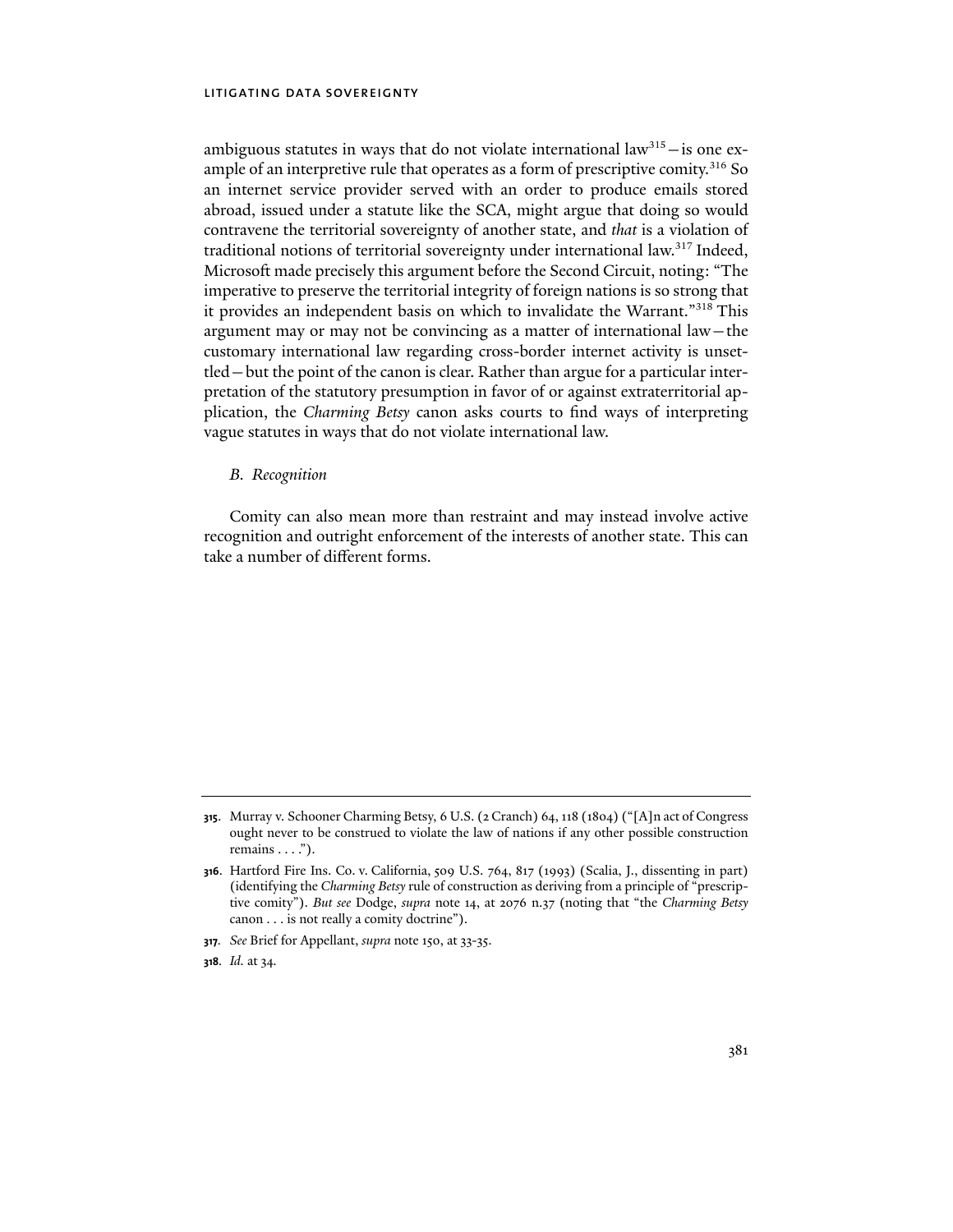ambiguous statutes in ways that do not violate international law[315]—is one example of an interpretive rule that operates as a form of prescriptive comity.[316] So an internet service provider served with an order to produce emails stored abroad, issued under a statute like the SCA, might argue that doing so would contravene the territorial sovereignty of another state, and *that* is a violation of traditional notions of territorial sovereignty under international law.[317] Indeed, Microsoft made precisely this argument before the Second Circuit, noting: "The imperative to preserve the territorial integrity of foreign nations is so strong that it provides an independent basis on which to invalidate the Warrant."[318] This argument may or may not be convincing as a matter of international law—the customary international law regarding cross-border internet activity is unsettled—but the point of the canon is clear. Rather than argue for a particular interpretation of the statutory presumption in favor of or against extraterritorial application, the *Charming Betsy* canon asks courts to find ways of interpreting vague statutes in ways that do not violate international law.

### *B. Recognition*

Comity can also mean more than restraint and may instead involve active recognition and outright enforcement of the interests of another state. This can take a number of different forms.

---

**315.** Murray v. Schooner Charming Betsy, 6 U.S. (2 Cranch) 64, 118 (1804) ("[A]n act of Congress ought never to be construed to violate the law of nations if any other possible construction remains . . . .").

**316.** Hartford Fire Ins. Co. v. California, 509 U.S. 764, 817 (1993) (Scalia, J., dissenting in part) (identifying the *Charming Betsy* rule of construction as deriving from a principle of "prescriptive comity"). *But see* Dodge, *supra* note 14, at 2076 n.37 (noting that "the *Charming Betsy* canon . . . is not really a comity doctrine").

**317.** *See* Brief for Appellant, *supra* note 150, at 33-35.

**318.** *Id.* at 34.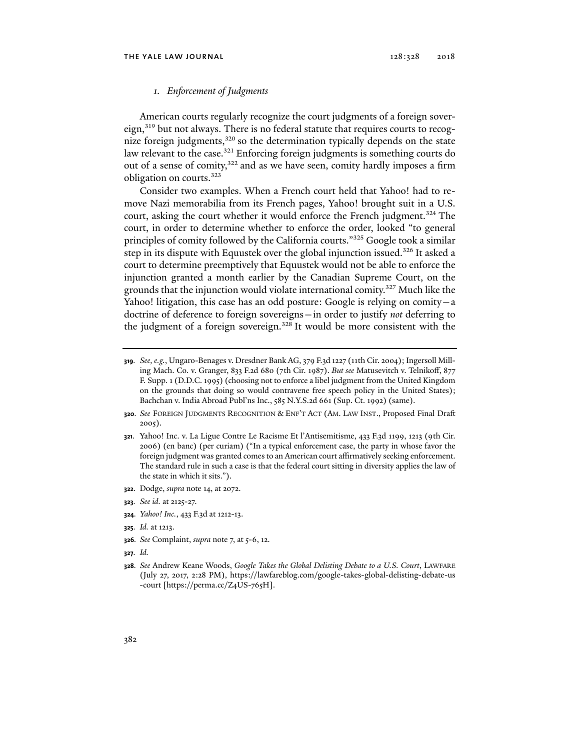### 1. *Enforcement of Judgments*

American courts regularly recognize the court judgments of a foreign sovereign,[319] but not always. There is no federal statute that requires courts to recognize foreign judgments,[320] so the determination typically depends on the state law relevant to the case.[321] Enforcing foreign judgments is something courts do out of a sense of comity,[322] and as we have seen, comity hardly imposes a firm obligation on courts.[323]

Consider two examples. When a French court held that Yahoo! had to remove Nazi memorabilia from its French pages, Yahoo! brought suit in a U.S. court, asking the court whether it would enforce the French judgment.[324] The court, in order to determine whether to enforce the order, looked "to general principles of comity followed by the California courts."[325] Google took a similar step in its dispute with Equustek over the global injunction issued.[326] It asked a court to determine preemptively that Equustek would not be able to enforce the injunction granted a month earlier by the Canadian Supreme Court, on the grounds that the injunction would violate international comity.[327] Much like the Yahoo! litigation, this case has an odd posture: Google is relying on comity—a doctrine of deference to foreign sovereigns—in order to justify *not* deferring to the judgment of a foreign sovereign.[328] It would be more consistent with the

---

**319**. *See, e.g.*, Ungaro-Benages v. Dresdner Bank AG, 379 F.3d 1227 (11th Cir. 2004); Ingersoll Milling Mach. Co. v. Granger, 833 F.2d 680 (7th Cir. 1987). *But see* Matusevitch v. Telnikoff, 877 F. Supp. 1 (D.D.C. 1995) (choosing not to enforce a libel judgment from the United Kingdom on the grounds that doing so would contravene free speech policy in the United States); Bachchan v. India Abroad Publ'ns Inc., 585 N.Y.S.2d 661 (Sup. Ct. 1992) (same).

**320**. *See* FOREIGN JUDGMENTS RECOGNITION & ENF'T ACT (AM. LAW INST., Proposed Final Draft 2005).

**321**. Yahoo! Inc. v. La Ligue Contre Le Racisme Et l'Antisemitisme, 433 F.3d 1199, 1213 (9th Cir. 2006) (en banc) (per curiam) ("In a typical enforcement case, the party in whose favor the foreign judgment was granted comes to an American court affirmatively seeking enforcement. The standard rule in such a case is that the federal court sitting in diversity applies the law of the state in which it sits.").

**322**. Dodge, *supra* note 14, at 2072.

**323**. *See id.* at 2125-27.

**324**. *Yahoo! Inc.*, 433 F.3d at 1212-13.

**325**. *Id.* at 1213.

**326**. *See* Complaint, *supra* note 7, at 5-6, 12.

**327**. *Id.*

**328**. *See* Andrew Keane Woods, *Google Takes the Global Delisting Debate to a U.S. Court*, LAWFARE (July 27, 2017, 2:28 PM), https://lawfareblog.com/google-takes-global-delisting-debate-us-court [https://perma.cc/Z4US-765H].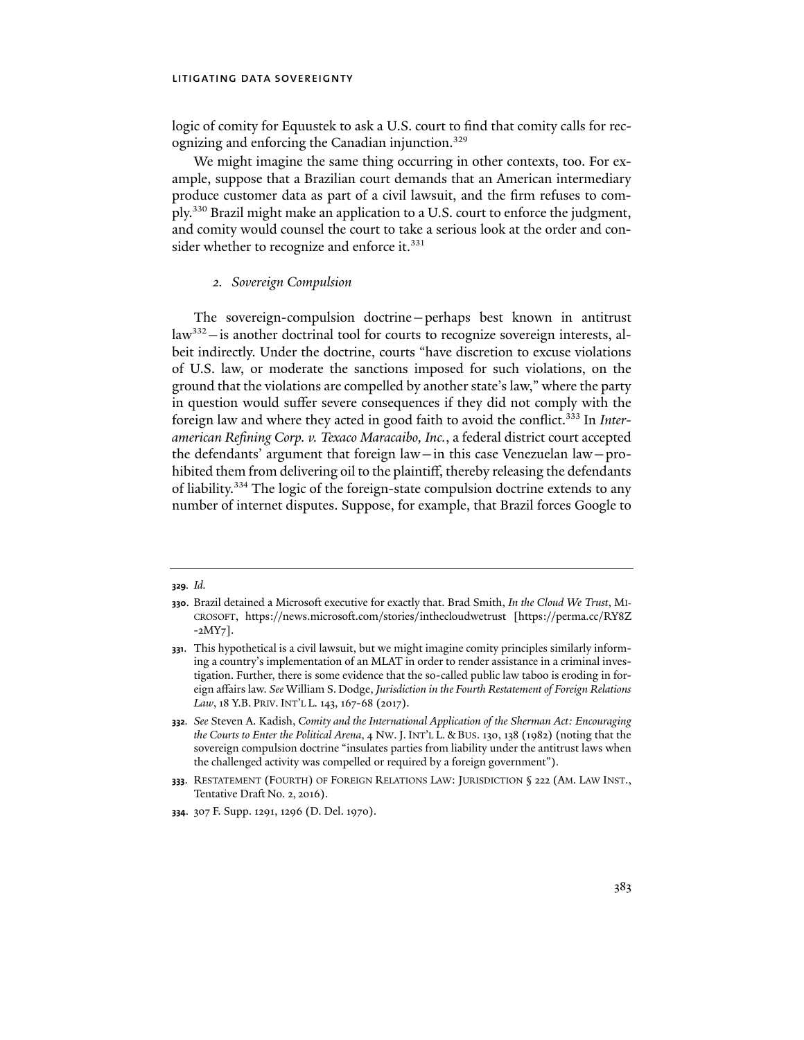logic of comity for Equustek to ask a U.S. court to find that comity calls for recognizing and enforcing the Canadian injunction.[329]

We might imagine the same thing occurring in other contexts, too. For example, suppose that a Brazilian court demands that an American intermediary produce customer data as part of a civil lawsuit, and the firm refuses to comply.[330] Brazil might make an application to a U.S. court to enforce the judgment, and comity would counsel the court to take a serious look at the order and consider whether to recognize and enforce it.[331]

### *2. Sovereign Compulsion*

The sovereign-compulsion doctrine—perhaps best known in antitrust law[332]—is another doctrinal tool for courts to recognize sovereign interests, albeit indirectly. Under the doctrine, courts "have discretion to excuse violations of U.S. law, or moderate the sanctions imposed for such violations, on the ground that the violations are compelled by another state's law," where the party in question would suffer severe consequences if they did not comply with the foreign law and where they acted in good faith to avoid the conflict.[333] In *Interamerican Refining Corp. v. Texaco Maracaibo, Inc.*, a federal district court accepted the defendants' argument that foreign law—in this case Venezuelan law—prohibited them from delivering oil to the plaintiff, thereby releasing the defendants of liability.[334] The logic of the foreign-state compulsion doctrine extends to any number of internet disputes. Suppose, for example, that Brazil forces Google to

---

**329.** *Id.*

**330.** Brazil detained a Microsoft executive for exactly that. Brad Smith, *In the Cloud We Trust*, MICROSOFT, https://news.microsoft.com/stories/inthecloudwetrust [https://perma.cc/RY8Z-2MY7].

**331.** This hypothetical is a civil lawsuit, but we might imagine comity principles similarly informing a country's implementation of an MLAT in order to render assistance in a criminal investigation. Further, there is some evidence that the so-called public law taboo is eroding in foreign affairs law. *See* William S. Dodge, *Jurisdiction in the Fourth Restatement of Foreign Relations Law*, 18 Y.B. PRIV. INT'L L. 143, 167-68 (2017).

**332.** *See* Steven A. Kadish, *Comity and the International Application of the Sherman Act: Encouraging the Courts to Enter the Political Arena*, 4 NW. J. INT'L L. & BUS. 130, 138 (1982) (noting that the sovereign compulsion doctrine "insulates parties from liability under the antitrust laws when the challenged activity was compelled or required by a foreign government").

**333.** RESTATEMENT (FOURTH) OF FOREIGN RELATIONS LAW: JURISDICTION § 222 (AM. LAW INST., Tentative Draft No. 2, 2016).

**334.** 307 F. Supp. 1291, 1296 (D. Del. 1970).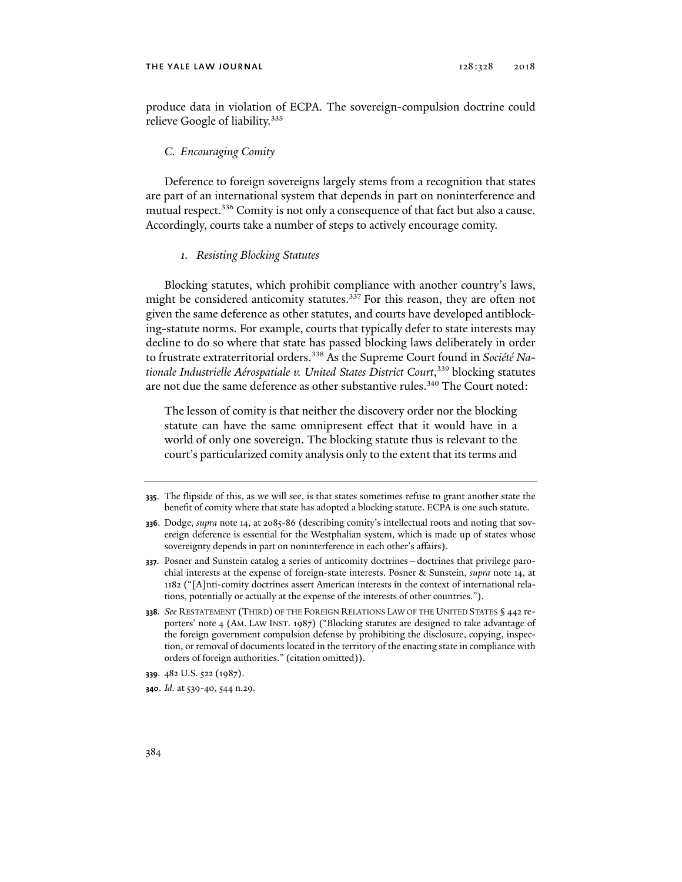produce data in violation of ECPA. The sovereign-compulsion doctrine could relieve Google of liability.[335]

### *C. Encouraging Comity*

Deference to foreign sovereigns largely stems from a recognition that states are part of an international system that depends in part on noninterference and mutual respect.[336] Comity is not only a consequence of that fact but also a cause. Accordingly, courts take a number of steps to actively encourage comity.

#### *1. Resisting Blocking Statutes*

Blocking statutes, which prohibit compliance with another country's laws, might be considered anticomity statutes.[337] For this reason, they are often not given the same deference as other statutes, and courts have developed antiblocking-statute norms. For example, courts that typically defer to state interests may decline to do so where that state has passed blocking laws deliberately in order to frustrate extraterritorial orders.[338] As the Supreme Court found in *Société Nationale Industrielle Aérospatiale v. United States District Court*,[339] blocking statutes are not due the same deference as other substantive rules.[340] The Court noted:

> The lesson of comity is that neither the discovery order nor the blocking statute can have the same omnipresent effect that it would have in a world of only one sovereign. The blocking statute thus is relevant to the court's particularized comity analysis only to the extent that its terms and

---

**335.** The flipside of this, as we will see, is that states sometimes refuse to grant another state the benefit of comity where that state has adopted a blocking statute. ECPA is one such statute.

**336.** Dodge, *supra* note 14, at 2085-86 (describing comity's intellectual roots and noting that sovereign deference is essential for the Westphalian system, which is made up of states whose sovereignty depends in part on noninterference in each other's affairs).

**337.** Posner and Sunstein catalog a series of anticomity doctrines—doctrines that privilege parochial interests at the expense of foreign-state interests. Posner & Sunstein, *supra* note 14, at 1182 ("[A]nti-comity doctrines assert American interests in the context of international relations, potentially or actually at the expense of the interests of other countries.").

**338.** *See* RESTATEMENT (THIRD) OF THE FOREIGN RELATIONS LAW OF THE UNITED STATES § 442 reporters' note 4 (AM. LAW INST. 1987) ("Blocking statutes are designed to take advantage of the foreign government compulsion defense by prohibiting the disclosure, copying, inspection, or removal of documents located in the territory of the enacting state in compliance with orders of foreign authorities." (citation omitted)).

**339.** 482 U.S. 522 (1987).

**340.** *Id.* at 539-40, 544 n.29.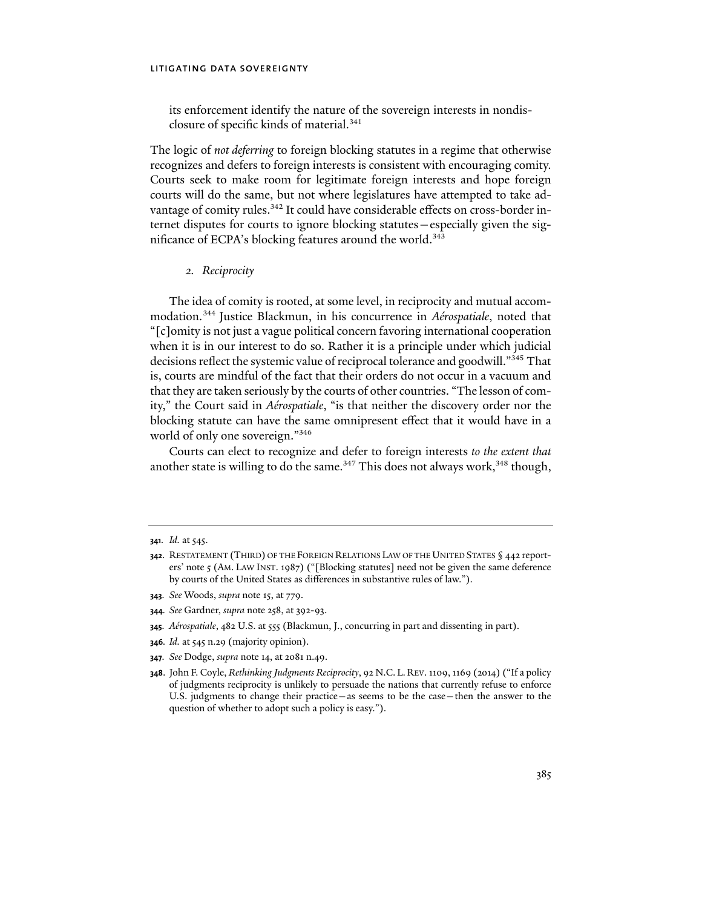its enforcement identify the nature of the sovereign interests in nondisclosure of specific kinds of material.[341]

The logic of *not deferring* to foreign blocking statutes in a regime that otherwise recognizes and defers to foreign interests is consistent with encouraging comity. Courts seek to make room for legitimate foreign interests and hope foreign courts will do the same, but not where legislatures have attempted to take advantage of comity rules.[342] It could have considerable effects on cross-border internet disputes for courts to ignore blocking statutes—especially given the significance of ECPA's blocking features around the world.[343]

### *2. Reciprocity*

The idea of comity is rooted, at some level, in reciprocity and mutual accommodation.[344] Justice Blackmun, in his concurrence in *Aérospatiale*, noted that "[c]omity is not just a vague political concern favoring international cooperation when it is in our interest to do so. Rather it is a principle under which judicial decisions reflect the systemic value of reciprocal tolerance and goodwill."[345] That is, courts are mindful of the fact that their orders do not occur in a vacuum and that they are taken seriously by the courts of other countries. "The lesson of comity," the Court said in *Aérospatiale*, "is that neither the discovery order nor the blocking statute can have the same omnipresent effect that it would have in a world of only one sovereign."[346]

Courts can elect to recognize and defer to foreign interests *to the extent that* another state is willing to do the same.[347] This does not always work,[348] though,

---

**341**. *Id.* at 545.

**342**. RESTATEMENT (THIRD) OF THE FOREIGN RELATIONS LAW OF THE UNITED STATES § 442 reporters' note 5 (AM. LAW INST. 1987) ("[Blocking statutes] need not be given the same deference by courts of the United States as differences in substantive rules of law.").

**343**. *See* Woods, *supra* note 15, at 779.

**344**. *See* Gardner, *supra* note 258, at 392-93.

**345**. *Aérospatiale*, 482 U.S. at 555 (Blackmun, J., concurring in part and dissenting in part).

**346**. *Id.* at 545 n.29 (majority opinion).

**347**. *See* Dodge, *supra* note 14, at 2081 n.49.

**348**. John F. Coyle, *Rethinking Judgments Reciprocity*, 92 N.C. L. REV. 1109, 1169 (2014) ("If a policy of judgments reciprocity is unlikely to persuade the nations that currently refuse to enforce U.S. judgments to change their practice—as seems to be the case—then the answer to the question of whether to adopt such a policy is easy.").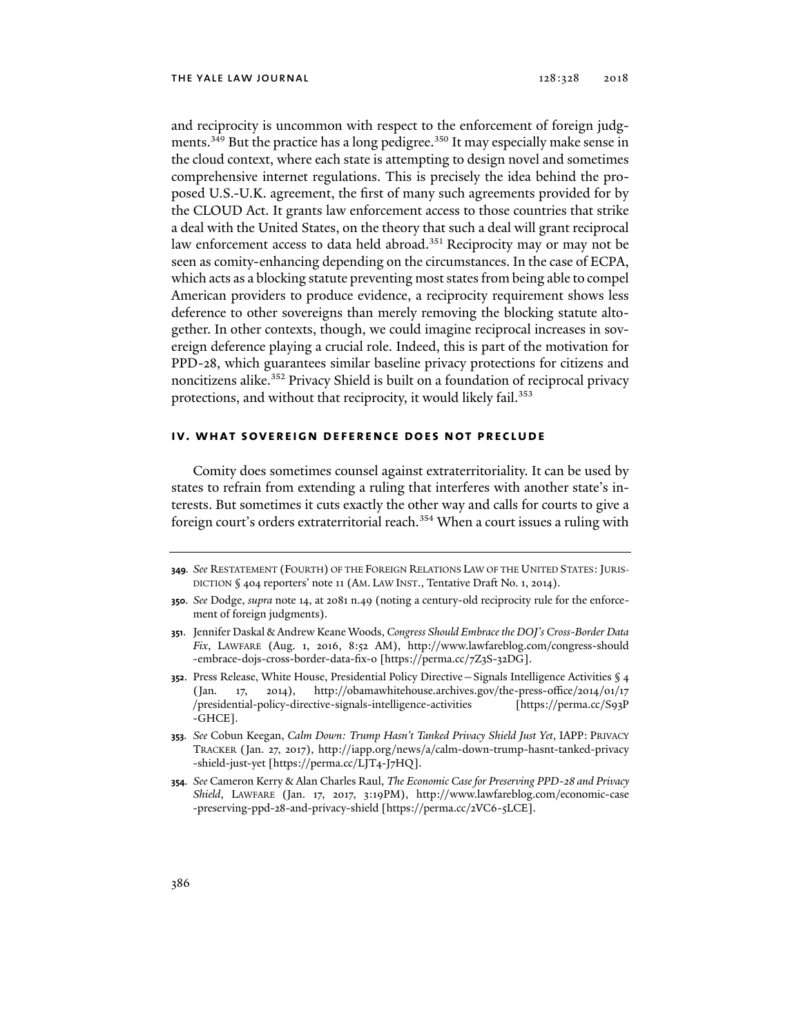and reciprocity is uncommon with respect to the enforcement of foreign judgments.[349] But the practice has a long pedigree.[350] It may especially make sense in the cloud context, where each state is attempting to design novel and sometimes comprehensive internet regulations. This is precisely the idea behind the proposed U.S.-U.K. agreement, the first of many such agreements provided for by the CLOUD Act. It grants law enforcement access to those countries that strike a deal with the United States, on the theory that such a deal will grant reciprocal law enforcement access to data held abroad.[351] Reciprocity may or may not be seen as comity-enhancing depending on the circumstances. In the case of ECPA, which acts as a blocking statute preventing most states from being able to compel American providers to produce evidence, a reciprocity requirement shows less deference to other sovereigns than merely removing the blocking statute altogether. In other contexts, though, we could imagine reciprocal increases in sovereign deference playing a crucial role. Indeed, this is part of the motivation for PPD-28, which guarantees similar baseline privacy protections for citizens and noncitizens alike.[352] Privacy Shield is built on a foundation of reciprocal privacy protections, and without that reciprocity, it would likely fail.[353]

## IV. WHAT SOVEREIGN DEFERENCE DOES NOT PRECLUDE

Comity does sometimes counsel against extraterritoriality. It can be used by states to refrain from extending a ruling that interferes with another state's interests. But sometimes it cuts exactly the other way and calls for courts to give a foreign court's orders extraterritorial reach.[354] When a court issues a ruling with

---

**349.** *See* RESTATEMENT (FOURTH) OF THE FOREIGN RELATIONS LAW OF THE UNITED STATES: JURISDICTION § 404 reporters' note 11 (AM. LAW INST., Tentative Draft No. 1, 2014).

**350.** *See* Dodge, *supra* note 14, at 2081 n.49 (noting a century-old reciprocity rule for the enforcement of foreign judgments).

**351.** Jennifer Daskal & Andrew Keane Woods, *Congress Should Embrace the DOJ's Cross-Border Data Fix*, LAWFARE (Aug. 1, 2016, 8:52 AM), http://www.lawfareblog.com/congress-should-embrace-dojs-cross-border-data-fix-0 [https://perma.cc/7Z3S-32DG].

**352.** Press Release, White House, Presidential Policy Directive—Signals Intelligence Activities § 4 (Jan. 17, 2014), http://obamawhitehouse.archives.gov/the-press-office/2014/01/17/presidential-policy-directive-signals-intelligence-activities [https://perma.cc/S93P-GHCE].

**353.** *See* Cobun Keegan, *Calm Down: Trump Hasn't Tanked Privacy Shield Just Yet*, IAPP: PRIVACY TRACKER (Jan. 27, 2017), http://iapp.org/news/a/calm-down-trump-hasnt-tanked-privacy-shield-just-yet [https://perma.cc/LJT4-J7HQ].

**354.** *See* Cameron Kerry & Alan Charles Raul, *The Economic Case for Preserving PPD-28 and Privacy Shield*, LAWFARE (Jan. 17, 2017, 3:19PM), http://www.lawfareblog.com/economic-case-preserving-ppd-28-and-privacy-shield [https://perma.cc/2VC6-5LCE].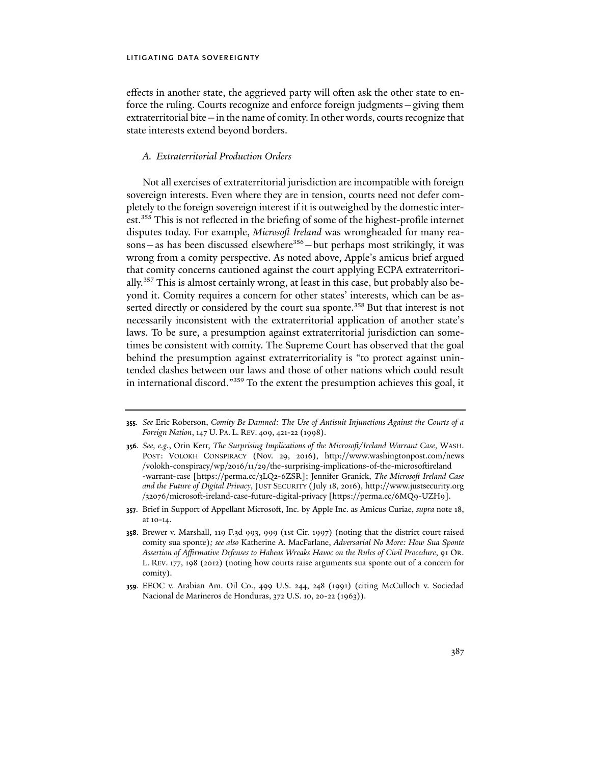effects in another state, the aggrieved party will often ask the other state to enforce the ruling. Courts recognize and enforce foreign judgments—giving them extraterritorial bite—in the name of comity. In other words, courts recognize that state interests extend beyond borders.

### *A. Extraterritorial Production Orders*

Not all exercises of extraterritorial jurisdiction are incompatible with foreign sovereign interests. Even where they are in tension, courts need not defer completely to the foreign sovereign interest if it is outweighed by the domestic interest.[355] This is not reflected in the briefing of some of the highest-profile internet disputes today. For example, *Microsoft Ireland* was wrongheaded for many reasons—as has been discussed elsewhere[356]—but perhaps most strikingly, it was wrong from a comity perspective. As noted above, Apple's amicus brief argued that comity concerns cautioned against the court applying ECPA extraterritorially.[357] This is almost certainly wrong, at least in this case, but probably also beyond it. Comity requires a concern for other states' interests, which can be asserted directly or considered by the court sua sponte.[358] But that interest is not necessarily inconsistent with the extraterritorial application of another state's laws. To be sure, a presumption against extraterritorial jurisdiction can sometimes be consistent with comity. The Supreme Court has observed that the goal behind the presumption against extraterritoriality is "to protect against unintended clashes between our laws and those of other nations which could result in international discord."[359] To the extent the presumption achieves this goal, it

---

**355**. *See* Eric Roberson, *Comity Be Damned: The Use of Antisuit Injunctions Against the Courts of a Foreign Nation*, 147 U. PA. L. REV. 409, 421-22 (1998).

**356**. *See, e.g.*, Orin Kerr, *The Surprising Implications of the Microsoft/Ireland Warrant Case*, WASH. POST: VOLOKH CONSPIRACY (Nov. 29, 2016), http://www.washingtonpost.com/news/volokh-conspiracy/wp/2016/11/29/the-surprising-implications-of-the-microsoftireland-warrant-case [https://perma.cc/3LQ2-6ZSR]; Jennifer Granick, *The Microsoft Ireland Case and the Future of Digital Privacy*, JUST SECURITY (July 18, 2016), http://www.justsecurity.org/32076/microsoft-ireland-case-future-digital-privacy [https://perma.cc/6MQ9-UZH9].

**357**. Brief in Support of Appellant Microsoft, Inc. by Apple Inc. as Amicus Curiae, *supra* note 18, at 10-14.

**358**. Brewer v. Marshall, 119 F.3d 993, 999 (1st Cir. 1997) (noting that the district court raised comity sua sponte)*; see also* Katherine A. MacFarlane, *Adversarial No More: How Sua Sponte Assertion of Affirmative Defenses to Habeas Wreaks Havoc on the Rules of Civil Procedure*, 91 OR. L. REV. 177, 198 (2012) (noting how courts raise arguments sua sponte out of a concern for comity).

**359**. EEOC v. Arabian Am. Oil Co., 499 U.S. 244, 248 (1991) (citing McCulloch v. Sociedad Nacional de Marineros de Honduras, 372 U.S. 10, 20-22 (1963)).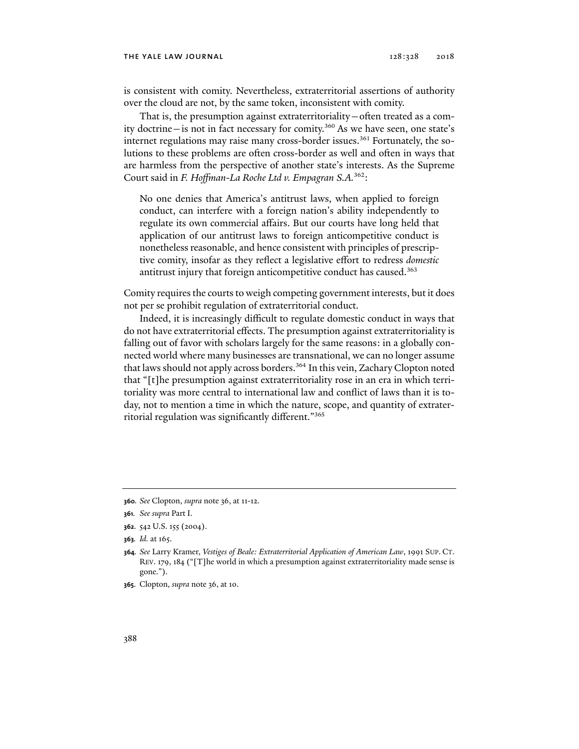is consistent with comity. Nevertheless, extraterritorial assertions of authority over the cloud are not, by the same token, inconsistent with comity.

That is, the presumption against extraterritoriality—often treated as a comity doctrine—is not in fact necessary for comity.[360] As we have seen, one state's internet regulations may raise many cross-border issues.[361] Fortunately, the solutions to these problems are often cross-border as well and often in ways that are harmless from the perspective of another state's interests. As the Supreme Court said in *F. Hoffman-La Roche Ltd v. Empagran S.A.*[362]:

> No one denies that America's antitrust laws, when applied to foreign conduct, can interfere with a foreign nation's ability independently to regulate its own commercial affairs. But our courts have long held that application of our antitrust laws to foreign anticompetitive conduct is nonetheless reasonable, and hence consistent with principles of prescriptive comity, insofar as they reflect a legislative effort to redress *domestic* antitrust injury that foreign anticompetitive conduct has caused.[363]

Comity requires the courts to weigh competing government interests, but it does not per se prohibit regulation of extraterritorial conduct.

Indeed, it is increasingly difficult to regulate domestic conduct in ways that do not have extraterritorial effects. The presumption against extraterritoriality is falling out of favor with scholars largely for the same reasons: in a globally connected world where many businesses are transnational, we can no longer assume that laws should not apply across borders.[364] In this vein, Zachary Clopton noted that "[t]he presumption against extraterritoriality rose in an era in which territoriality was more central to international law and conflict of laws than it is today, not to mention a time in which the nature, scope, and quantity of extraterritorial regulation was significantly different."[365]

---

**360.** *See* Clopton, *supra* note 36, at 11-12.

**361.** *See supra* Part I.

**362.** 542 U.S. 155 (2004).

**363.** *Id.* at 165.

**364.** *See* Larry Kramer, *Vestiges of Beale: Extraterritorial Application of American Law*, 1991 SUP. CT. REV. 179, 184 ("[T]he world in which a presumption against extraterritoriality made sense is gone.").

**365.** Clopton, *supra* note 36, at 10.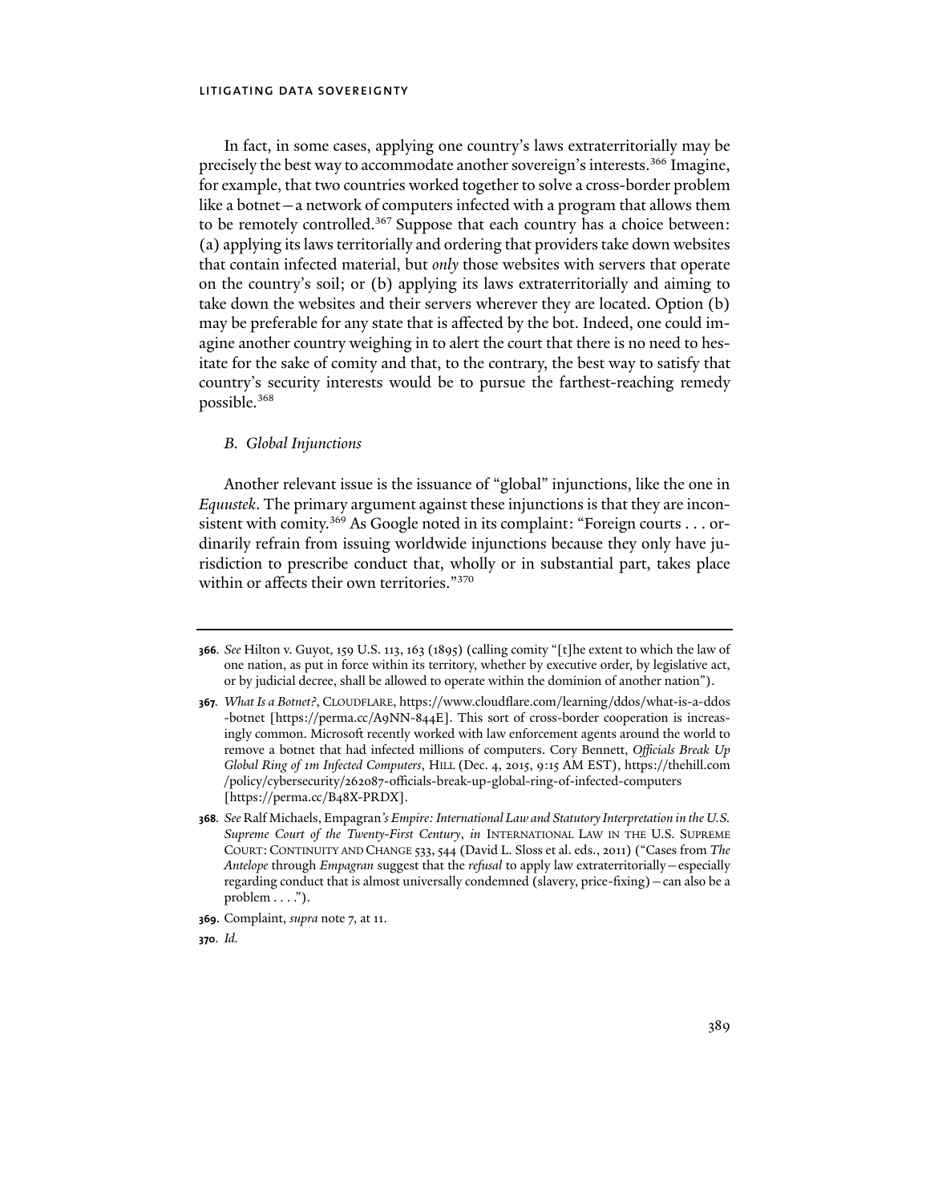In fact, in some cases, applying one country's laws extraterritorially may be precisely the best way to accommodate another sovereign's interests.[366] Imagine, for example, that two countries worked together to solve a cross-border problem like a botnet—a network of computers infected with a program that allows them to be remotely controlled.[367] Suppose that each country has a choice between: (a) applying its laws territorially and ordering that providers take down websites that contain infected material, but *only* those websites with servers that operate on the country's soil; or (b) applying its laws extraterritorially and aiming to take down the websites and their servers wherever they are located. Option (b) may be preferable for any state that is affected by the bot. Indeed, one could imagine another country weighing in to alert the court that there is no need to hesitate for the sake of comity and that, to the contrary, the best way to satisfy that country's security interests would be to pursue the farthest-reaching remedy possible.[368]

### *B. Global Injunctions*

Another relevant issue is the issuance of "global" injunctions, like the one in *Equustek*. The primary argument against these injunctions is that they are inconsistent with comity.[369] As Google noted in its complaint: "Foreign courts . . . ordinarily refrain from issuing worldwide injunctions because they only have jurisdiction to prescribe conduct that, wholly or in substantial part, takes place within or affects their own territories."[370]

---

**366**. *See* Hilton v. Guyot, 159 U.S. 113, 163 (1895) (calling comity "[t]he extent to which the law of one nation, as put in force within its territory, whether by executive order, by legislative act, or by judicial decree, shall be allowed to operate within the dominion of another nation").

**367**. *What Is a Botnet?*, CLOUDFLARE, https://www.cloudflare.com/learning/ddos/what-is-a-ddos-botnet [https://perma.cc/A9NN-844E]. This sort of cross-border cooperation is increasingly common. Microsoft recently worked with law enforcement agents around the world to remove a botnet that had infected millions of computers. Cory Bennett, *Officials Break Up Global Ring of 1m Infected Computers*, HILL (Dec. 4, 2015, 9:15 AM EST), https://thehill.com/policy/cybersecurity/262087-officials-break-up-global-ring-of-infected-computers [https://perma.cc/B48X-PRDX].

**368**. *See* Ralf Michaels, Empagran*'s Empire: International Law and Statutory Interpretation in the U.S. Supreme Court of the Twenty-First Century*, *in* INTERNATIONAL LAW IN THE U.S. SUPREME COURT: CONTINUITY AND CHANGE 533, 544 (David L. Sloss et al. eds., 2011) ("Cases from *The Antelope* through *Empagran* suggest that the *refusal* to apply law extraterritorially—especially regarding conduct that is almost universally condemned (slavery, price-fixing)—can also be a problem . . . .").

**369**. Complaint, *supra* note 7, at 11.

**370**. *Id.*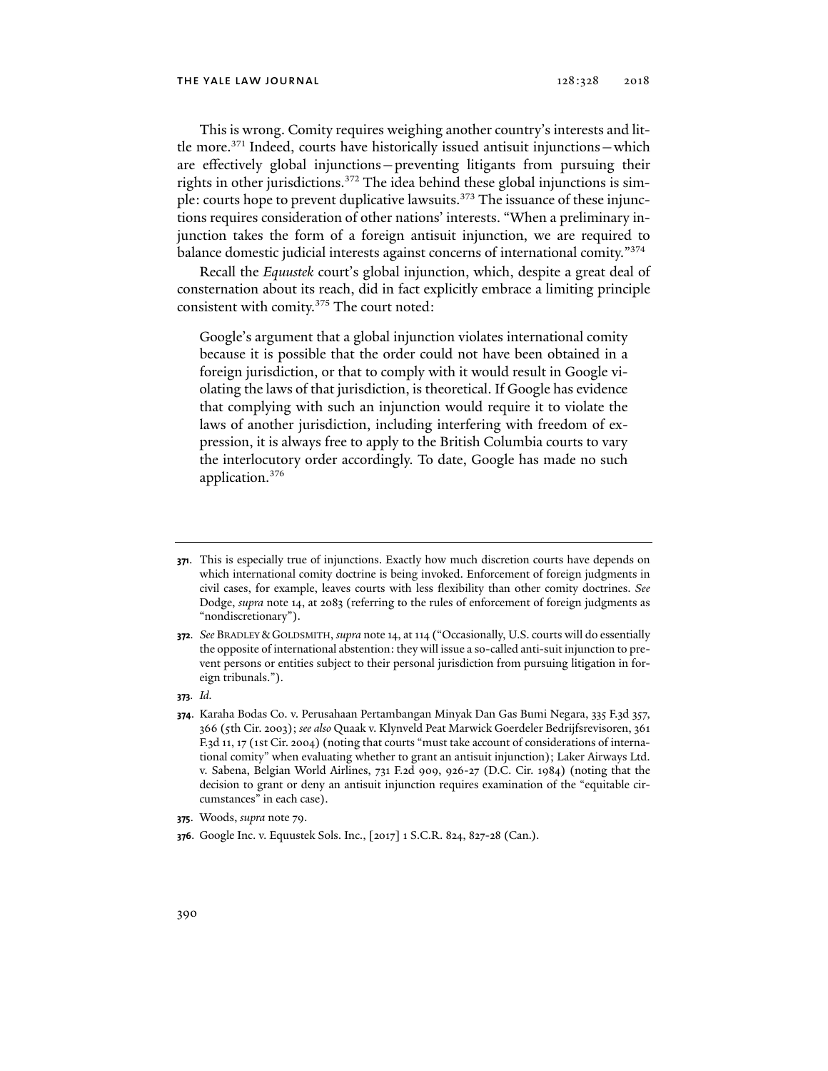This is wrong. Comity requires weighing another country's interests and little more.[371] Indeed, courts have historically issued antisuit injunctions—which are effectively global injunctions—preventing litigants from pursuing their rights in other jurisdictions.[372] The idea behind these global injunctions is simple: courts hope to prevent duplicative lawsuits.[373] The issuance of these injunctions requires consideration of other nations' interests. "When a preliminary injunction takes the form of a foreign antisuit injunction, we are required to balance domestic judicial interests against concerns of international comity."[374]

Recall the *Equustek* court's global injunction, which, despite a great deal of consternation about its reach, did in fact explicitly embrace a limiting principle consistent with comity.[375] The court noted:

> Google's argument that a global injunction violates international comity because it is possible that the order could not have been obtained in a foreign jurisdiction, or that to comply with it would result in Google violating the laws of that jurisdiction, is theoretical. If Google has evidence that complying with such an injunction would require it to violate the laws of another jurisdiction, including interfering with freedom of expression, it is always free to apply to the British Columbia courts to vary the interlocutory order accordingly. To date, Google has made no such application.[376]

---

**371.** This is especially true of injunctions. Exactly how much discretion courts have depends on which international comity doctrine is being invoked. Enforcement of foreign judgments in civil cases, for example, leaves courts with less flexibility than other comity doctrines. *See* Dodge, *supra* note 14, at 2083 (referring to the rules of enforcement of foreign judgments as "nondiscretionary").

**372.** *See* BRADLEY & GOLDSMITH, *supra* note 14, at 114 ("Occasionally, U.S. courts will do essentially the opposite of international abstention: they will issue a so-called anti-suit injunction to prevent persons or entities subject to their personal jurisdiction from pursuing litigation in foreign tribunals.").

**373.** *Id.*

**374.** Karaha Bodas Co. v. Perusahaan Pertambangan Minyak Dan Gas Bumi Negara, 335 F.3d 357, 366 (5th Cir. 2003); *see also* Quaak v. Klynveld Peat Marwick Goerdeler Bedrijfsrevisoren, 361 F.3d 11, 17 (1st Cir. 2004) (noting that courts "must take account of considerations of international comity" when evaluating whether to grant an antisuit injunction); Laker Airways Ltd. v. Sabena, Belgian World Airlines, 731 F.2d 909, 926-27 (D.C. Cir. 1984) (noting that the decision to grant or deny an antisuit injunction requires examination of the "equitable circumstances" in each case).

**375.** Woods, *supra* note 79.

**376.** Google Inc. v. Equustek Sols. Inc., [2017] 1 S.C.R. 824, 827-28 (Can.).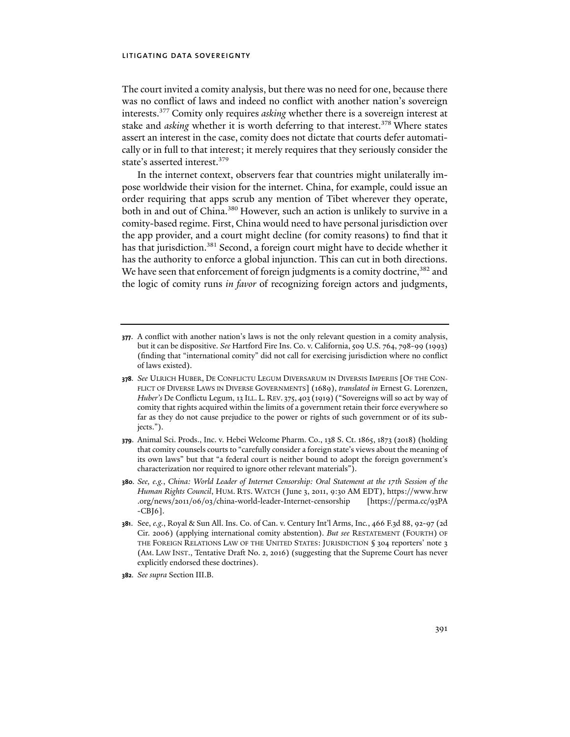The court invited a comity analysis, but there was no need for one, because there was no conflict of laws and indeed no conflict with another nation's sovereign interests.[377] Comity only requires *asking* whether there is a sovereign interest at stake and *asking* whether it is worth deferring to that interest.[378] Where states assert an interest in the case, comity does not dictate that courts defer automatically or in full to that interest; it merely requires that they seriously consider the state's asserted interest.[379]

In the internet context, observers fear that countries might unilaterally impose worldwide their vision for the internet. China, for example, could issue an order requiring that apps scrub any mention of Tibet wherever they operate, both in and out of China.[380] However, such an action is unlikely to survive in a comity-based regime. First, China would need to have personal jurisdiction over the app provider, and a court might decline (for comity reasons) to find that it has that jurisdiction.[381] Second, a foreign court might have to decide whether it has the authority to enforce a global injunction. This can cut in both directions. We have seen that enforcement of foreign judgments is a comity doctrine,[382] and the logic of comity runs *in favor* of recognizing foreign actors and judgments,

---

**377.** A conflict with another nation's laws is not the only relevant question in a comity analysis, but it can be dispositive. *See* Hartford Fire Ins. Co. v. California, 509 U.S. 764, 798-99 (1993) (finding that "international comity" did not call for exercising jurisdiction where no conflict of laws existed).

**378.** *See* ULRICH HUBER, DE CONFLICTU LEGUM DIVERSARUM IN DIVERSIS IMPERIIS [OF THE CONFLICT OF DIVERSE LAWS IN DIVERSE GOVERNMENTS] (1689), *translated in* Ernest G. Lorenzen, *Huber's* De Conflictu Legum, 13 ILL. L. REV. 375, 403 (1919) ("Sovereigns will so act by way of comity that rights acquired within the limits of a government retain their force everywhere so far as they do not cause prejudice to the power or rights of such government or of its subjects.").

**379.** Animal Sci. Prods., Inc. v. Hebei Welcome Pharm. Co., 138 S. Ct. 1865, 1873 (2018) (holding that comity counsels courts to "carefully consider a foreign state's views about the meaning of its own laws" but that "a federal court is neither bound to adopt the foreign government's characterization nor required to ignore other relevant materials").

**380.** *See, e.g.*, *China: World Leader of Internet Censorship: Oral Statement at the 17th Session of the Human Rights Council*, HUM. RTS. WATCH (June 3, 2011, 9:30 AM EDT), https://www.hrw.org/news/2011/06/03/china-world-leader-Internet-censorship [https://perma.cc/93PA-CBJ6].

**381.** See, *e.g.*, Royal & Sun All. Ins. Co. of Can. v. Century Int'l Arms, Inc., 466 F.3d 88, 92-97 (2d Cir. 2006) (applying international comity abstention). *But see* RESTATEMENT (FOURTH) OF THE FOREIGN RELATIONS LAW OF THE UNITED STATES: JURISDICTION § 304 reporters' note 3 (AM. LAW INST., Tentative Draft No. 2, 2016) (suggesting that the Supreme Court has never explicitly endorsed these doctrines).

**382.** *See supra* Section III.B.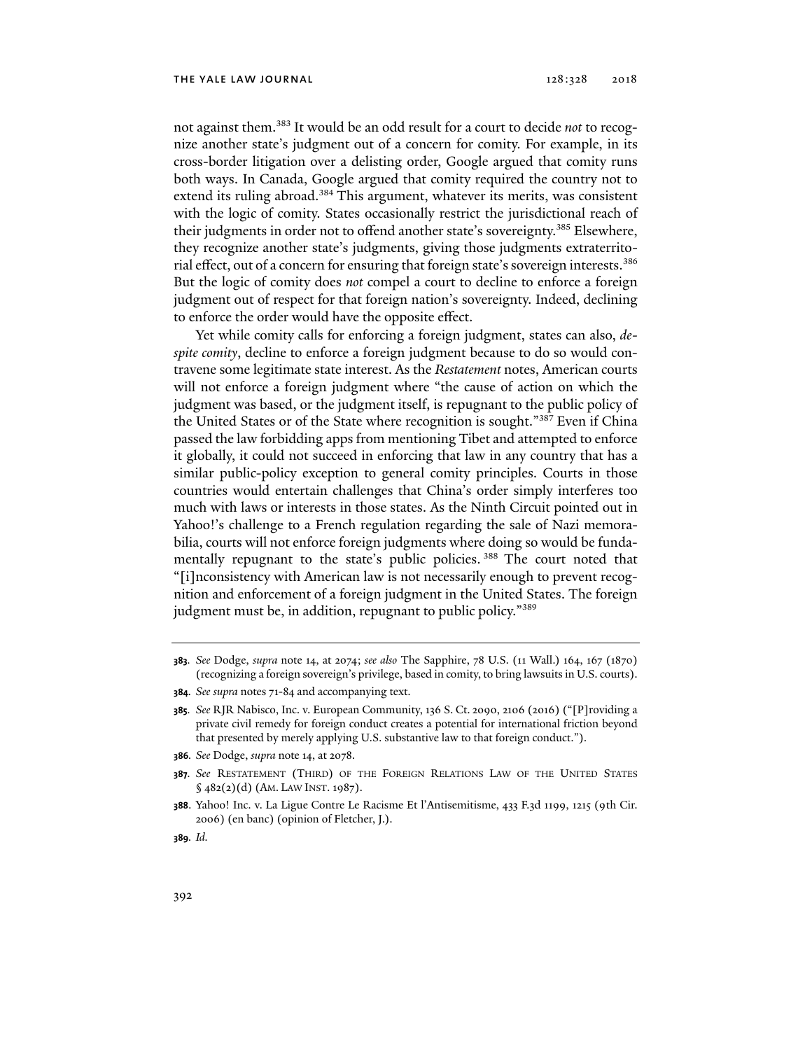not against them.[383] It would be an odd result for a court to decide *not* to recognize another state's judgment out of a concern for comity. For example, in its cross-border litigation over a delisting order, Google argued that comity runs both ways. In Canada, Google argued that comity required the country not to extend its ruling abroad.[384] This argument, whatever its merits, was consistent with the logic of comity. States occasionally restrict the jurisdictional reach of their judgments in order not to offend another state's sovereignty.[385] Elsewhere, they recognize another state's judgments, giving those judgments extraterritorial effect, out of a concern for ensuring that foreign state's sovereign interests.[386] But the logic of comity does *not* compel a court to decline to enforce a foreign judgment out of respect for that foreign nation's sovereignty. Indeed, declining to enforce the order would have the opposite effect.

Yet while comity calls for enforcing a foreign judgment, states can also, *despite comity*, decline to enforce a foreign judgment because to do so would contravene some legitimate state interest. As the *Restatement* notes, American courts will not enforce a foreign judgment where "the cause of action on which the judgment was based, or the judgment itself, is repugnant to the public policy of the United States or of the State where recognition is sought."[387] Even if China passed the law forbidding apps from mentioning Tibet and attempted to enforce it globally, it could not succeed in enforcing that law in any country that has a similar public-policy exception to general comity principles. Courts in those countries would entertain challenges that China's order simply interferes too much with laws or interests in those states. As the Ninth Circuit pointed out in Yahoo!'s challenge to a French regulation regarding the sale of Nazi memorabilia, courts will not enforce foreign judgments where doing so would be fundamentally repugnant to the state's public policies.[388] The court noted that "[i]nconsistency with American law is not necessarily enough to prevent recognition and enforcement of a foreign judgment in the United States. The foreign judgment must be, in addition, repugnant to public policy."[389]

---

**383**. *See* Dodge, *supra* note 14, at 2074; *see also* The Sapphire, 78 U.S. (11 Wall.) 164, 167 (1870) (recognizing a foreign sovereign's privilege, based in comity, to bring lawsuits in U.S. courts).

**384**. *See supra* notes 71-84 and accompanying text.

**385**. *See* RJR Nabisco, Inc. v. European Community, 136 S. Ct. 2090, 2106 (2016) ("[P]roviding a private civil remedy for foreign conduct creates a potential for international friction beyond that presented by merely applying U.S. substantive law to that foreign conduct.").

**386**. *See* Dodge, *supra* note 14, at 2078.

**387**. *See* Restatement (Third) of the Foreign Relations Law of the United States § 482(2)(d) (Am. Law Inst. 1987).

**388**. Yahoo! Inc. v. La Ligue Contre Le Racisme Et l'Antisemitisme, 433 F.3d 1199, 1215 (9th Cir. 2006) (en banc) (opinion of Fletcher, J.).

**389**. *Id.*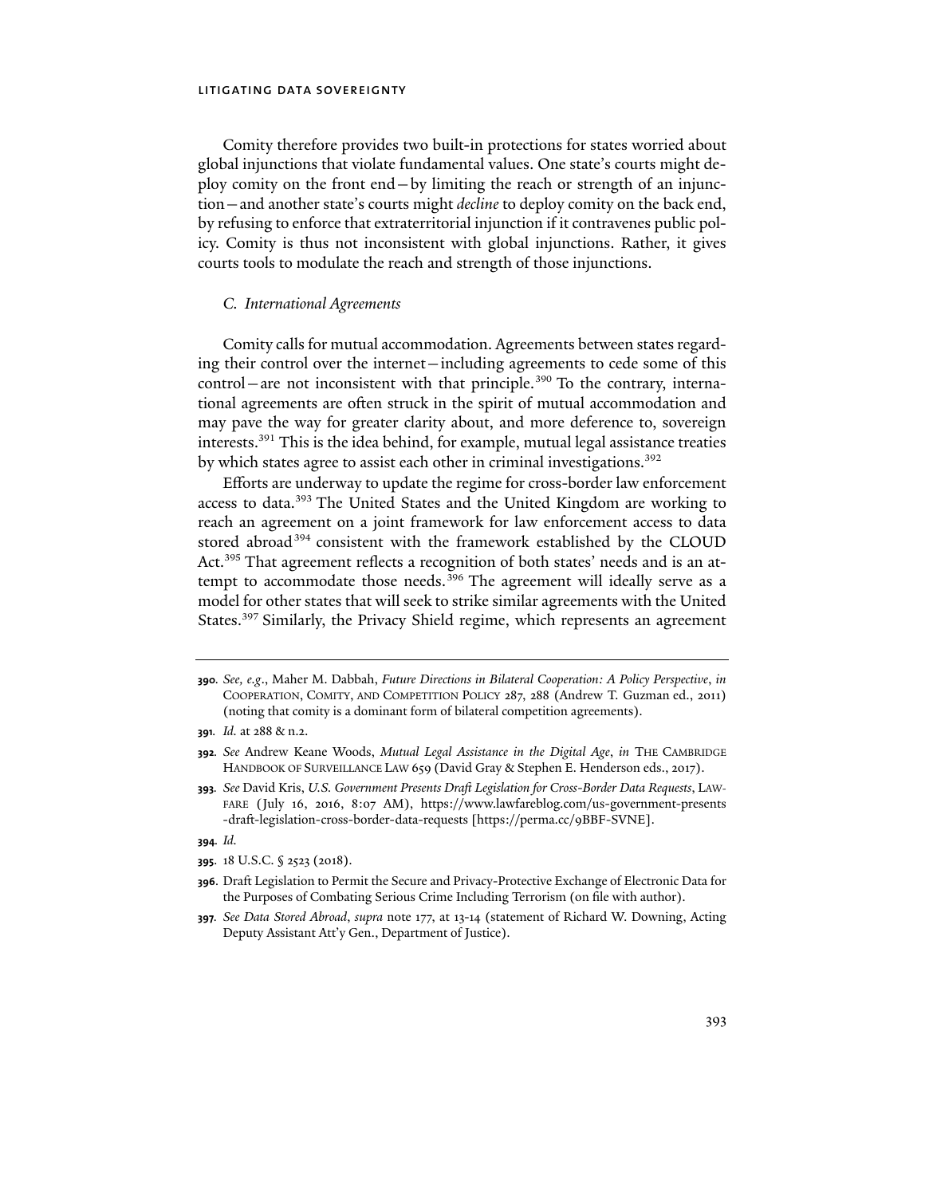Comity therefore provides two built-in protections for states worried about global injunctions that violate fundamental values. One state's courts might deploy comity on the front end—by limiting the reach or strength of an injunction—and another state's courts might *decline* to deploy comity on the back end, by refusing to enforce that extraterritorial injunction if it contravenes public policy. Comity is thus not inconsistent with global injunctions. Rather, it gives courts tools to modulate the reach and strength of those injunctions.

### *C. International Agreements*

Comity calls for mutual accommodation. Agreements between states regarding their control over the internet—including agreements to cede some of this control—are not inconsistent with that principle.[390] To the contrary, international agreements are often struck in the spirit of mutual accommodation and may pave the way for greater clarity about, and more deference to, sovereign interests.[391] This is the idea behind, for example, mutual legal assistance treaties by which states agree to assist each other in criminal investigations.[392]

Efforts are underway to update the regime for cross-border law enforcement access to data.[393] The United States and the United Kingdom are working to reach an agreement on a joint framework for law enforcement access to data stored abroad[394] consistent with the framework established by the CLOUD Act.[395] That agreement reflects a recognition of both states' needs and is an attempt to accommodate those needs.[396] The agreement will ideally serve as a model for other states that will seek to strike similar agreements with the United States.[397] Similarly, the Privacy Shield regime, which represents an agreement

---

**390.** *See, e.g.*, Maher M. Dabbah, *Future Directions in Bilateral Cooperation: A Policy Perspective*, *in* COOPERATION, COMITY, AND COMPETITION POLICY 287, 288 (Andrew T. Guzman ed., 2011) (noting that comity is a dominant form of bilateral competition agreements).

**391.** *Id.* at 288 & n.2.

**392.** *See* Andrew Keane Woods, *Mutual Legal Assistance in the Digital Age*, *in* THE CAMBRIDGE HANDBOOK OF SURVEILLANCE LAW 659 (David Gray & Stephen E. Henderson eds., 2017).

**393.** *See* David Kris, *U.S. Government Presents Draft Legislation for Cross-Border Data Requests*, LAWFARE (July 16, 2016, 8:07 AM), https://www.lawfareblog.com/us-government-presents-draft-legislation-cross-border-data-requests [https://perma.cc/9BBF-SVNE].

**394.** *Id.*

**395.** 18 U.S.C. § 2523 (2018).

**396.** Draft Legislation to Permit the Secure and Privacy-Protective Exchange of Electronic Data for the Purposes of Combating Serious Crime Including Terrorism (on file with author).

**397.** *See Data Stored Abroad*, *supra* note 177, at 13-14 (statement of Richard W. Downing, Acting Deputy Assistant Att'y Gen., Department of Justice).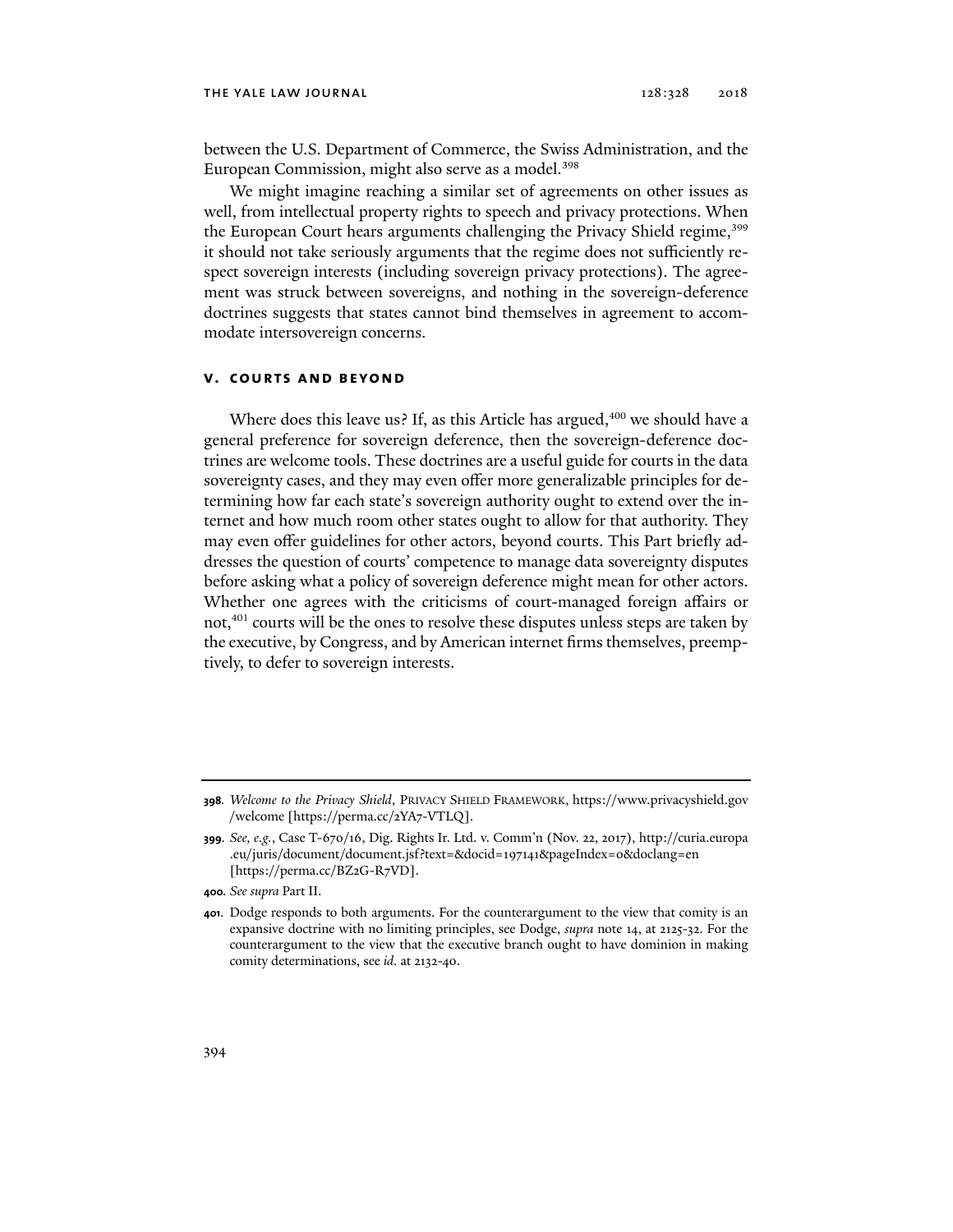between the U.S. Department of Commerce, the Swiss Administration, and the European Commission, might also serve as a model.[398]

We might imagine reaching a similar set of agreements on other issues as well, from intellectual property rights to speech and privacy protections. When the European Court hears arguments challenging the Privacy Shield regime,[399] it should not take seriously arguments that the regime does not sufficiently respect sovereign interests (including sovereign privacy protections). The agreement was struck between sovereigns, and nothing in the sovereign-deference doctrines suggests that states cannot bind themselves in agreement to accommodate intersovereign concerns.

## V. COURTS AND BEYOND

Where does this leave us? If, as this Article has argued,[400] we should have a general preference for sovereign deference, then the sovereign-deference doctrines are welcome tools. These doctrines are a useful guide for courts in the data sovereignty cases, and they may even offer more generalizable principles for determining how far each state's sovereign authority ought to extend over the internet and how much room other states ought to allow for that authority. They may even offer guidelines for other actors, beyond courts. This Part briefly addresses the question of courts' competence to manage data sovereignty disputes before asking what a policy of sovereign deference might mean for other actors. Whether one agrees with the criticisms of court-managed foreign affairs or not,[401] courts will be the ones to resolve these disputes unless steps are taken by the executive, by Congress, and by American internet firms themselves, preemptively, to defer to sovereign interests.

---

**398.** *Welcome to the Privacy Shield*, PRIVACY SHIELD FRAMEWORK, https://www.privacyshield.gov/welcome [https://perma.cc/2YA7-VTLQ].

**399.** *See, e.g.*, Case T-670/16, Dig. Rights Ir. Ltd. v. Comm'n (Nov. 22, 2017), http://curia.europa.eu/juris/document/document.jsf?text=&docid=197141&pageIndex=0&doclang=en [https://perma.cc/BZ2G-R7VD].

**400.** *See supra* Part II.

**401.** Dodge responds to both arguments. For the counterargument to the view that comity is an expansive doctrine with no limiting principles, see Dodge, *supra* note 14, at 2125-32. For the counterargument to the view that the executive branch ought to have dominion in making comity determinations, see *id.* at 2132-40.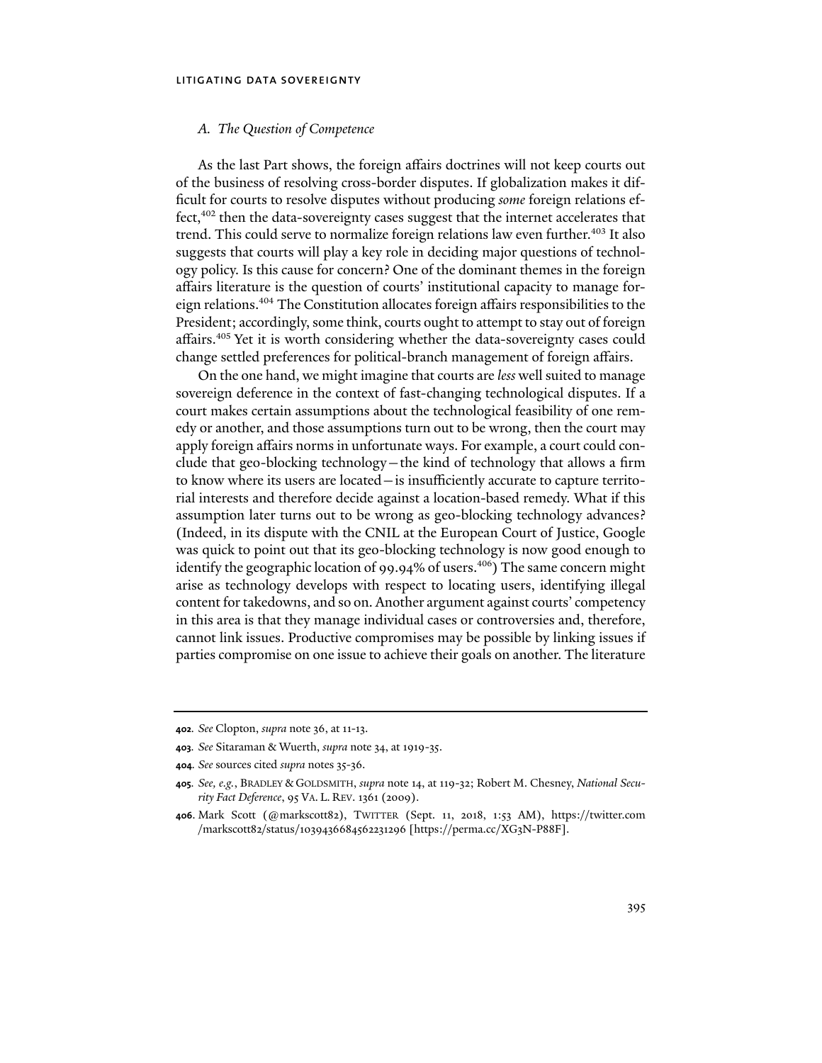### *A. The Question of Competence*

As the last Part shows, the foreign affairs doctrines will not keep courts out of the business of resolving cross-border disputes. If globalization makes it difficult for courts to resolve disputes without producing *some* foreign relations effect,[402] then the data-sovereignty cases suggest that the internet accelerates that trend. This could serve to normalize foreign relations law even further.[403] It also suggests that courts will play a key role in deciding major questions of technology policy. Is this cause for concern? One of the dominant themes in the foreign affairs literature is the question of courts' institutional capacity to manage foreign relations.[404] The Constitution allocates foreign affairs responsibilities to the President; accordingly, some think, courts ought to attempt to stay out of foreign affairs.[405] Yet it is worth considering whether the data-sovereignty cases could change settled preferences for political-branch management of foreign affairs.

On the one hand, we might imagine that courts are *less* well suited to manage sovereign deference in the context of fast-changing technological disputes. If a court makes certain assumptions about the technological feasibility of one remedy or another, and those assumptions turn out to be wrong, then the court may apply foreign affairs norms in unfortunate ways. For example, a court could conclude that geo-blocking technology—the kind of technology that allows a firm to know where its users are located—is insufficiently accurate to capture territorial interests and therefore decide against a location-based remedy. What if this assumption later turns out to be wrong as geo-blocking technology advances? (Indeed, in its dispute with the CNIL at the European Court of Justice, Google was quick to point out that its geo-blocking technology is now good enough to identify the geographic location of 99.94% of users.[406]) The same concern might arise as technology develops with respect to locating users, identifying illegal content for takedowns, and so on. Another argument against courts' competency in this area is that they manage individual cases or controversies and, therefore, cannot link issues. Productive compromises may be possible by linking issues if parties compromise on one issue to achieve their goals on another. The literature

---

**402**. *See* Clopton, *supra* note 36, at 11-13.

**403**. *See* Sitaraman & Wuerth, *supra* note 34, at 1919-35.

**404**. *See* sources cited *supra* notes 35-36.

**405**. *See, e.g.*, BRADLEY & GOLDSMITH, *supra* note 14, at 119-32; Robert M. Chesney, *National Security Fact Deference*, 95 VA. L. REV. 1361 (2009).

**406**. Mark Scott (@markscott82), TWITTER (Sept. 11, 2018, 1:53 AM), https://twitter.com/markscott82/status/1039436684562231296 [https://perma.cc/XG3N-P88F].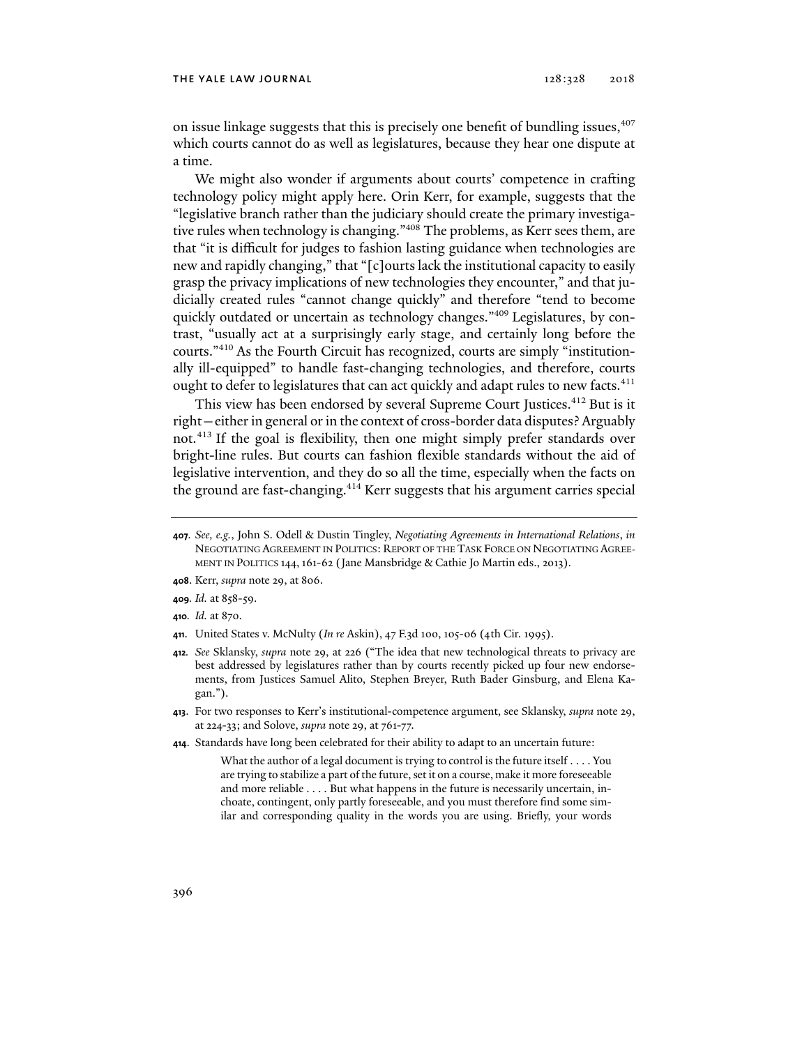on issue linkage suggests that this is precisely one benefit of bundling issues,[407] which courts cannot do as well as legislatures, because they hear one dispute at a time.

We might also wonder if arguments about courts' competence in crafting technology policy might apply here. Orin Kerr, for example, suggests that the "legislative branch rather than the judiciary should create the primary investigative rules when technology is changing."[408] The problems, as Kerr sees them, are that "it is difficult for judges to fashion lasting guidance when technologies are new and rapidly changing," that "[c]ourts lack the institutional capacity to easily grasp the privacy implications of new technologies they encounter," and that judicially created rules "cannot change quickly" and therefore "tend to become quickly outdated or uncertain as technology changes."[409] Legislatures, by contrast, "usually act at a surprisingly early stage, and certainly long before the courts."[410] As the Fourth Circuit has recognized, courts are simply "institutionally ill-equipped" to handle fast-changing technologies, and therefore, courts ought to defer to legislatures that can act quickly and adapt rules to new facts.[411]

This view has been endorsed by several Supreme Court Justices.[412] But is it right—either in general or in the context of cross-border data disputes? Arguably not.[413] If the goal is flexibility, then one might simply prefer standards over bright-line rules. But courts can fashion flexible standards without the aid of legislative intervention, and they do so all the time, especially when the facts on the ground are fast-changing.[414] Kerr suggests that his argument carries special

---

**407.** *See, e.g.*, John S. Odell & Dustin Tingley, *Negotiating Agreements in International Relations*, *in* NEGOTIATING AGREEMENT IN POLITICS: REPORT OF THE TASK FORCE ON NEGOTIATING AGREEMENT IN POLITICS 144, 161-62 (Jane Mansbridge & Cathie Jo Martin eds., 2013).

**408.** Kerr, *supra* note 29, at 806.

**409.** *Id.* at 858-59.

**410.** *Id.* at 870.

**411.** United States v. McNulty (*In re* Askin), 47 F.3d 100, 105-06 (4th Cir. 1995).

**412.** *See* Sklansky, *supra* note 29, at 226 ("The idea that new technological threats to privacy are best addressed by legislatures rather than by courts recently picked up four new endorsements, from Justices Samuel Alito, Stephen Breyer, Ruth Bader Ginsburg, and Elena Kagan.").

**413.** For two responses to Kerr's institutional-competence argument, see Sklansky, *supra* note 29, at 224-33; and Solove, *supra* note 29, at 761-77.

**414.** Standards have long been celebrated for their ability to adapt to an uncertain future:

> What the author of a legal document is trying to control is the future itself . . . . You are trying to stabilize a part of the future, set it on a course, make it more foreseeable and more reliable . . . . But what happens in the future is necessarily uncertain, inchoate, contingent, only partly foreseeable, and you must therefore find some similar and corresponding quality in the words you are using. Briefly, your words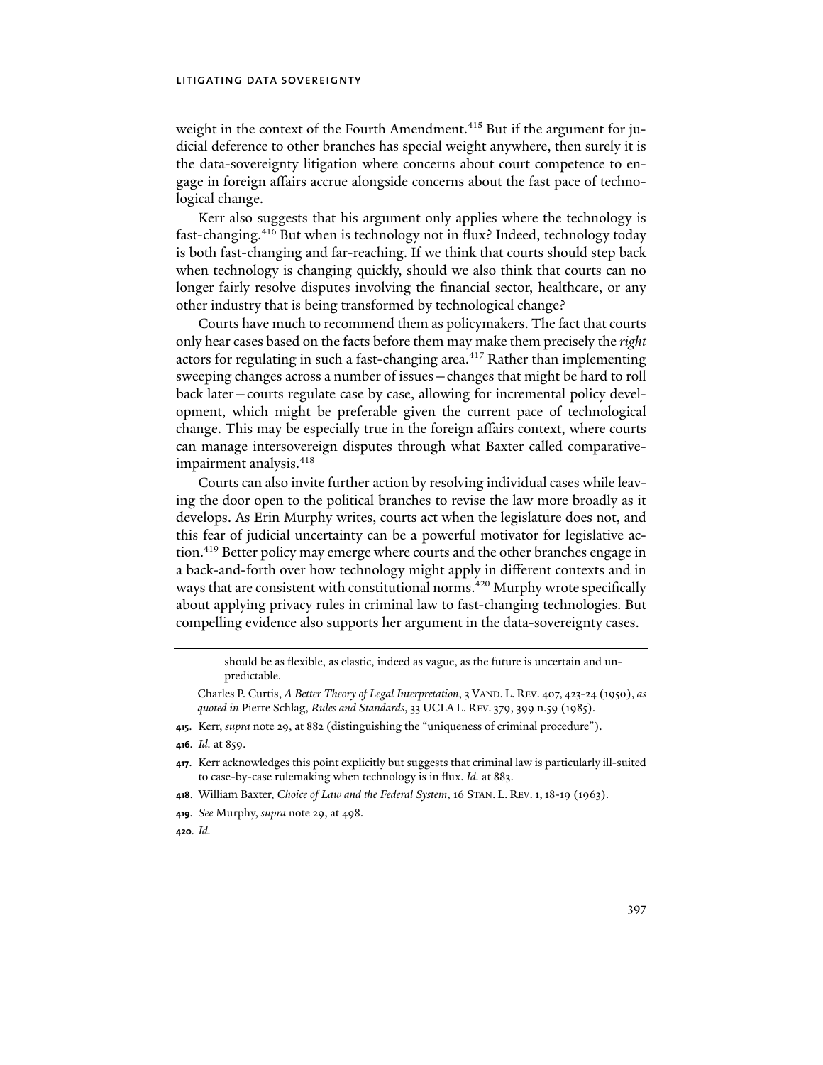weight in the context of the Fourth Amendment.[415] But if the argument for judicial deference to other branches has special weight anywhere, then surely it is the data-sovereignty litigation where concerns about court competence to engage in foreign affairs accrue alongside concerns about the fast pace of technological change.

Kerr also suggests that his argument only applies where the technology is fast-changing.[416] But when is technology not in flux? Indeed, technology today is both fast-changing and far-reaching. If we think that courts should step back when technology is changing quickly, should we also think that courts can no longer fairly resolve disputes involving the financial sector, healthcare, or any other industry that is being transformed by technological change?

Courts have much to recommend them as policymakers. The fact that courts only hear cases based on the facts before them may make them precisely the *right* actors for regulating in such a fast-changing area.[417] Rather than implementing sweeping changes across a number of issues—changes that might be hard to roll back later—courts regulate case by case, allowing for incremental policy development, which might be preferable given the current pace of technological change. This may be especially true in the foreign affairs context, where courts can manage intersovereign disputes through what Baxter called comparative-impairment analysis.[418]

Courts can also invite further action by resolving individual cases while leaving the door open to the political branches to revise the law more broadly as it develops. As Erin Murphy writes, courts act when the legislature does not, and this fear of judicial uncertainty can be a powerful motivator for legislative action.[419] Better policy may emerge where courts and the other branches engage in a back-and-forth over how technology might apply in different contexts and in ways that are consistent with constitutional norms.[420] Murphy wrote specifically about applying privacy rules in criminal law to fast-changing technologies. But compelling evidence also supports her argument in the data-sovereignty cases.

---

> should be as flexible, as elastic, indeed as vague, as the future is uncertain and unpredictable.

Charles P. Curtis, *A Better Theory of Legal Interpretation*, 3 VAND. L. REV. 407, 423-24 (1950), *as quoted in* Pierre Schlag, *Rules and Standards*, 33 UCLA L. REV. 379, 399 n.59 (1985).

415. Kerr, *supra* note 29, at 882 (distinguishing the "uniqueness of criminal procedure").

416. *Id.* at 859.

417. Kerr acknowledges this point explicitly but suggests that criminal law is particularly ill-suited to case-by-case rulemaking when technology is in flux. *Id.* at 883.

418. William Baxter, *Choice of Law and the Federal System*, 16 STAN. L. REV. 1, 18-19 (1963).

419. *See* Murphy, *supra* note 29, at 498.

420. *Id.*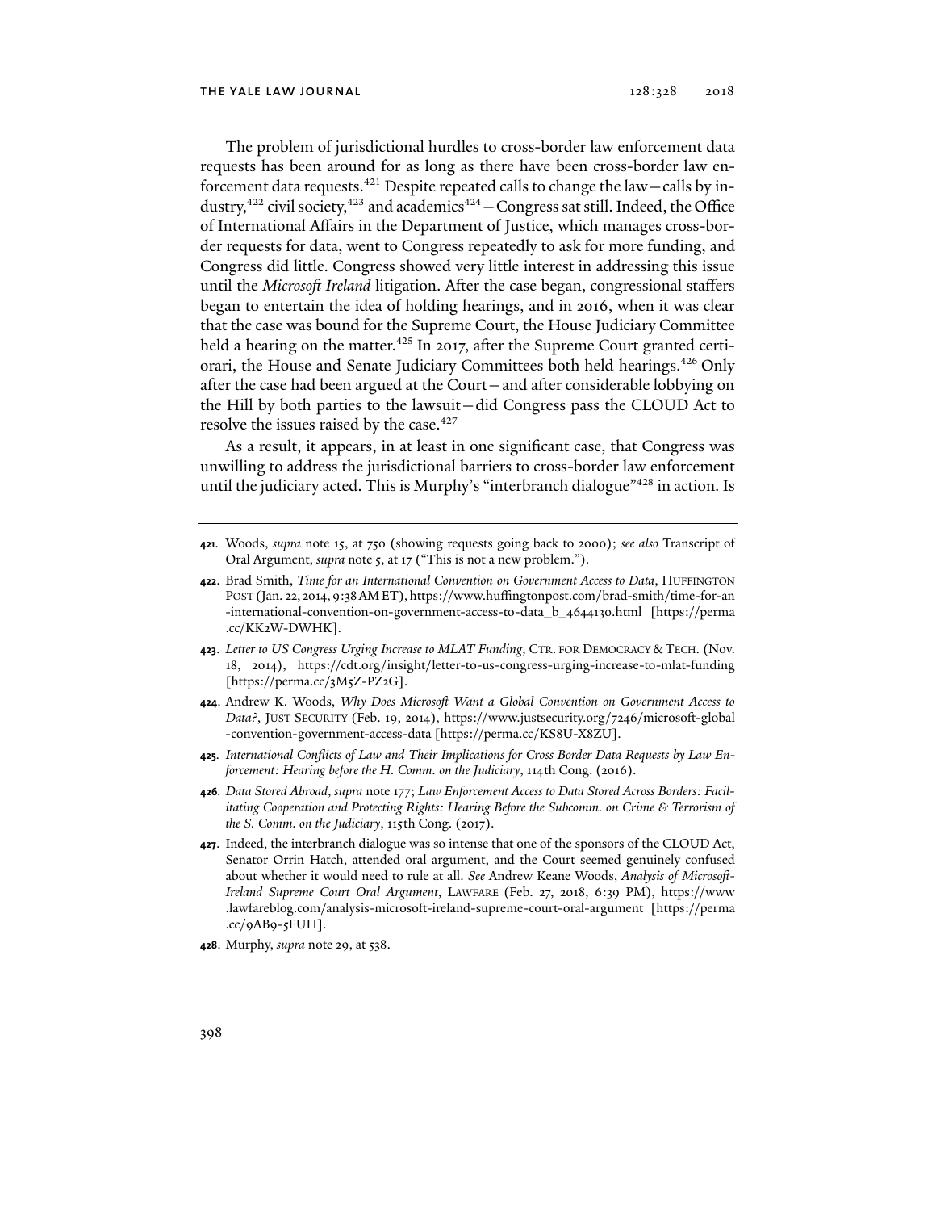The problem of jurisdictional hurdles to cross-border law enforcement data requests has been around for as long as there have been cross-border law enforcement data requests.[421] Despite repeated calls to change the law—calls by industry,[422] civil society,[423] and academics[424]—Congress sat still. Indeed, the Office of International Affairs in the Department of Justice, which manages cross-border requests for data, went to Congress repeatedly to ask for more funding, and Congress did little. Congress showed very little interest in addressing this issue until the *Microsoft Ireland* litigation. After the case began, congressional staffers began to entertain the idea of holding hearings, and in 2016, when it was clear that the case was bound for the Supreme Court, the House Judiciary Committee held a hearing on the matter.[425] In 2017, after the Supreme Court granted certiorari, the House and Senate Judiciary Committees both held hearings.[426] Only after the case had been argued at the Court—and after considerable lobbying on the Hill by both parties to the lawsuit—did Congress pass the CLOUD Act to resolve the issues raised by the case.[427]

As a result, it appears, in at least in one significant case, that Congress was unwilling to address the jurisdictional barriers to cross-border law enforcement until the judiciary acted. This is Murphy's "interbranch dialogue"[428] in action. Is

---

**421.** Woods, *supra* note 15, at 750 (showing requests going back to 2000); *see also* Transcript of Oral Argument, *supra* note 5, at 17 ("This is not a new problem.").

**422.** Brad Smith, *Time for an International Convention on Government Access to Data*, HUFFINGTON POST (Jan. 22, 2014, 9:38 AM ET), https://www.huffingtonpost.com/brad-smith/time-for-an-international-convention-on-government-access-to-data_b_4644130.html [https://perma.cc/KK2W-DWHK].

**423.** *Letter to US Congress Urging Increase to MLAT Funding*, CTR. FOR DEMOCRACY & TECH. (Nov. 18, 2014), https://cdt.org/insight/letter-to-us-congress-urging-increase-to-mlat-funding [https://perma.cc/3M5Z-PZ2G].

**424.** Andrew K. Woods, *Why Does Microsoft Want a Global Convention on Government Access to Data?*, JUST SECURITY (Feb. 19, 2014), https://www.justsecurity.org/7246/microsoft-global-convention-government-access-data [https://perma.cc/KS8U-X8ZU].

**425.** *International Conflicts of Law and Their Implications for Cross Border Data Requests by Law Enforcement: Hearing before the H. Comm. on the Judiciary*, 114th Cong. (2016).

**426.** *Data Stored Abroad*, *supra* note 177; *Law Enforcement Access to Data Stored Across Borders: Facilitating Cooperation and Protecting Rights: Hearing Before the Subcomm. on Crime & Terrorism of the S. Comm. on the Judiciary*, 115th Cong. (2017).

**427.** Indeed, the interbranch dialogue was so intense that one of the sponsors of the CLOUD Act, Senator Orrin Hatch, attended oral argument, and the Court seemed genuinely confused about whether it would need to rule at all. *See* Andrew Keane Woods, *Analysis of Microsoft-Ireland Supreme Court Oral Argument*, LAWFARE (Feb. 27, 2018, 6:39 PM), https://www.lawfareblog.com/analysis-microsoft-ireland-supreme-court-oral-argument [https://perma.cc/9AB9-5FUH].

**428.** Murphy, *supra* note 29, at 538.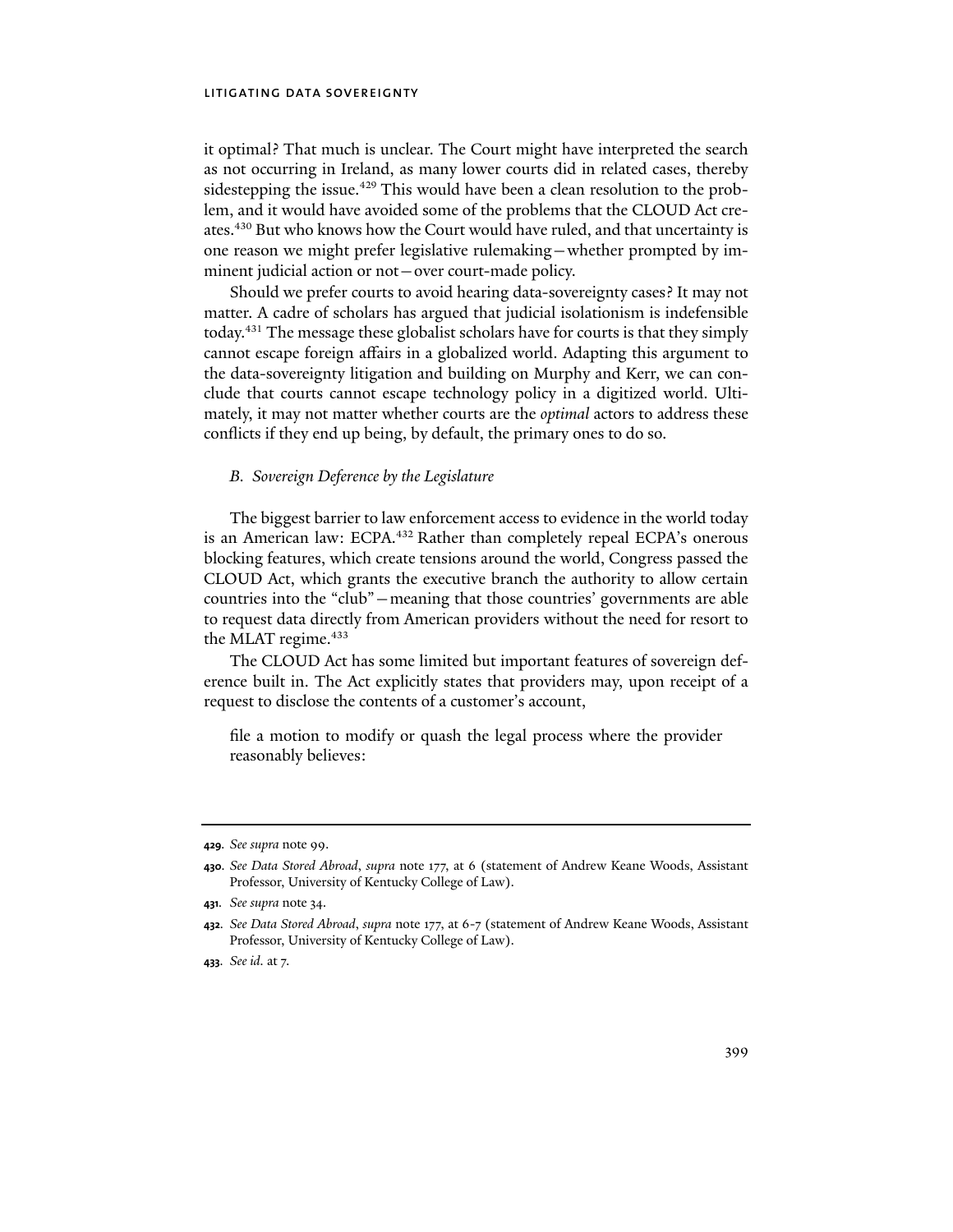it optimal? That much is unclear. The Court might have interpreted the search as not occurring in Ireland, as many lower courts did in related cases, thereby sidestepping the issue.[429] This would have been a clean resolution to the problem, and it would have avoided some of the problems that the CLOUD Act creates.[430] But who knows how the Court would have ruled, and that uncertainty is one reason we might prefer legislative rulemaking—whether prompted by imminent judicial action or not—over court-made policy.

Should we prefer courts to avoid hearing data-sovereignty cases? It may not matter. A cadre of scholars has argued that judicial isolationism is indefensible today.[431] The message these globalist scholars have for courts is that they simply cannot escape foreign affairs in a globalized world. Adapting this argument to the data-sovereignty litigation and building on Murphy and Kerr, we can conclude that courts cannot escape technology policy in a digitized world. Ultimately, it may not matter whether courts are the *optimal* actors to address these conflicts if they end up being, by default, the primary ones to do so.

### *B. Sovereign Deference by the Legislature*

The biggest barrier to law enforcement access to evidence in the world today is an American law: ECPA.[432] Rather than completely repeal ECPA's onerous blocking features, which create tensions around the world, Congress passed the CLOUD Act, which grants the executive branch the authority to allow certain countries into the "club"—meaning that those countries' governments are able to request data directly from American providers without the need for resort to the MLAT regime.[433]

The CLOUD Act has some limited but important features of sovereign deference built in. The Act explicitly states that providers may, upon receipt of a request to disclose the contents of a customer's account,

> file a motion to modify or quash the legal process where the provider reasonably believes:

---

**429**. *See supra* note 99.

**430**. *See Data Stored Abroad*, *supra* note 177, at 6 (statement of Andrew Keane Woods, Assistant Professor, University of Kentucky College of Law).

**431**. *See supra* note 34.

**432**. *See Data Stored Abroad*, *supra* note 177, at 6-7 (statement of Andrew Keane Woods, Assistant Professor, University of Kentucky College of Law).

**433**. *See id.* at 7.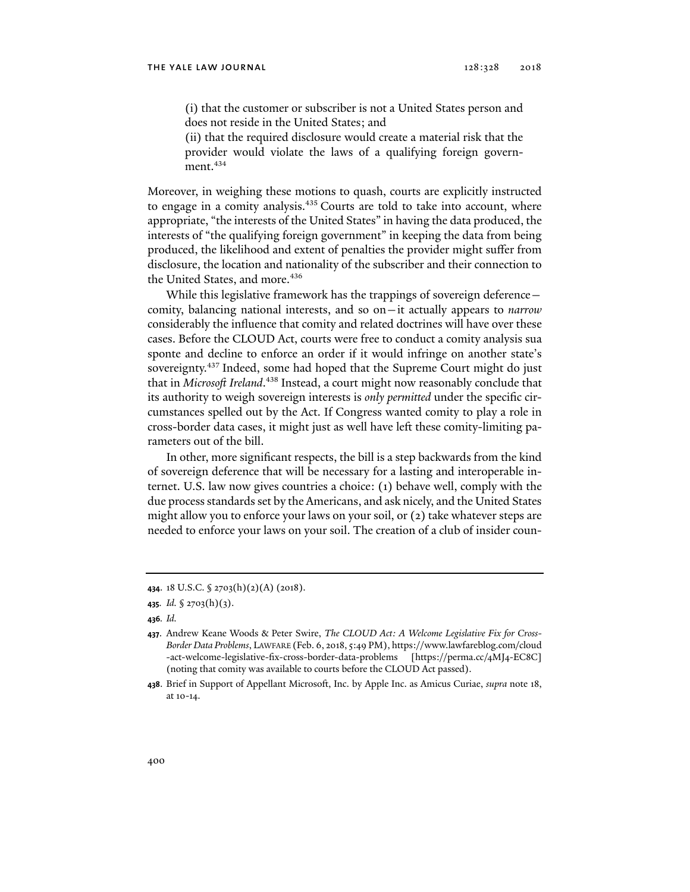(i) that the customer or subscriber is not a United States person and does not reside in the United States; and

(ii) that the required disclosure would create a material risk that the provider would violate the laws of a qualifying foreign government.[434]

Moreover, in weighing these motions to quash, courts are explicitly instructed to engage in a comity analysis.[435] Courts are told to take into account, where appropriate, "the interests of the United States" in having the data produced, the interests of "the qualifying foreign government" in keeping the data from being produced, the likelihood and extent of penalties the provider might suffer from disclosure, the location and nationality of the subscriber and their connection to the United States, and more.[436]

While this legislative framework has the trappings of sovereign deference—comity, balancing national interests, and so on—it actually appears to *narrow* considerably the influence that comity and related doctrines will have over these cases. Before the CLOUD Act, courts were free to conduct a comity analysis sua sponte and decline to enforce an order if it would infringe on another state's sovereignty.[437] Indeed, some had hoped that the Supreme Court might do just that in *Microsoft Ireland*.[438] Instead, a court might now reasonably conclude that its authority to weigh sovereign interests is *only permitted* under the specific circumstances spelled out by the Act. If Congress wanted comity to play a role in cross-border data cases, it might just as well have left these comity-limiting parameters out of the bill.

In other, more significant respects, the bill is a step backwards from the kind of sovereign deference that will be necessary for a lasting and interoperable internet. U.S. law now gives countries a choice: (1) behave well, comply with the due process standards set by the Americans, and ask nicely, and the United States might allow you to enforce your laws on your soil, or (2) take whatever steps are needed to enforce your laws on your soil. The creation of a club of insider coun-

---

**434.** 18 U.S.C. § 2703(h)(2)(A) (2018).

**435.** *Id.* § 2703(h)(3).

**436.** *Id.*

**437.** Andrew Keane Woods & Peter Swire, *The CLOUD Act: A Welcome Legislative Fix for Cross-Border Data Problems*, LAWFARE (Feb. 6, 2018, 5:49 PM), https://www.lawfareblog.com/cloud-act-welcome-legislative-fix-cross-border-data-problems [https://perma.cc/4MJ4-EC8C] (noting that comity was available to courts before the CLOUD Act passed).

**438.** Brief in Support of Appellant Microsoft, Inc. by Apple Inc. as Amicus Curiae, *supra* note 18, at 10-14.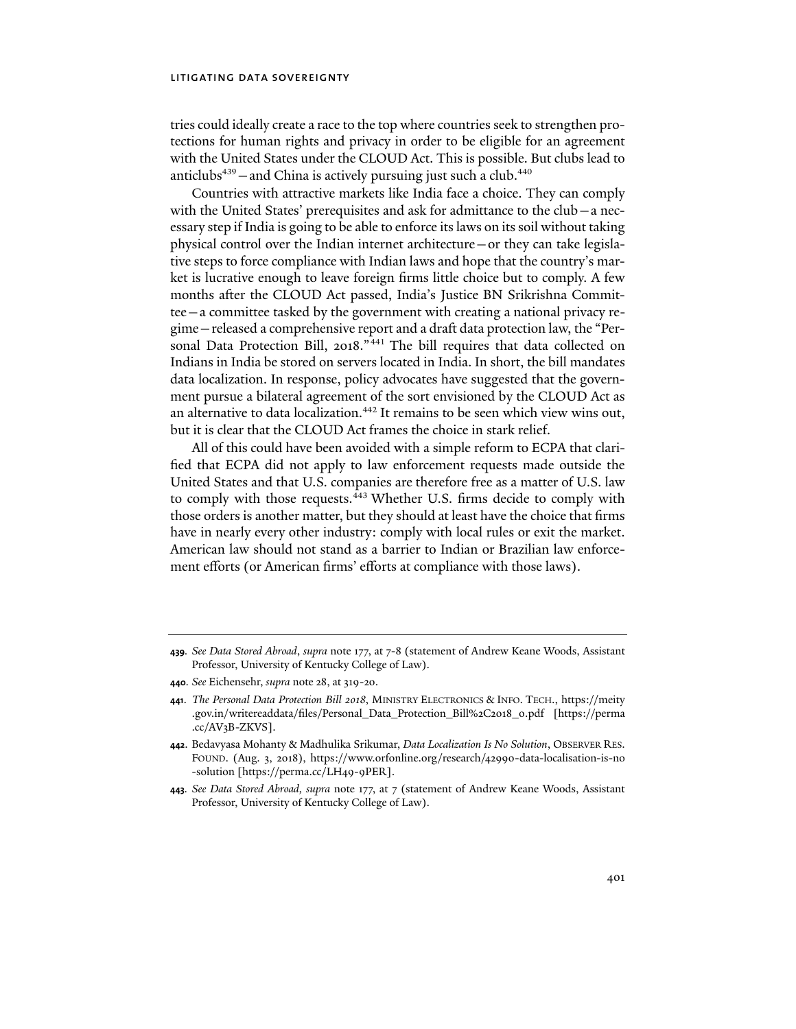tries could ideally create a race to the top where countries seek to strengthen protections for human rights and privacy in order to be eligible for an agreement with the United States under the CLOUD Act. This is possible. But clubs lead to anticlubs[439]—and China is actively pursuing just such a club.[440]

Countries with attractive markets like India face a choice. They can comply with the United States' prerequisites and ask for admittance to the club—a necessary step if India is going to be able to enforce its laws on its soil without taking physical control over the Indian internet architecture—or they can take legislative steps to force compliance with Indian laws and hope that the country's market is lucrative enough to leave foreign firms little choice but to comply. A few months after the CLOUD Act passed, India's Justice BN Srikrishna Committee—a committee tasked by the government with creating a national privacy regime—released a comprehensive report and a draft data protection law, the "Personal Data Protection Bill, 2018."[441] The bill requires that data collected on Indians in India be stored on servers located in India. In short, the bill mandates data localization. In response, policy advocates have suggested that the government pursue a bilateral agreement of the sort envisioned by the CLOUD Act as an alternative to data localization.[442] It remains to be seen which view wins out, but it is clear that the CLOUD Act frames the choice in stark relief.

All of this could have been avoided with a simple reform to ECPA that clarified that ECPA did not apply to law enforcement requests made outside the United States and that U.S. companies are therefore free as a matter of U.S. law to comply with those requests.[443] Whether U.S. firms decide to comply with those orders is another matter, but they should at least have the choice that firms have in nearly every other industry: comply with local rules or exit the market. American law should not stand as a barrier to Indian or Brazilian law enforcement efforts (or American firms' efforts at compliance with those laws).

---

**439**. *See Data Stored Abroad*, *supra* note 177, at 7-8 (statement of Andrew Keane Woods, Assistant Professor, University of Kentucky College of Law).

**440**. *See* Eichensehr, *supra* note 28, at 319-20.

**441**. *The Personal Data Protection Bill 2018*, MINISTRY ELECTRONICS & INFO. TECH., https://meity.gov.in/writereaddata/files/Personal_Data_Protection_Bill%2C2018_0.pdf [https://perma.cc/AV3B-ZKVS].

**442**. Bedavyasa Mohanty & Madhulika Srikumar, *Data Localization Is No Solution*, OBSERVER RES. FOUND. (Aug. 3, 2018), https://www.orfonline.org/research/42990-data-localisation-is-no-solution [https://perma.cc/LH49-9PER].

**443**. *See Data Stored Abroad, supra* note 177, at 7 (statement of Andrew Keane Woods, Assistant Professor, University of Kentucky College of Law).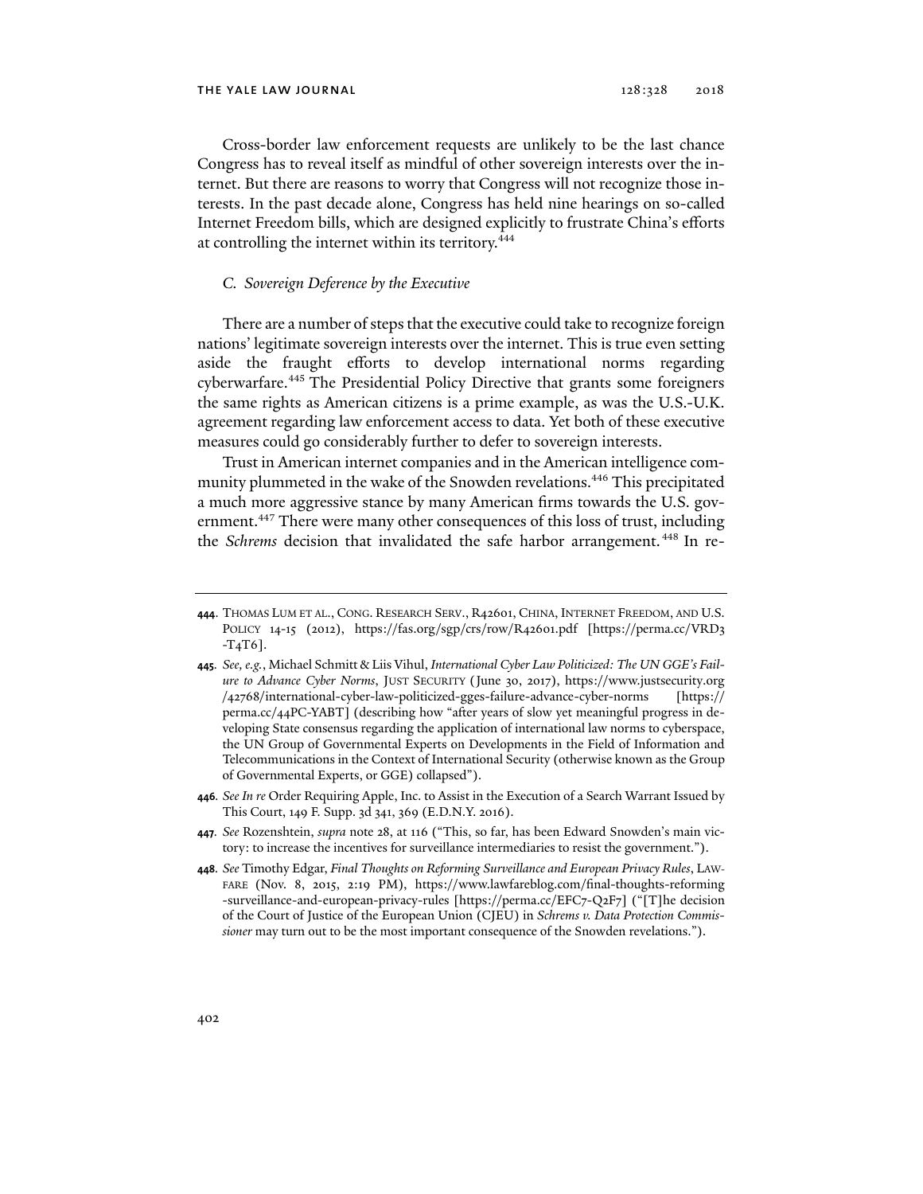Cross-border law enforcement requests are unlikely to be the last chance Congress has to reveal itself as mindful of other sovereign interests over the internet. But there are reasons to worry that Congress will not recognize those interests. In the past decade alone, Congress has held nine hearings on so-called Internet Freedom bills, which are designed explicitly to frustrate China's efforts at controlling the internet within its territory.[444]

### *C. Sovereign Deference by the Executive*

There are a number of steps that the executive could take to recognize foreign nations' legitimate sovereign interests over the internet. This is true even setting aside the fraught efforts to develop international norms regarding cyberwarfare.[445] The Presidential Policy Directive that grants some foreigners the same rights as American citizens is a prime example, as was the U.S.-U.K. agreement regarding law enforcement access to data. Yet both of these executive measures could go considerably further to defer to sovereign interests.

Trust in American internet companies and in the American intelligence community plummeted in the wake of the Snowden revelations.[446] This precipitated a much more aggressive stance by many American firms towards the U.S. government.[447] There were many other consequences of this loss of trust, including the *Schrems* decision that invalidated the safe harbor arrangement.[448] In re-

---

**444.** THOMAS LUM ET AL., CONG. RESEARCH SERV., R42601, CHINA, INTERNET FREEDOM, AND U.S. POLICY 14-15 (2012), https://fas.org/sgp/crs/row/R42601.pdf [https://perma.cc/VRD3-T4T6].

**445.** *See, e.g.*, Michael Schmitt & Liis Vihul, *International Cyber Law Politicized: The UN GGE's Failure to Advance Cyber Norms*, JUST SECURITY (June 30, 2017), https://www.justsecurity.org/42768/international-cyber-law-politicized-gges-failure-advance-cyber-norms [https://perma.cc/44PC-YABT] (describing how "after years of slow yet meaningful progress in developing State consensus regarding the application of international law norms to cyberspace, the UN Group of Governmental Experts on Developments in the Field of Information and Telecommunications in the Context of International Security (otherwise known as the Group of Governmental Experts, or GGE) collapsed").

**446.** *See In re* Order Requiring Apple, Inc. to Assist in the Execution of a Search Warrant Issued by This Court, 149 F. Supp. 3d 341, 369 (E.D.N.Y. 2016).

**447.** *See* Rozenshtein, *supra* note 28, at 116 ("This, so far, has been Edward Snowden's main victory: to increase the incentives for surveillance intermediaries to resist the government.").

**448.** *See* Timothy Edgar, *Final Thoughts on Reforming Surveillance and European Privacy Rules*, LAWFARE (Nov. 8, 2015, 2:19 PM), https://www.lawfareblog.com/final-thoughts-reforming-surveillance-and-european-privacy-rules [https://perma.cc/EFC7-Q2F7] ("[T]he decision of the Court of Justice of the European Union (CJEU) in *Schrems v. Data Protection Commissioner* may turn out to be the most important consequence of the Snowden revelations.").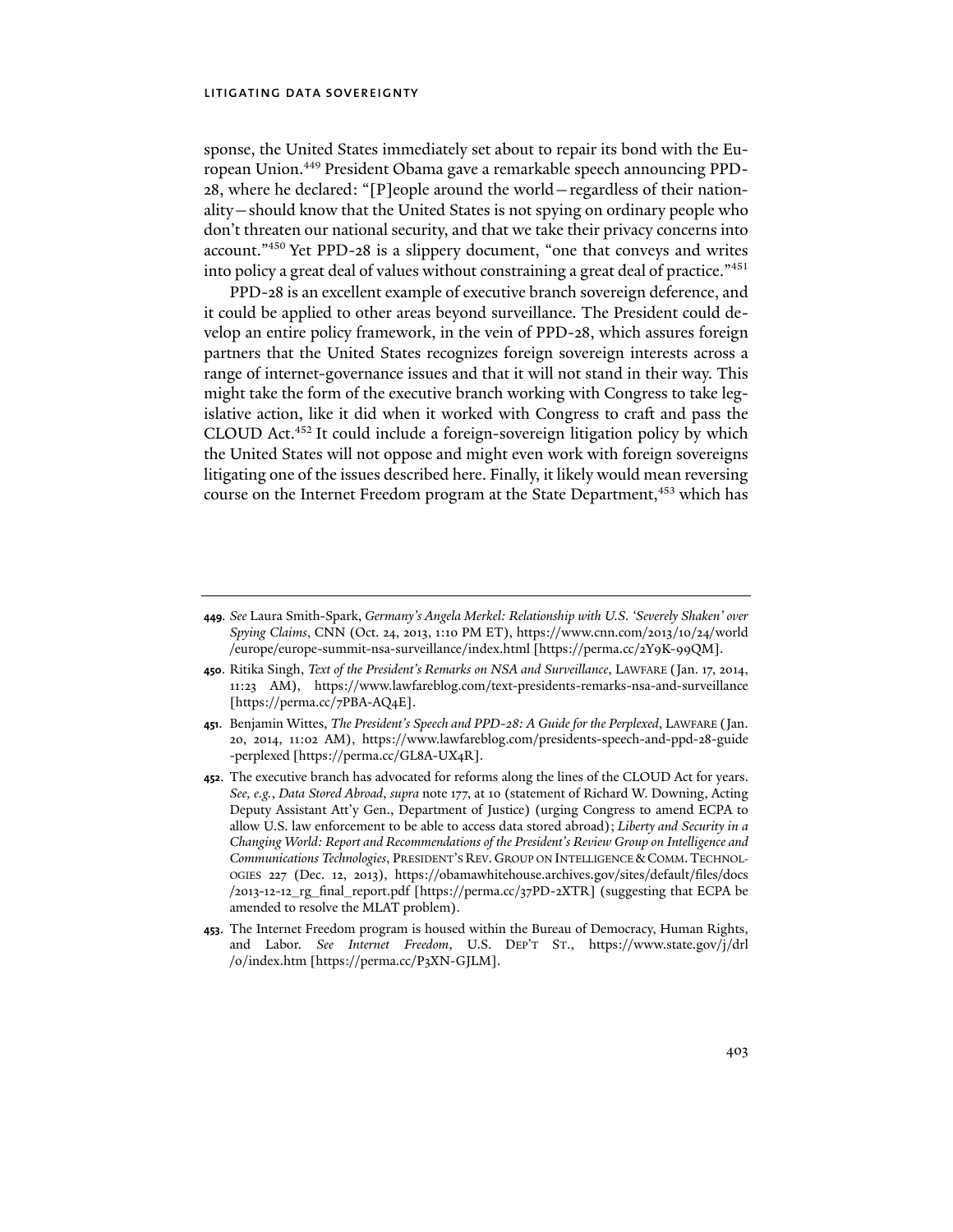sponse, the United States immediately set about to repair its bond with the European Union.[449] President Obama gave a remarkable speech announcing PPD-28, where he declared: "[P]eople around the world—regardless of their nationality—should know that the United States is not spying on ordinary people who don't threaten our national security, and that we take their privacy concerns into account."[450] Yet PPD-28 is a slippery document, "one that conveys and writes into policy a great deal of values without constraining a great deal of practice."[451]

PPD-28 is an excellent example of executive branch sovereign deference, and it could be applied to other areas beyond surveillance. The President could develop an entire policy framework, in the vein of PPD-28, which assures foreign partners that the United States recognizes foreign sovereign interests across a range of internet-governance issues and that it will not stand in their way. This might take the form of the executive branch working with Congress to take legislative action, like it did when it worked with Congress to craft and pass the CLOUD Act.[452] It could include a foreign-sovereign litigation policy by which the United States will not oppose and might even work with foreign sovereigns litigating one of the issues described here. Finally, it likely would mean reversing course on the Internet Freedom program at the State Department,[453] which has

---

**449.** *See* Laura Smith-Spark, *Germany's Angela Merkel: Relationship with U.S. 'Severely Shaken' over Spying Claims*, CNN (Oct. 24, 2013, 1:10 PM ET), https://www.cnn.com/2013/10/24/world/europe/europe-summit-nsa-surveillance/index.html [https://perma.cc/2Y9K-99QM].

**450.** Ritika Singh, *Text of the President's Remarks on NSA and Surveillance*, LAWFARE (Jan. 17, 2014, 11:23 AM), https://www.lawfareblog.com/text-presidents-remarks-nsa-and-surveillance [https://perma.cc/7PBA-AQ4E].

**451.** Benjamin Wittes, *The President's Speech and PPD-28: A Guide for the Perplexed*, LAWFARE (Jan. 20, 2014, 11:02 AM), https://www.lawfareblog.com/presidents-speech-and-ppd-28-guide-perplexed [https://perma.cc/GL8A-UX4R].

**452.** The executive branch has advocated for reforms along the lines of the CLOUD Act for years. *See, e.g.*, *Data Stored Abroad*, *supra* note 177, at 10 (statement of Richard W. Downing, Acting Deputy Assistant Att'y Gen., Department of Justice) (urging Congress to amend ECPA to allow U.S. law enforcement to be able to access data stored abroad); *Liberty and Security in a Changing World: Report and Recommendations of the President's Review Group on Intelligence and Communications Technologies*, PRESIDENT'S REV. GROUP ON INTELLIGENCE & COMM. TECHNOLOGIES 227 (Dec. 12, 2013), https://obamawhitehouse.archives.gov/sites/default/files/docs/2013-12-12_rg_final_report.pdf [https://perma.cc/37PD-2XTR] (suggesting that ECPA be amended to resolve the MLAT problem).

**453.** The Internet Freedom program is housed within the Bureau of Democracy, Human Rights, and Labor. *See Internet Freedom*, U.S. DEP'T ST., https://www.state.gov/j/drl/o/index.htm [https://perma.cc/P3XN-GJLM].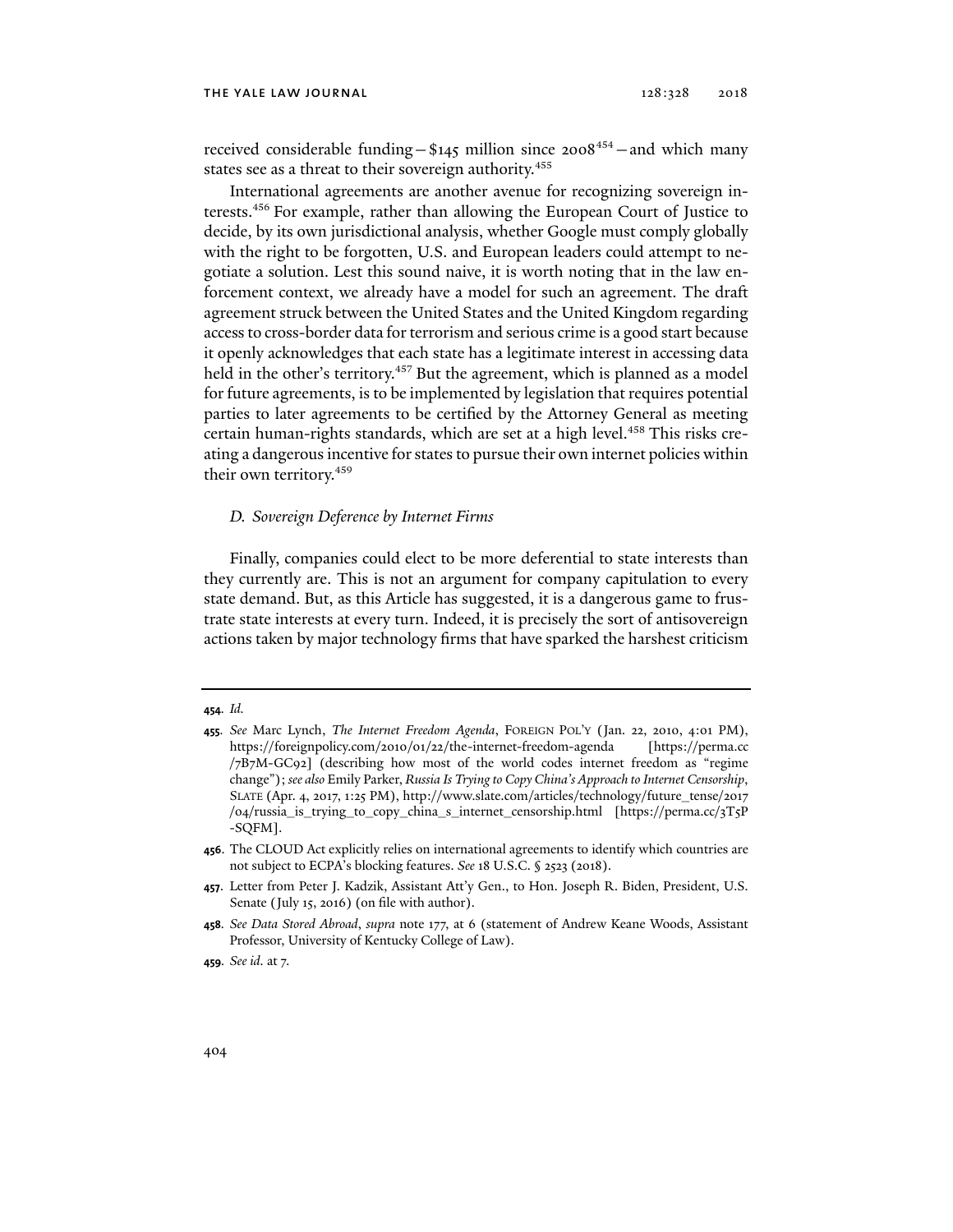received considerable funding—$145 million since 2008[454]—and which many states see as a threat to their sovereign authority.[455]

International agreements are another avenue for recognizing sovereign interests.[456] For example, rather than allowing the European Court of Justice to decide, by its own jurisdictional analysis, whether Google must comply globally with the right to be forgotten, U.S. and European leaders could attempt to negotiate a solution. Lest this sound naive, it is worth noting that in the law enforcement context, we already have a model for such an agreement. The draft agreement struck between the United States and the United Kingdom regarding access to cross-border data for terrorism and serious crime is a good start because it openly acknowledges that each state has a legitimate interest in accessing data held in the other's territory.[457] But the agreement, which is planned as a model for future agreements, is to be implemented by legislation that requires potential parties to later agreements to be certified by the Attorney General as meeting certain human-rights standards, which are set at a high level.[458] This risks creating a dangerous incentive for states to pursue their own internet policies within their own territory.[459]

### *D. Sovereign Deference by Internet Firms*

Finally, companies could elect to be more deferential to state interests than they currently are. This is not an argument for company capitulation to every state demand. But, as this Article has suggested, it is a dangerous game to frustrate state interests at every turn. Indeed, it is precisely the sort of antisovereign actions taken by major technology firms that have sparked the harshest criticism

---

**454**. *Id.*

**455**. *See* Marc Lynch, *The Internet Freedom Agenda*, FOREIGN POL'Y (Jan. 22, 2010, 4:01 PM), https://foreignpolicy.com/2010/01/22/the-internet-freedom-agenda [https://perma.cc/7B7M-GC92] (describing how most of the world codes internet freedom as "regime change"); *see also* Emily Parker, *Russia Is Trying to Copy China's Approach to Internet Censorship*, SLATE (Apr. 4, 2017, 1:25 PM), http://www.slate.com/articles/technology/future_tense/2017/04/russia_is_trying_to_copy_china_s_internet_censorship.html [https://perma.cc/3T5P-SQFM].

**456**. The CLOUD Act explicitly relies on international agreements to identify which countries are not subject to ECPA's blocking features. *See* 18 U.S.C. § 2523 (2018).

**457**. Letter from Peter J. Kadzik, Assistant Att'y Gen., to Hon. Joseph R. Biden, President, U.S. Senate (July 15, 2016) (on file with author).

**458**. *See Data Stored Abroad*, *supra* note 177, at 6 (statement of Andrew Keane Woods, Assistant Professor, University of Kentucky College of Law).

**459**. *See id.* at 7.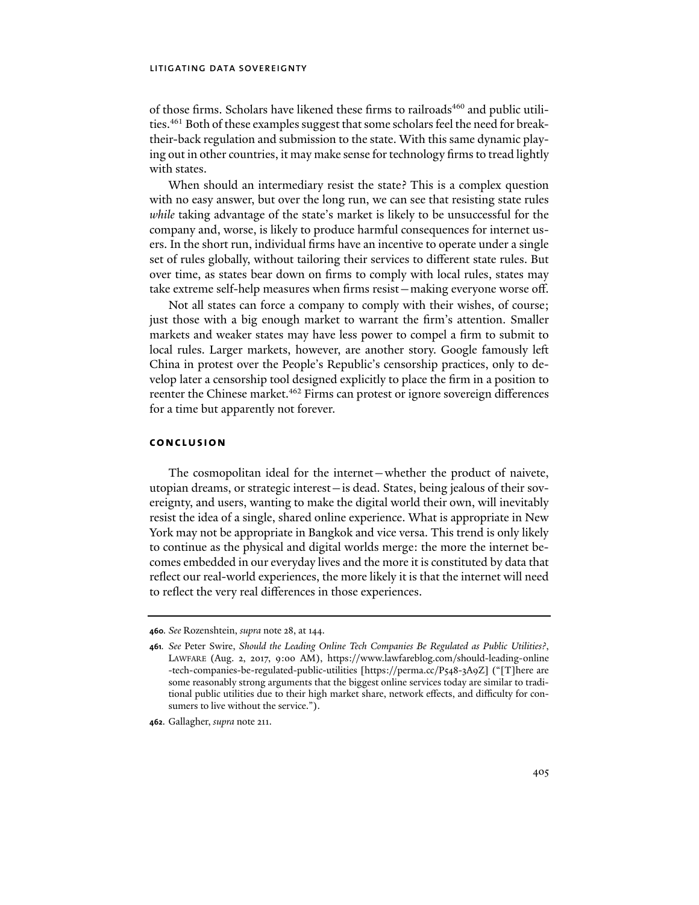of those firms. Scholars have likened these firms to railroads[460] and public utilities.[461] Both of these examples suggest that some scholars feel the need for break-their-back regulation and submission to the state. With this same dynamic playing out in other countries, it may make sense for technology firms to tread lightly with states.

When should an intermediary resist the state? This is a complex question with no easy answer, but over the long run, we can see that resisting state rules *while* taking advantage of the state's market is likely to be unsuccessful for the company and, worse, is likely to produce harmful consequences for internet users. In the short run, individual firms have an incentive to operate under a single set of rules globally, without tailoring their services to different state rules. But over time, as states bear down on firms to comply with local rules, states may take extreme self-help measures when firms resist—making everyone worse off.

Not all states can force a company to comply with their wishes, of course; just those with a big enough market to warrant the firm's attention. Smaller markets and weaker states may have less power to compel a firm to submit to local rules. Larger markets, however, are another story. Google famously left China in protest over the People's Republic's censorship practices, only to develop later a censorship tool designed explicitly to place the firm in a position to reenter the Chinese market.[462] Firms can protest or ignore sovereign differences for a time but apparently not forever.

## CONCLUSION

The cosmopolitan ideal for the internet—whether the product of naivete, utopian dreams, or strategic interest—is dead. States, being jealous of their sovereignty, and users, wanting to make the digital world their own, will inevitably resist the idea of a single, shared online experience. What is appropriate in New York may not be appropriate in Bangkok and vice versa. This trend is only likely to continue as the physical and digital worlds merge: the more the internet becomes embedded in our everyday lives and the more it is constituted by data that reflect our real-world experiences, the more likely it is that the internet will need to reflect the very real differences in those experiences.

---

**460.** *See* Rozenshtein, *supra* note 28, at 144.

**461.** *See* Peter Swire, *Should the Leading Online Tech Companies Be Regulated as Public Utilities?*, LAWFARE (Aug. 2, 2017, 9:00 AM), https://www.lawfareblog.com/should-leading-online-tech-companies-be-regulated-public-utilities [https://perma.cc/P548-3A9Z] ("[T]here are some reasonably strong arguments that the biggest online services today are similar to traditional public utilities due to their high market share, network effects, and difficulty for consumers to live without the service.").

**462.** Gallagher, *supra* note 211.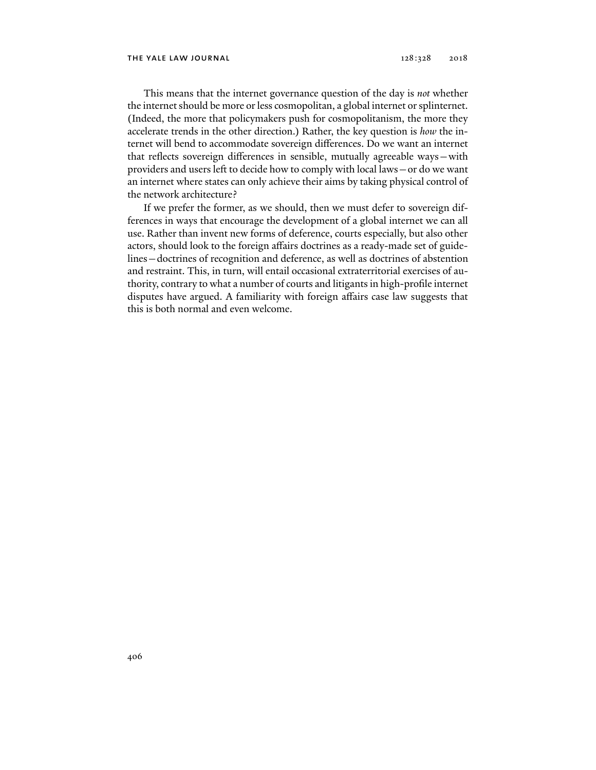This means that the internet governance question of the day is *not* whether the internet should be more or less cosmopolitan, a global internet or splinternet. (Indeed, the more that policymakers push for cosmopolitanism, the more they accelerate trends in the other direction.) Rather, the key question is *how* the internet will bend to accommodate sovereign differences. Do we want an internet that reflects sovereign differences in sensible, mutually agreeable ways—with providers and users left to decide how to comply with local laws—or do we want an internet where states can only achieve their aims by taking physical control of the network architecture?

If we prefer the former, as we should, then we must defer to sovereign differences in ways that encourage the development of a global internet we can all use. Rather than invent new forms of deference, courts especially, but also other actors, should look to the foreign affairs doctrines as a ready-made set of guidelines—doctrines of recognition and deference, as well as doctrines of abstention and restraint. This, in turn, will entail occasional extraterritorial exercises of authority, contrary to what a number of courts and litigants in high-profile internet disputes have argued. A familiarity with foreign affairs case law suggests that this is both normal and even welcome.